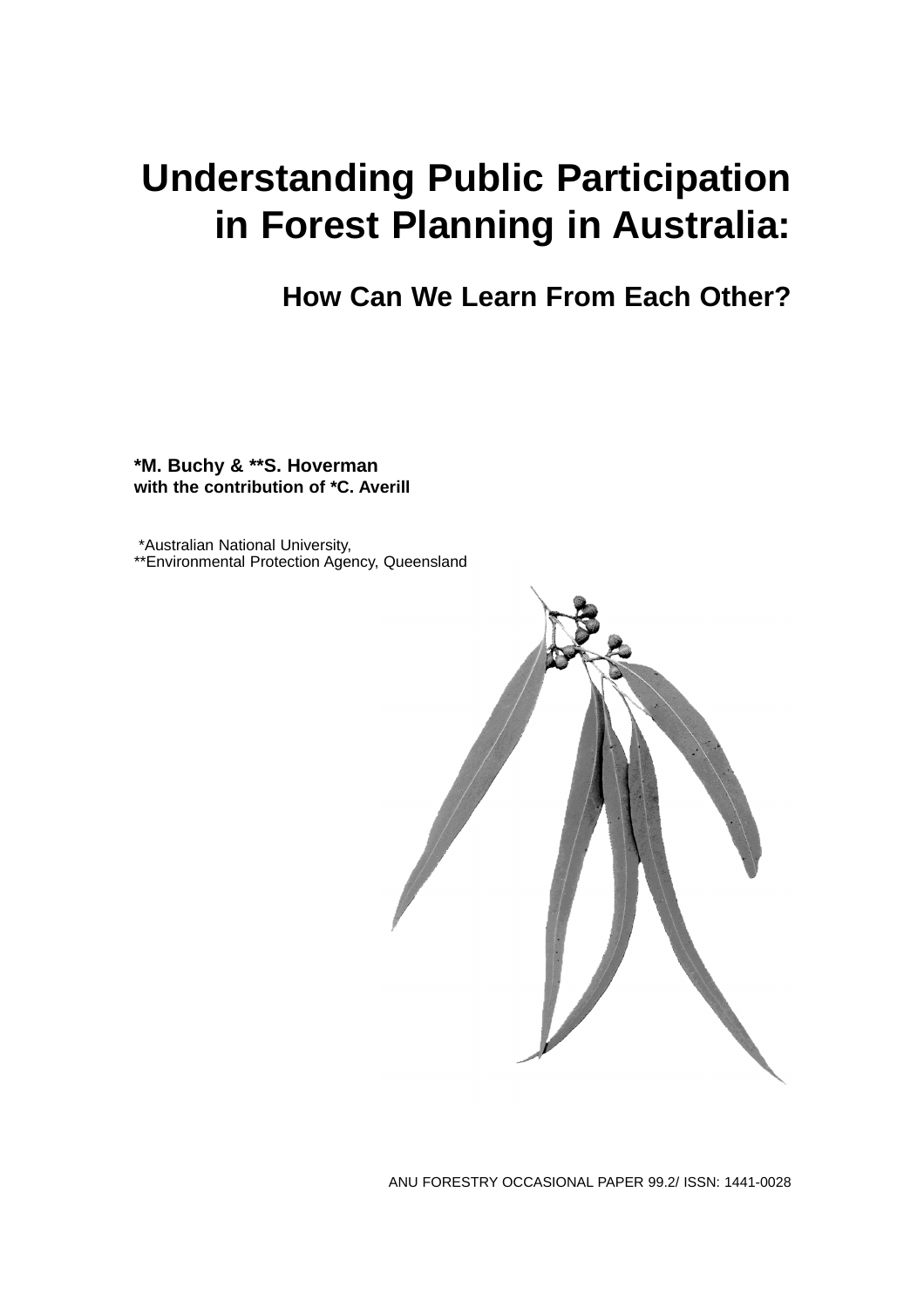# Understanding Public Participation in Forest Planning in Australia:

## How Can We Learn From Each Other?

**\*M. Buchy & \*\*S. Hoverman**
**with the contribution of \*C. Averill**

\*Australian National University,
\*\*Environmental Protection Agency, Queensland

ANU FORESTRY OCCASIONAL PAPER 99.2/ ISSN: 1441-0028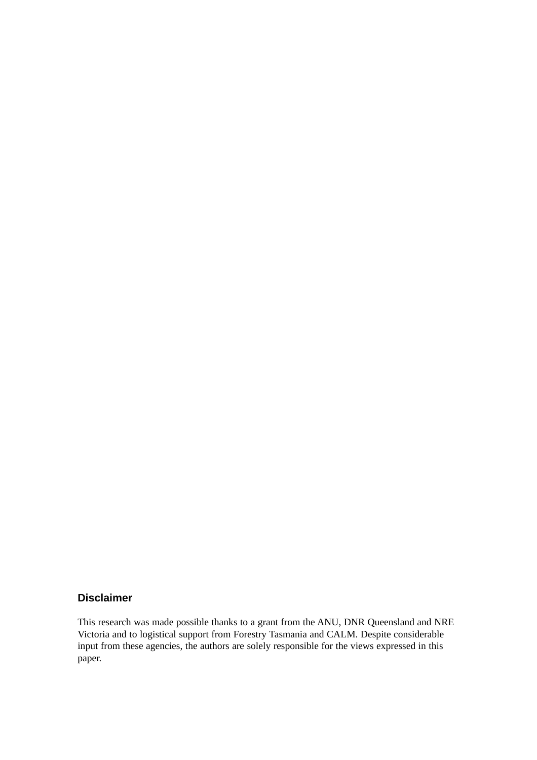### Disclaimer

This research was made possible thanks to a grant from the ANU, DNR Queensland and NRE Victoria and to logistical support from Forestry Tasmania and CALM. Despite considerable input from these agencies, the authors are solely responsible for the views expressed in this paper.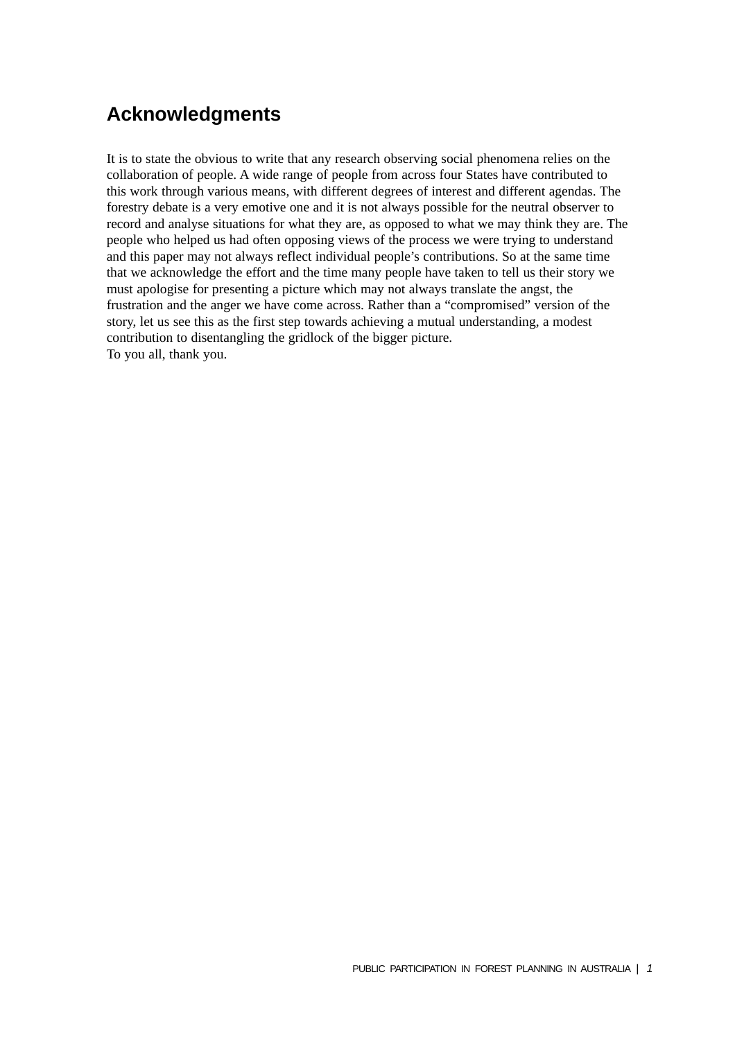## Acknowledgments

It is to state the obvious to write that any research observing social phenomena relies on the collaboration of people. A wide range of people from across four States have contributed to this work through various means, with different degrees of interest and different agendas. The forestry debate is a very emotive one and it is not always possible for the neutral observer to record and analyse situations for what they are, as opposed to what we may think they are. The people who helped us had often opposing views of the process we were trying to understand and this paper may not always reflect individual people's contributions. So at the same time that we acknowledge the effort and the time many people have taken to tell us their story we must apologise for presenting a picture which may not always translate the angst, the frustration and the anger we have come across. Rather than a "compromised" version of the story, let us see this as the first step towards achieving a mutual understanding, a modest contribution to disentangling the gridlock of the bigger picture.
To you all, thank you.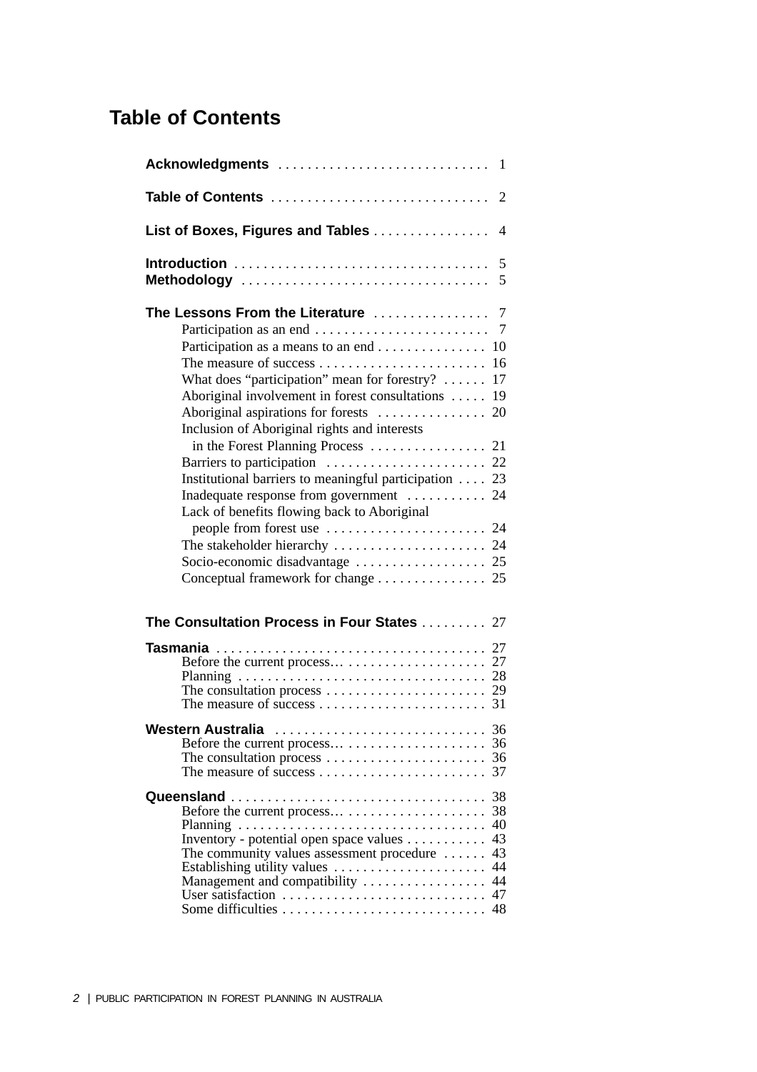# Table of Contents

**Acknowledgments** . . . . . . . . . . . . . . . . . . . . . . . . . . . . 1

**Table of Contents** . . . . . . . . . . . . . . . . . . . . . . . . . . . . 2

**List of Boxes, Figures and Tables** . . . . . . . . . . . . . . . . 4

**Introduction** . . . . . . . . . . . . . . . . . . . . . . . . . . . . . . . . 5
**Methodology** . . . . . . . . . . . . . . . . . . . . . . . . . . . . . . . 5

**The Lessons From the Literature** . . . . . . . . . . . . . . . . 7
- Participation as an end . . . . . . . . . . . . . . . . . . . . . . . . 7
- Participation as a means to an end . . . . . . . . . . . . . . . 10
- The measure of success . . . . . . . . . . . . . . . . . . . . . . . 16
- What does “participation” mean for forestry? . . . . . . 17
- Aboriginal involvement in forest consultations . . . . . 19
- Aboriginal aspirations for forests . . . . . . . . . . . . . . . 20
- Inclusion of Aboriginal rights and interests in the Forest Planning Process . . . . . . . . . . . . . . . . 21
- Barriers to participation . . . . . . . . . . . . . . . . . . . . . . 22
- Institutional barriers to meaningful participation . . . . 23
- Inadequate response from government . . . . . . . . . . . 24
- Lack of benefits flowing back to Aboriginal people from forest use . . . . . . . . . . . . . . . . . . . . . . 24
- The stakeholder hierarchy . . . . . . . . . . . . . . . . . . . . . 24
- Socio-economic disadvantage . . . . . . . . . . . . . . . . . . 25
- Conceptual framework for change . . . . . . . . . . . . . . . 25

**The Consultation Process in Four States** . . . . . . . . . 27

**Tasmania** . . . . . . . . . . . . . . . . . . . . . . . . . . . . . . . . . . . . 27
- Before the current process... . . . . . . . . . . . . . . . . . . . 27
- Planning . . . . . . . . . . . . . . . . . . . . . . . . . . . . . . . . . . 28
- The consultation process . . . . . . . . . . . . . . . . . . . . . . 29
- The measure of success . . . . . . . . . . . . . . . . . . . . . . . 31

**Western Australia** . . . . . . . . . . . . . . . . . . . . . . . . . . . . 36
- Before the current process... . . . . . . . . . . . . . . . . . . . 36
- The consultation process . . . . . . . . . . . . . . . . . . . . . . 36
- The measure of success . . . . . . . . . . . . . . . . . . . . . . . 37

**Queensland** . . . . . . . . . . . . . . . . . . . . . . . . . . . . . . . . . . 38
- Before the current process... . . . . . . . . . . . . . . . . . . . 38
- Planning . . . . . . . . . . . . . . . . . . . . . . . . . . . . . . . . . . 40
- Inventory - potential open space values . . . . . . . . . . . 43
- The community values assessment procedure . . . . . . 43
- Establishing utility values . . . . . . . . . . . . . . . . . . . . . 44
- Management and compatibility . . . . . . . . . . . . . . . . . 44
- User satisfaction . . . . . . . . . . . . . . . . . . . . . . . . . . . . 47
- Some difficulties . . . . . . . . . . . . . . . . . . . . . . . . . . . . 48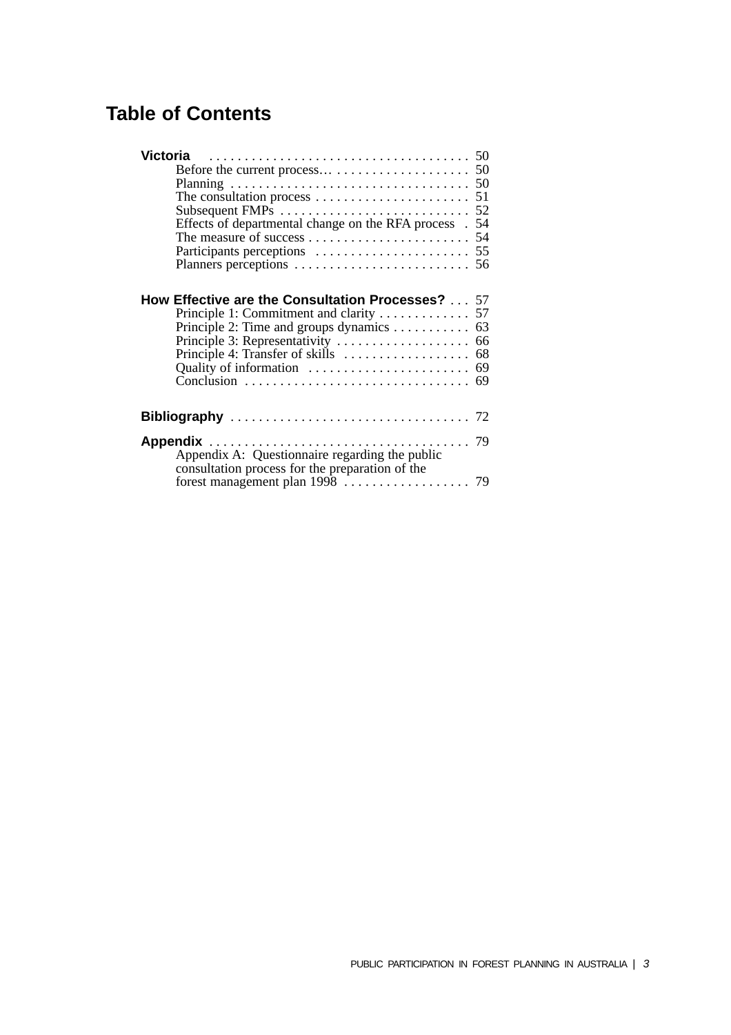## Table of Contents

**Victoria** . . . . . . . . . . . . . . . . . . . . . . . . . . . . . . . . . . . . 50
- Before the current process… . . . . . . . . . . . . . . . . . . . . 50
- Planning . . . . . . . . . . . . . . . . . . . . . . . . . . . . . . . . . 50
- The consultation process . . . . . . . . . . . . . . . . . . . . . . 51
- Subsequent FMPs . . . . . . . . . . . . . . . . . . . . . . . . . . 52
- Effects of departmental change on the RFA process . 54
- The measure of success . . . . . . . . . . . . . . . . . . . . . . . 54
- Participants perceptions . . . . . . . . . . . . . . . . . . . . . . 55
- Planners perceptions . . . . . . . . . . . . . . . . . . . . . . . . . 56

**How Effective are the Consultation Processes?** . . . 57
- Principle 1: Commitment and clarity . . . . . . . . . . . . . 57
- Principle 2: Time and groups dynamics . . . . . . . . . . . 63
- Principle 3: Representativity . . . . . . . . . . . . . . . . . . . 66
- Principle 4: Transfer of skills . . . . . . . . . . . . . . . . . . 68
- Quality of information . . . . . . . . . . . . . . . . . . . . . . . 69
- Conclusion . . . . . . . . . . . . . . . . . . . . . . . . . . . . . . . . 69

**Bibliography** . . . . . . . . . . . . . . . . . . . . . . . . . . . . . . . . . 72

**Appendix** . . . . . . . . . . . . . . . . . . . . . . . . . . . . . . . . . . . . 79
- Appendix A: Questionnaire regarding the public consultation process for the preparation of the forest management plan 1998 . . . . . . . . . . . . . . . . . . 79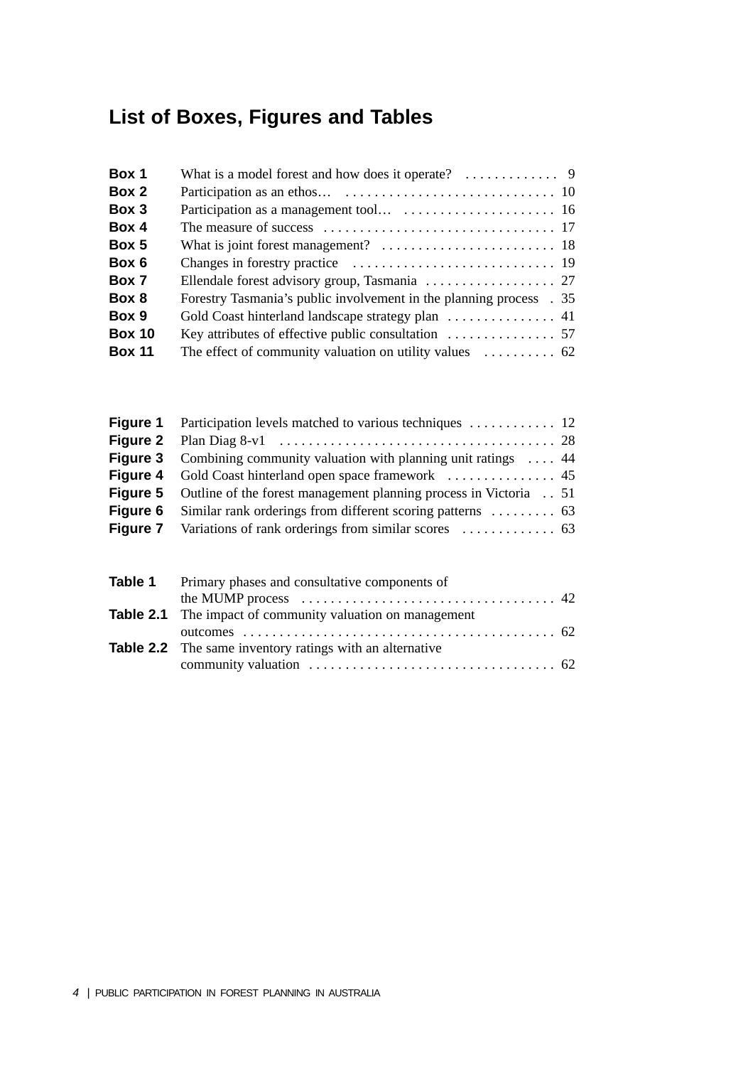## List of Boxes, Figures and Tables

| | | |
|---|---|---|
| **Box 1** | What is a model forest and how does it operate? | 9 |
| **Box 2** | Participation as an ethos… | 10 |
| **Box 3** | Participation as a management tool… | 16 |
| **Box 4** | The measure of success | 17 |
| **Box 5** | What is joint forest management? | 18 |
| **Box 6** | Changes in forestry practice | 19 |
| **Box 7** | Ellendale forest advisory group, Tasmania | 27 |
| **Box 8** | Forestry Tasmania's public involvement in the planning process | 35 |
| **Box 9** | Gold Coast hinterland landscape strategy plan | 41 |
| **Box 10** | Key attributes of effective public consultation | 57 |
| **Box 11** | The effect of community valuation on utility values | 62 |

| | | |
|---|---|---|
| **Figure 1** | Participation levels matched to various techniques | 12 |
| **Figure 2** | Plan Diag 8-v1 | 28 |
| **Figure 3** | Combining community valuation with planning unit ratings | 44 |
| **Figure 4** | Gold Coast hinterland open space framework | 45 |
| **Figure 5** | Outline of the forest management planning process in Victoria | 51 |
| **Figure 6** | Similar rank orderings from different scoring patterns | 63 |
| **Figure 7** | Variations of rank orderings from similar scores | 63 |

| | | |
|---|---|---|
| **Table 1** | Primary phases and consultative components of the MUMP process | 42 |
| **Table 2.1** | The impact of community valuation on management outcomes | 62 |
| **Table 2.2** | The same inventory ratings with an alternative community valuation | 62 |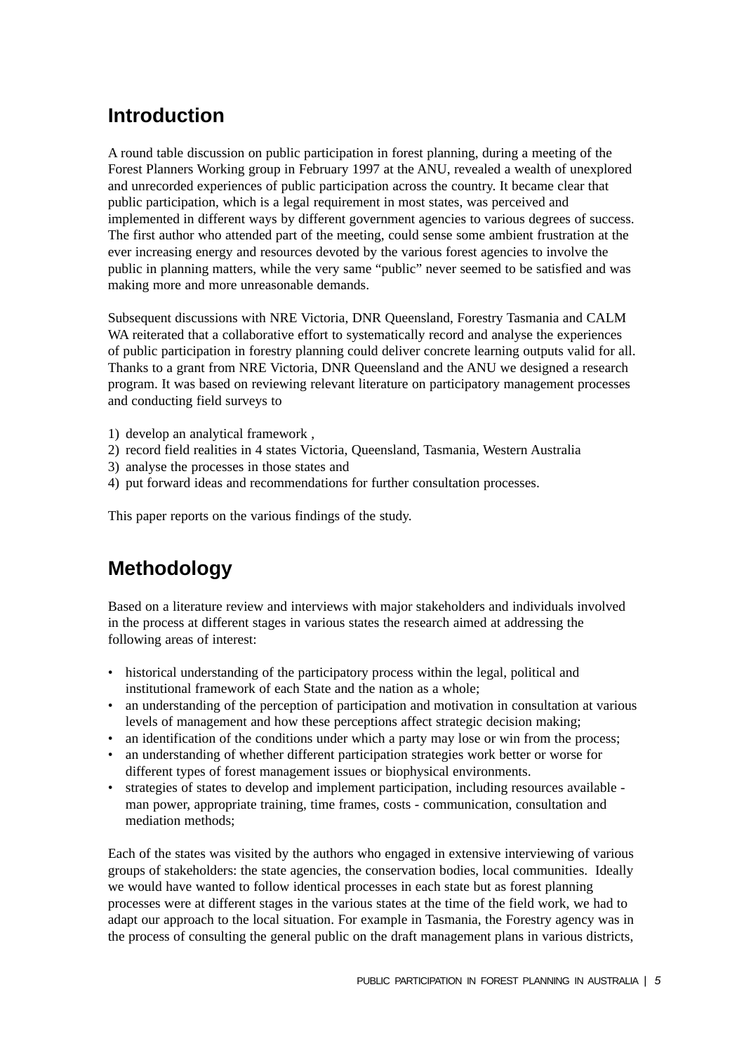## Introduction

A round table discussion on public participation in forest planning, during a meeting of the Forest Planners Working group in February 1997 at the ANU, revealed a wealth of unexplored and unrecorded experiences of public participation across the country. It became clear that public participation, which is a legal requirement in most states, was perceived and implemented in different ways by different government agencies to various degrees of success. The first author who attended part of the meeting, could sense some ambient frustration at the ever increasing energy and resources devoted by the various forest agencies to involve the public in planning matters, while the very same "public" never seemed to be satisfied and was making more and more unreasonable demands.

Subsequent discussions with NRE Victoria, DNR Queensland, Forestry Tasmania and CALM WA reiterated that a collaborative effort to systematically record and analyse the experiences of public participation in forestry planning could deliver concrete learning outputs valid for all. Thanks to a grant from NRE Victoria, DNR Queensland and the ANU we designed a research program. It was based on reviewing relevant literature on participatory management processes and conducting field surveys to

1) develop an analytical framework ,
2) record field realities in 4 states Victoria, Queensland, Tasmania, Western Australia
3) analyse the processes in those states and
4) put forward ideas and recommendations for further consultation processes.

This paper reports on the various findings of the study.

## Methodology

Based on a literature review and interviews with major stakeholders and individuals involved in the process at different stages in various states the research aimed at addressing the following areas of interest:

- historical understanding of the participatory process within the legal, political and institutional framework of each State and the nation as a whole;
- an understanding of the perception of participation and motivation in consultation at various levels of management and how these perceptions affect strategic decision making;
- an identification of the conditions under which a party may lose or win from the process;
- an understanding of whether different participation strategies work better or worse for different types of forest management issues or biophysical environments.
- strategies of states to develop and implement participation, including resources available - man power, appropriate training, time frames, costs - communication, consultation and mediation methods;

Each of the states was visited by the authors who engaged in extensive interviewing of various groups of stakeholders: the state agencies, the conservation bodies, local communities. Ideally we would have wanted to follow identical processes in each state but as forest planning processes were at different stages in the various states at the time of the field work, we had to adapt our approach to the local situation. For example in Tasmania, the Forestry agency was in the process of consulting the general public on the draft management plans in various districts,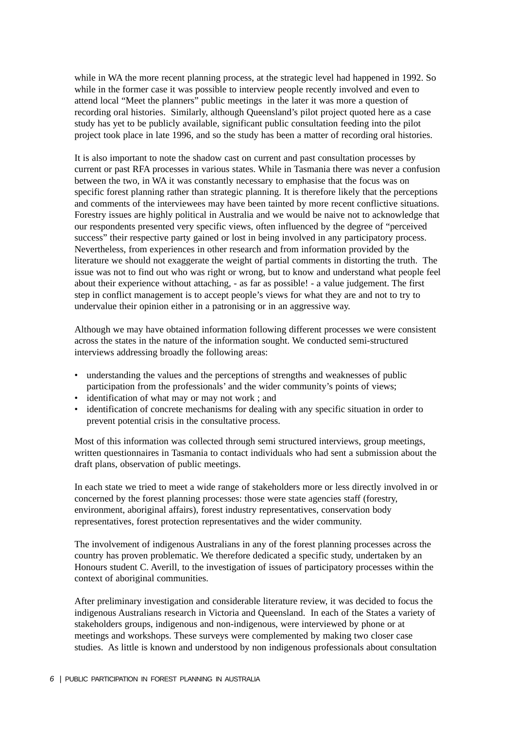while in WA the more recent planning process, at the strategic level had happened in 1992. So while in the former case it was possible to interview people recently involved and even to attend local "Meet the planners" public meetings in the later it was more a question of recording oral histories. Similarly, although Queensland's pilot project quoted here as a case study has yet to be publicly available, significant public consultation feeding into the pilot project took place in late 1996, and so the study has been a matter of recording oral histories.

It is also important to note the shadow cast on current and past consultation processes by current or past RFA processes in various states. While in Tasmania there was never a confusion between the two, in WA it was constantly necessary to emphasise that the focus was on specific forest planning rather than strategic planning. It is therefore likely that the perceptions and comments of the interviewees may have been tainted by more recent conflictive situations. Forestry issues are highly political in Australia and we would be naive not to acknowledge that our respondents presented very specific views, often influenced by the degree of "perceived success" their respective party gained or lost in being involved in any participatory process. Nevertheless, from experiences in other research and from information provided by the literature we should not exaggerate the weight of partial comments in distorting the truth. The issue was not to find out who was right or wrong, but to know and understand what people feel about their experience without attaching, - as far as possible! - a value judgement. The first step in conflict management is to accept people's views for what they are and not to try to undervalue their opinion either in a patronising or in an aggressive way.

Although we may have obtained information following different processes we were consistent across the states in the nature of the information sought. We conducted semi-structured interviews addressing broadly the following areas:

- understanding the values and the perceptions of strengths and weaknesses of public participation from the professionals' and the wider community's points of views;
- identification of what may or may not work ; and
- identification of concrete mechanisms for dealing with any specific situation in order to prevent potential crisis in the consultative process.

Most of this information was collected through semi structured interviews, group meetings, written questionnaires in Tasmania to contact individuals who had sent a submission about the draft plans, observation of public meetings.

In each state we tried to meet a wide range of stakeholders more or less directly involved in or concerned by the forest planning processes: those were state agencies staff (forestry, environment, aboriginal affairs), forest industry representatives, conservation body representatives, forest protection representatives and the wider community.

The involvement of indigenous Australians in any of the forest planning processes across the country has proven problematic. We therefore dedicated a specific study, undertaken by an Honours student C. Averill, to the investigation of issues of participatory processes within the context of aboriginal communities.

After preliminary investigation and considerable literature review, it was decided to focus the indigenous Australians research in Victoria and Queensland. In each of the States a variety of stakeholders groups, indigenous and non-indigenous, were interviewed by phone or at meetings and workshops. These surveys were complemented by making two closer case studies. As little is known and understood by non indigenous professionals about consultation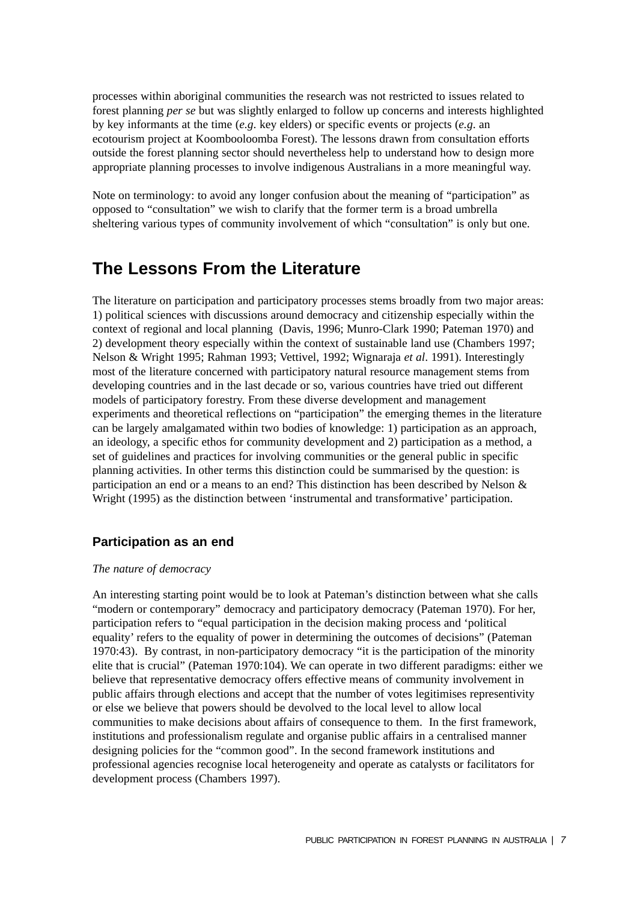processes within aboriginal communities the research was not restricted to issues related to forest planning *per se* but was slightly enlarged to follow up concerns and interests highlighted by key informants at the time (*e.g*. key elders) or specific events or projects (*e.g*. an ecotourism project at Koombooloomba Forest). The lessons drawn from consultation efforts outside the forest planning sector should nevertheless help to understand how to design more appropriate planning processes to involve indigenous Australians in a more meaningful way.

Note on terminology: to avoid any longer confusion about the meaning of "participation" as opposed to "consultation" we wish to clarify that the former term is a broad umbrella sheltering various types of community involvement of which "consultation" is only but one.

## The Lessons From the Literature

The literature on participation and participatory processes stems broadly from two major areas: 1) political sciences with discussions around democracy and citizenship especially within the context of regional and local planning (Davis, 1996; Munro-Clark 1990; Pateman 1970) and 2) development theory especially within the context of sustainable land use (Chambers 1997; Nelson & Wright 1995; Rahman 1993; Vettivel, 1992; Wignaraja *et al*. 1991). Interestingly most of the literature concerned with participatory natural resource management stems from developing countries and in the last decade or so, various countries have tried out different models of participatory forestry. From these diverse development and management experiments and theoretical reflections on "participation" the emerging themes in the literature can be largely amalgamated within two bodies of knowledge: 1) participation as an approach, an ideology, a specific ethos for community development and 2) participation as a method, a set of guidelines and practices for involving communities or the general public in specific planning activities. In other terms this distinction could be summarised by the question: is participation an end or a means to an end? This distinction has been described by Nelson & Wright (1995) as the distinction between 'instrumental and transformative' participation.

### Participation as an end

*The nature of democracy*

An interesting starting point would be to look at Pateman's distinction between what she calls "modern or contemporary" democracy and participatory democracy (Pateman 1970). For her, participation refers to "equal participation in the decision making process and 'political equality' refers to the equality of power in determining the outcomes of decisions" (Pateman 1970:43). By contrast, in non-participatory democracy "it is the participation of the minority elite that is crucial" (Pateman 1970:104). We can operate in two different paradigms: either we believe that representative democracy offers effective means of community involvement in public affairs through elections and accept that the number of votes legitimises representivity or else we believe that powers should be devolved to the local level to allow local communities to make decisions about affairs of consequence to them. In the first framework, institutions and professionalism regulate and organise public affairs in a centralised manner designing policies for the "common good". In the second framework institutions and professional agencies recognise local heterogeneity and operate as catalysts or facilitators for development process (Chambers 1997).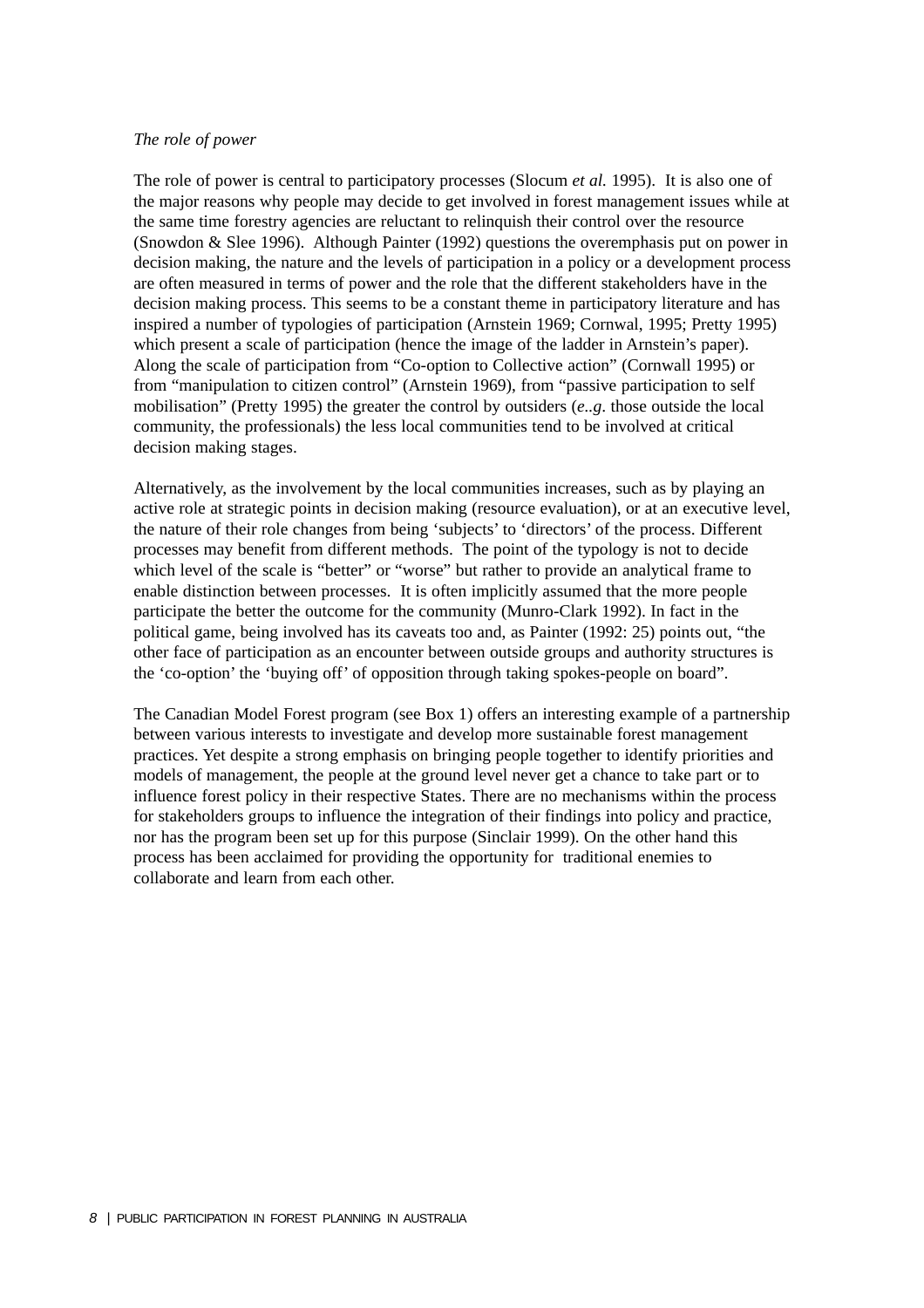*The role of power*

The role of power is central to participatory processes (Slocum *et al.* 1995). It is also one of the major reasons why people may decide to get involved in forest management issues while at the same time forestry agencies are reluctant to relinquish their control over the resource (Snowdon & Slee 1996). Although Painter (1992) questions the overemphasis put on power in decision making, the nature and the levels of participation in a policy or a development process are often measured in terms of power and the role that the different stakeholders have in the decision making process. This seems to be a constant theme in participatory literature and has inspired a number of typologies of participation (Arnstein 1969; Cornwal, 1995; Pretty 1995) which present a scale of participation (hence the image of the ladder in Arnstein's paper). Along the scale of participation from "Co-option to Collective action" (Cornwall 1995) or from "manipulation to citizen control" (Arnstein 1969), from "passive participation to self mobilisation" (Pretty 1995) the greater the control by outsiders (*e..g*. those outside the local community, the professionals) the less local communities tend to be involved at critical decision making stages.

Alternatively, as the involvement by the local communities increases, such as by playing an active role at strategic points in decision making (resource evaluation), or at an executive level, the nature of their role changes from being 'subjects' to 'directors' of the process. Different processes may benefit from different methods. The point of the typology is not to decide which level of the scale is "better" or "worse" but rather to provide an analytical frame to enable distinction between processes. It is often implicitly assumed that the more people participate the better the outcome for the community (Munro-Clark 1992). In fact in the political game, being involved has its caveats too and, as Painter (1992: 25) points out, "the other face of participation as an encounter between outside groups and authority structures is the 'co-option' the 'buying off' of opposition through taking spokes-people on board".

The Canadian Model Forest program (see Box 1) offers an interesting example of a partnership between various interests to investigate and develop more sustainable forest management practices. Yet despite a strong emphasis on bringing people together to identify priorities and models of management, the people at the ground level never get a chance to take part or to influence forest policy in their respective States. There are no mechanisms within the process for stakeholders groups to influence the integration of their findings into policy and practice, nor has the program been set up for this purpose (Sinclair 1999). On the other hand this process has been acclaimed for providing the opportunity for traditional enemies to collaborate and learn from each other.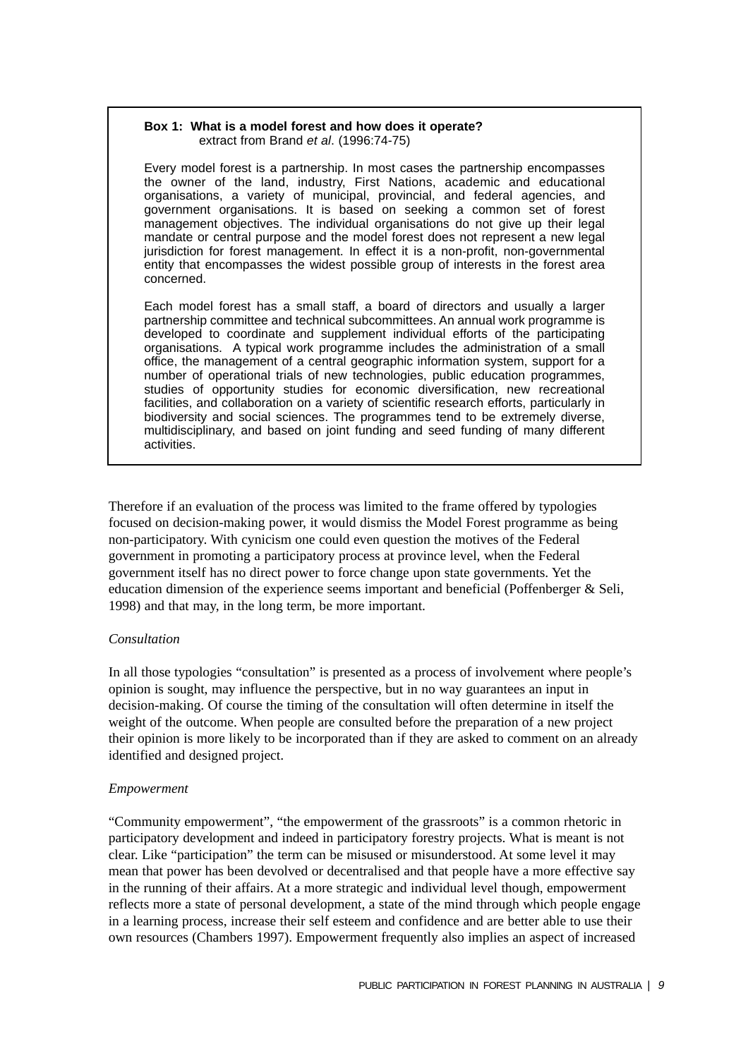**Box 1: What is a model forest and how does it operate?**
extract from Brand *et al*. (1996:74-75)

Every model forest is a partnership. In most cases the partnership encompasses the owner of the land, industry, First Nations, academic and educational organisations, a variety of municipal, provincial, and federal agencies, and government organisations. It is based on seeking a common set of forest management objectives. The individual organisations do not give up their legal mandate or central purpose and the model forest does not represent a new legal jurisdiction for forest management. In effect it is a non-profit, non-governmental entity that encompasses the widest possible group of interests in the forest area concerned.

Each model forest has a small staff, a board of directors and usually a larger partnership committee and technical subcommittees. An annual work programme is developed to coordinate and supplement individual efforts of the participating organisations. A typical work programme includes the administration of a small office, the management of a central geographic information system, support for a number of operational trials of new technologies, public education programmes, studies of opportunity studies for economic diversification, new recreational facilities, and collaboration on a variety of scientific research efforts, particularly in biodiversity and social sciences. The programmes tend to be extremely diverse, multidisciplinary, and based on joint funding and seed funding of many different activities.

Therefore if an evaluation of the process was limited to the frame offered by typologies focused on decision-making power, it would dismiss the Model Forest programme as being non-participatory. With cynicism one could even question the motives of the Federal government in promoting a participatory process at province level, when the Federal government itself has no direct power to force change upon state governments. Yet the education dimension of the experience seems important and beneficial (Poffenberger & Seli, 1998) and that may, in the long term, be more important.

*Consultation*

In all those typologies "consultation" is presented as a process of involvement where people's opinion is sought, may influence the perspective, but in no way guarantees an input in decision-making. Of course the timing of the consultation will often determine in itself the weight of the outcome. When people are consulted before the preparation of a new project their opinion is more likely to be incorporated than if they are asked to comment on an already identified and designed project.

*Empowerment*

"Community empowerment", "the empowerment of the grassroots" is a common rhetoric in participatory development and indeed in participatory forestry projects. What is meant is not clear. Like "participation" the term can be misused or misunderstood. At some level it may mean that power has been devolved or decentralised and that people have a more effective say in the running of their affairs. At a more strategic and individual level though, empowerment reflects more a state of personal development, a state of the mind through which people engage in a learning process, increase their self esteem and confidence and are better able to use their own resources (Chambers 1997). Empowerment frequently also implies an aspect of increased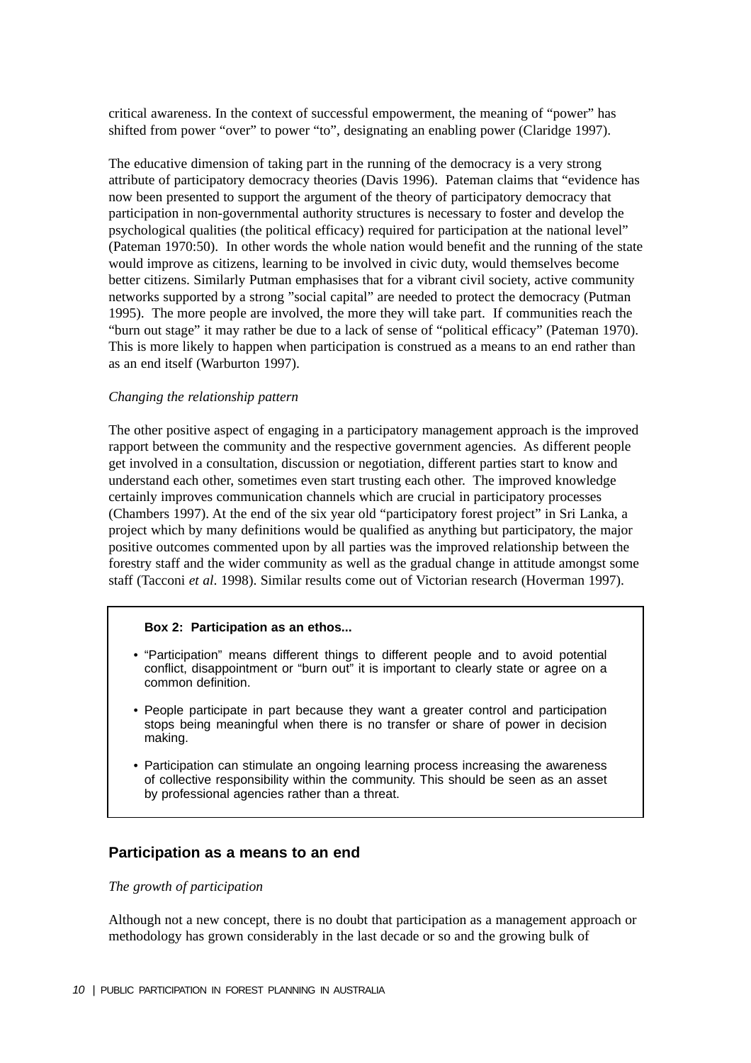critical awareness. In the context of successful empowerment, the meaning of "power" has shifted from power "over" to power "to", designating an enabling power (Claridge 1997).

The educative dimension of taking part in the running of the democracy is a very strong attribute of participatory democracy theories (Davis 1996). Pateman claims that "evidence has now been presented to support the argument of the theory of participatory democracy that participation in non-governmental authority structures is necessary to foster and develop the psychological qualities (the political efficacy) required for participation at the national level" (Pateman 1970:50). In other words the whole nation would benefit and the running of the state would improve as citizens, learning to be involved in civic duty, would themselves become better citizens. Similarly Putman emphasises that for a vibrant civil society, active community networks supported by a strong "social capital" are needed to protect the democracy (Putman 1995). The more people are involved, the more they will take part. If communities reach the "burn out stage" it may rather be due to a lack of sense of "political efficacy" (Pateman 1970). This is more likely to happen when participation is construed as a means to an end rather than as an end itself (Warburton 1997).

*Changing the relationship pattern*

The other positive aspect of engaging in a participatory management approach is the improved rapport between the community and the respective government agencies. As different people get involved in a consultation, discussion or negotiation, different parties start to know and understand each other, sometimes even start trusting each other. The improved knowledge certainly improves communication channels which are crucial in participatory processes (Chambers 1997). At the end of the six year old "participatory forest project" in Sri Lanka, a project which by many definitions would be qualified as anything but participatory, the major positive outcomes commented upon by all parties was the improved relationship between the forestry staff and the wider community as well as the gradual change in attitude amongst some staff (Tacconi *et al*. 1998). Similar results come out of Victorian research (Hoverman 1997).

**Box 2: Participation as an ethos...**

- "Participation" means different things to different people and to avoid potential conflict, disappointment or "burn out" it is important to clearly state or agree on a common definition.
- People participate in part because they want a greater control and participation stops being meaningful when there is no transfer or share of power in decision making.
- Participation can stimulate an ongoing learning process increasing the awareness of collective responsibility within the community. This should be seen as an asset by professional agencies rather than a threat.

## Participation as a means to an end

*The growth of participation*

Although not a new concept, there is no doubt that participation as a management approach or methodology has grown considerably in the last decade or so and the growing bulk of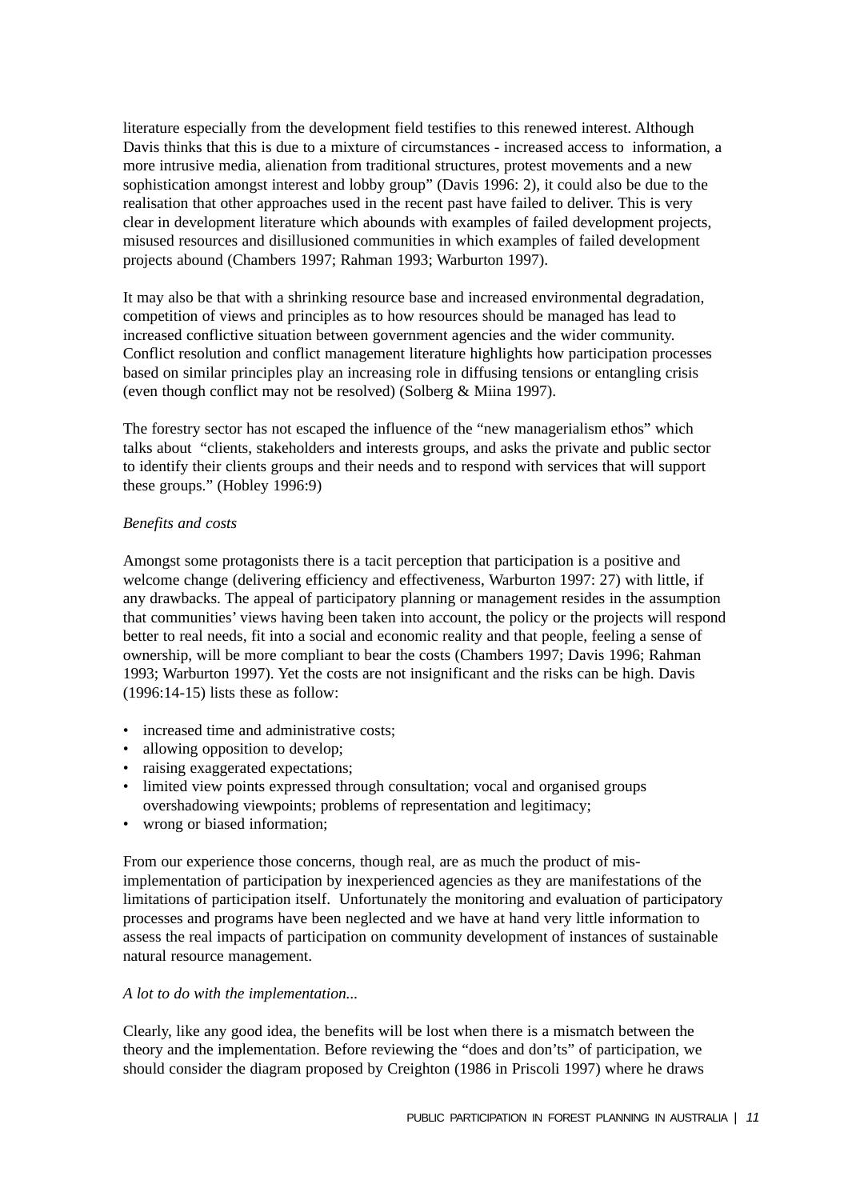literature especially from the development field testifies to this renewed interest. Although Davis thinks that this is due to a mixture of circumstances - increased access to information, a more intrusive media, alienation from traditional structures, protest movements and a new sophistication amongst interest and lobby group" (Davis 1996: 2), it could also be due to the realisation that other approaches used in the recent past have failed to deliver. This is very clear in development literature which abounds with examples of failed development projects, misused resources and disillusioned communities in which examples of failed development projects abound (Chambers 1997; Rahman 1993; Warburton 1997).

It may also be that with a shrinking resource base and increased environmental degradation, competition of views and principles as to how resources should be managed has lead to increased conflictive situation between government agencies and the wider community. Conflict resolution and conflict management literature highlights how participation processes based on similar principles play an increasing role in diffusing tensions or entangling crisis (even though conflict may not be resolved) (Solberg & Miina 1997).

The forestry sector has not escaped the influence of the "new managerialism ethos" which talks about "clients, stakeholders and interests groups, and asks the private and public sector to identify their clients groups and their needs and to respond with services that will support these groups." (Hobley 1996:9)

*Benefits and costs*

Amongst some protagonists there is a tacit perception that participation is a positive and welcome change (delivering efficiency and effectiveness, Warburton 1997: 27) with little, if any drawbacks. The appeal of participatory planning or management resides in the assumption that communities' views having been taken into account, the policy or the projects will respond better to real needs, fit into a social and economic reality and that people, feeling a sense of ownership, will be more compliant to bear the costs (Chambers 1997; Davis 1996; Rahman 1993; Warburton 1997). Yet the costs are not insignificant and the risks can be high. Davis (1996:14-15) lists these as follow:

- increased time and administrative costs;
- allowing opposition to develop;
- raising exaggerated expectations;
- limited view points expressed through consultation; vocal and organised groups overshadowing viewpoints; problems of representation and legitimacy;
- wrong or biased information;

From our experience those concerns, though real, are as much the product of mis-implementation of participation by inexperienced agencies as they are manifestations of the limitations of participation itself. Unfortunately the monitoring and evaluation of participatory processes and programs have been neglected and we have at hand very little information to assess the real impacts of participation on community development of instances of sustainable natural resource management.

*A lot to do with the implementation...*

Clearly, like any good idea, the benefits will be lost when there is a mismatch between the theory and the implementation. Before reviewing the "does and don'ts" of participation, we should consider the diagram proposed by Creighton (1986 in Priscoli 1997) where he draws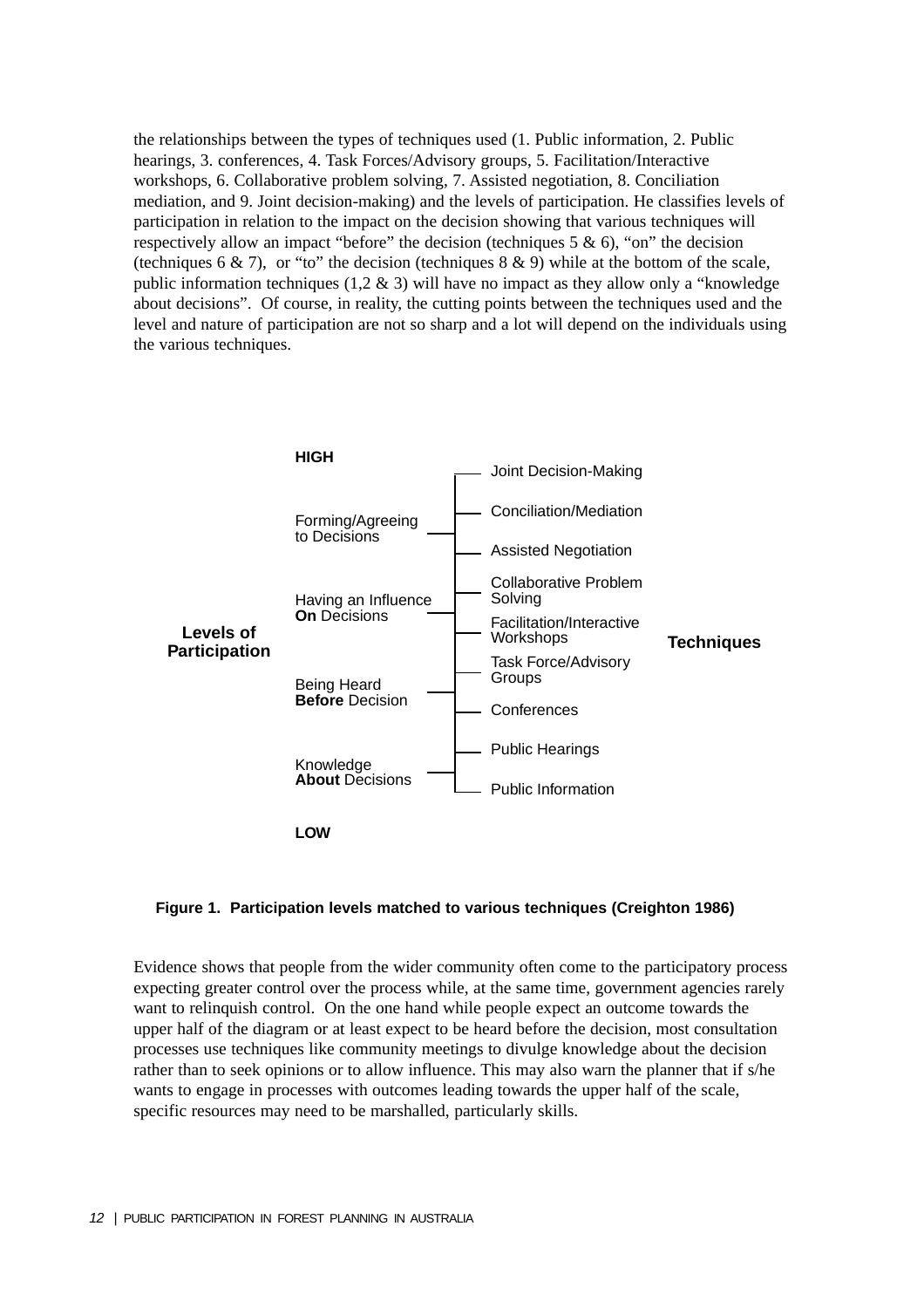the relationships between the types of techniques used (1. Public information, 2. Public hearings, 3. conferences, 4. Task Forces/Advisory groups, 5. Facilitation/Interactive workshops, 6. Collaborative problem solving, 7. Assisted negotiation, 8. Conciliation mediation, and 9. Joint decision-making) and the levels of participation. He classifies levels of participation in relation to the impact on the decision showing that various techniques will respectively allow an impact "before" the decision (techniques 5 & 6), "on" the decision (techniques 6 & 7), or "to" the decision (techniques 8 & 9) while at the bottom of the scale, public information techniques (1,2 & 3) will have no impact as they allow only a "knowledge about decisions". Of course, in reality, the cutting points between the techniques used and the level and nature of participation are not so sharp and a lot will depend on the individuals using the various techniques.

| Levels of Participation | Techniques |
|---|---|
| **HIGH** | |
| Forming/Agreeing to Decisions | Joint Decision-Making |
| | Conciliation/Mediation |
| | Assisted Negotiation |
| Having an Influence **On** Decisions | Collaborative Problem Solving |
| | Facilitation/Interactive Workshops |
| Being Heard **Before** Decision | Task Force/Advisory Groups |
| | Conferences |
| Knowledge **About** Decisions | Public Hearings |
| | Public Information |
| **LOW** | |

**Figure 1. Participation levels matched to various techniques (Creighton 1986)**

Evidence shows that people from the wider community often come to the participatory process expecting greater control over the process while, at the same time, government agencies rarely want to relinquish control. On the one hand while people expect an outcome towards the upper half of the diagram or at least expect to be heard before the decision, most consultation processes use techniques like community meetings to divulge knowledge about the decision rather than to seek opinions or to allow influence. This may also warn the planner that if s/he wants to engage in processes with outcomes leading towards the upper half of the scale, specific resources may need to be marshalled, particularly skills.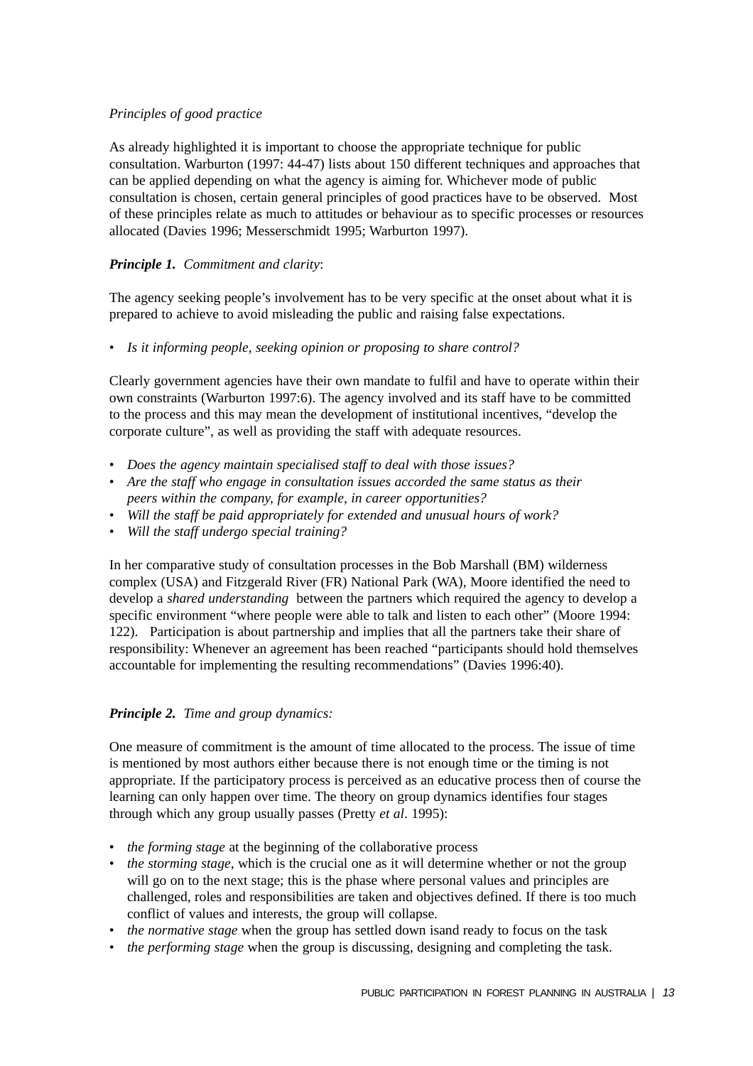*Principles of good practice*

As already highlighted it is important to choose the appropriate technique for public consultation. Warburton (1997: 44-47) lists about 150 different techniques and approaches that can be applied depending on what the agency is aiming for. Whichever mode of public consultation is chosen, certain general principles of good practices have to be observed. Most of these principles relate as much to attitudes or behaviour as to specific processes or resources allocated (Davies 1996; Messerschmidt 1995; Warburton 1997).

***Principle 1.*** *Commitment and clarity*:

The agency seeking people's involvement has to be very specific at the onset about what it is prepared to achieve to avoid misleading the public and raising false expectations.

- *Is it informing people, seeking opinion or proposing to share control?*

Clearly government agencies have their own mandate to fulfil and have to operate within their own constraints (Warburton 1997:6). The agency involved and its staff have to be committed to the process and this may mean the development of institutional incentives, "develop the corporate culture", as well as providing the staff with adequate resources.

- *Does the agency maintain specialised staff to deal with those issues?*
- *Are the staff who engage in consultation issues accorded the same status as their peers within the company, for example, in career opportunities?*
- *Will the staff be paid appropriately for extended and unusual hours of work?*
- *Will the staff undergo special training?*

In her comparative study of consultation processes in the Bob Marshall (BM) wilderness complex (USA) and Fitzgerald River (FR) National Park (WA), Moore identified the need to develop a *shared understanding* between the partners which required the agency to develop a specific environment "where people were able to talk and listen to each other" (Moore 1994: 122). Participation is about partnership and implies that all the partners take their share of responsibility: Whenever an agreement has been reached "participants should hold themselves accountable for implementing the resulting recommendations" (Davies 1996:40).

***Principle 2.*** *Time and group dynamics:*

One measure of commitment is the amount of time allocated to the process. The issue of time is mentioned by most authors either because there is not enough time or the timing is not appropriate. If the participatory process is perceived as an educative process then of course the learning can only happen over time. The theory on group dynamics identifies four stages through which any group usually passes (Pretty *et al*. 1995):

- *the forming stage* at the beginning of the collaborative process
- *the storming stage*, which is the crucial one as it will determine whether or not the group will go on to the next stage; this is the phase where personal values and principles are challenged, roles and responsibilities are taken and objectives defined. If there is too much conflict of values and interests, the group will collapse.
- *the normative stage* when the group has settled down isand ready to focus on the task
- *the performing stage* when the group is discussing, designing and completing the task.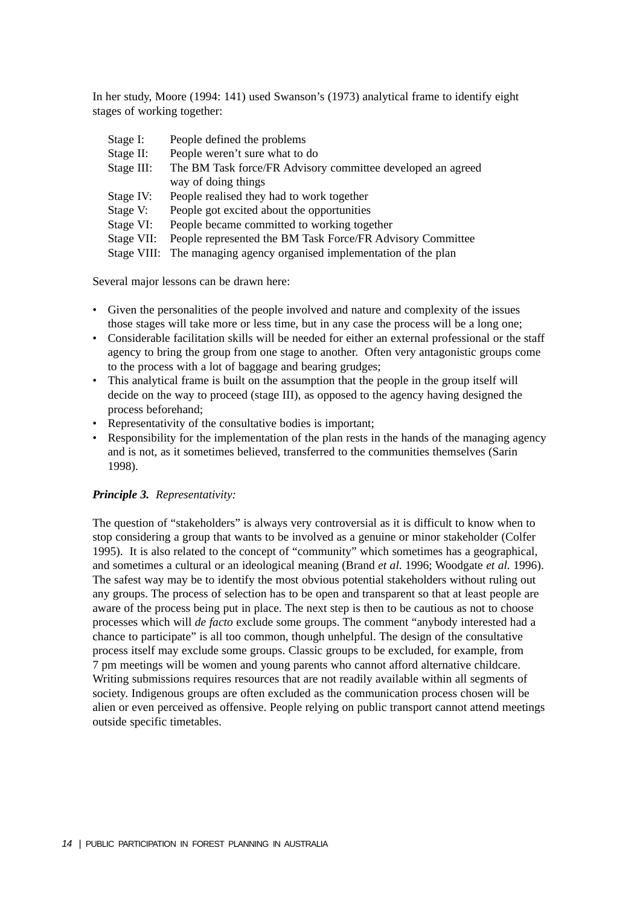In her study, Moore (1994: 141) used Swanson's (1973) analytical frame to identify eight stages of working together:

| | |
|---|---|
| Stage I: | People defined the problems |
| Stage II: | People weren't sure what to do |
| Stage III: | The BM Task force/FR Advisory committee developed an agreed way of doing things |
| Stage IV: | People realised they had to work together |
| Stage V: | People got excited about the opportunities |
| Stage VI: | People became committed to working together |
| Stage VII: | People represented the BM Task Force/FR Advisory Committee |
| Stage VIII: | The managing agency organised implementation of the plan |

Several major lessons can be drawn here:

- Given the personalities of the people involved and nature and complexity of the issues those stages will take more or less time, but in any case the process will be a long one;
- Considerable facilitation skills will be needed for either an external professional or the staff agency to bring the group from one stage to another. Often very antagonistic groups come to the process with a lot of baggage and bearing grudges;
- This analytical frame is built on the assumption that the people in the group itself will decide on the way to proceed (stage III), as opposed to the agency having designed the process beforehand;
- Representativity of the consultative bodies is important;
- Responsibility for the implementation of the plan rests in the hands of the managing agency and is not, as it sometimes believed, transferred to the communities themselves (Sarin 1998).

***Principle 3.*** *Representativity:*

The question of "stakeholders" is always very controversial as it is difficult to know when to stop considering a group that wants to be involved as a genuine or minor stakeholder (Colfer 1995). It is also related to the concept of "community" which sometimes has a geographical, and sometimes a cultural or an ideological meaning (Brand *et al.* 1996; Woodgate *et al.* 1996). The safest way may be to identify the most obvious potential stakeholders without ruling out any groups. The process of selection has to be open and transparent so that at least people are aware of the process being put in place. The next step is then to be cautious as not to choose processes which will *de facto* exclude some groups. The comment "anybody interested had a chance to participate" is all too common, though unhelpful. The design of the consultative process itself may exclude some groups. Classic groups to be excluded, for example, from 7 pm meetings will be women and young parents who cannot afford alternative childcare. Writing submissions requires resources that are not readily available within all segments of society. Indigenous groups are often excluded as the communication process chosen will be alien or even perceived as offensive. People relying on public transport cannot attend meetings outside specific timetables.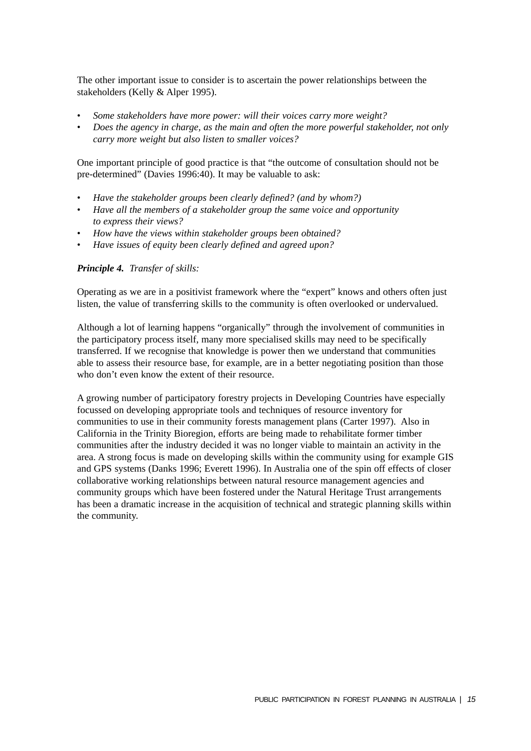The other important issue to consider is to ascertain the power relationships between the stakeholders (Kelly & Alper 1995).

- *Some stakeholders have more power: will their voices carry more weight?*
- *Does the agency in charge, as the main and often the more powerful stakeholder, not only carry more weight but also listen to smaller voices?*

One important principle of good practice is that "the outcome of consultation should not be pre-determined" (Davies 1996:40). It may be valuable to ask:

- *Have the stakeholder groups been clearly defined? (and by whom?)*
- *Have all the members of a stakeholder group the same voice and opportunity to express their views?*
- *How have the views within stakeholder groups been obtained?*
- *Have issues of equity been clearly defined and agreed upon?*

***Principle 4.*** *Transfer of skills:*

Operating as we are in a positivist framework where the "expert" knows and others often just listen, the value of transferring skills to the community is often overlooked or undervalued.

Although a lot of learning happens "organically" through the involvement of communities in the participatory process itself, many more specialised skills may need to be specifically transferred. If we recognise that knowledge is power then we understand that communities able to assess their resource base, for example, are in a better negotiating position than those who don't even know the extent of their resource.

A growing number of participatory forestry projects in Developing Countries have especially focussed on developing appropriate tools and techniques of resource inventory for communities to use in their community forests management plans (Carter 1997). Also in California in the Trinity Bioregion, efforts are being made to rehabilitate former timber communities after the industry decided it was no longer viable to maintain an activity in the area. A strong focus is made on developing skills within the community using for example GIS and GPS systems (Danks 1996; Everett 1996). In Australia one of the spin off effects of closer collaborative working relationships between natural resource management agencies and community groups which have been fostered under the Natural Heritage Trust arrangements has been a dramatic increase in the acquisition of technical and strategic planning skills within the community.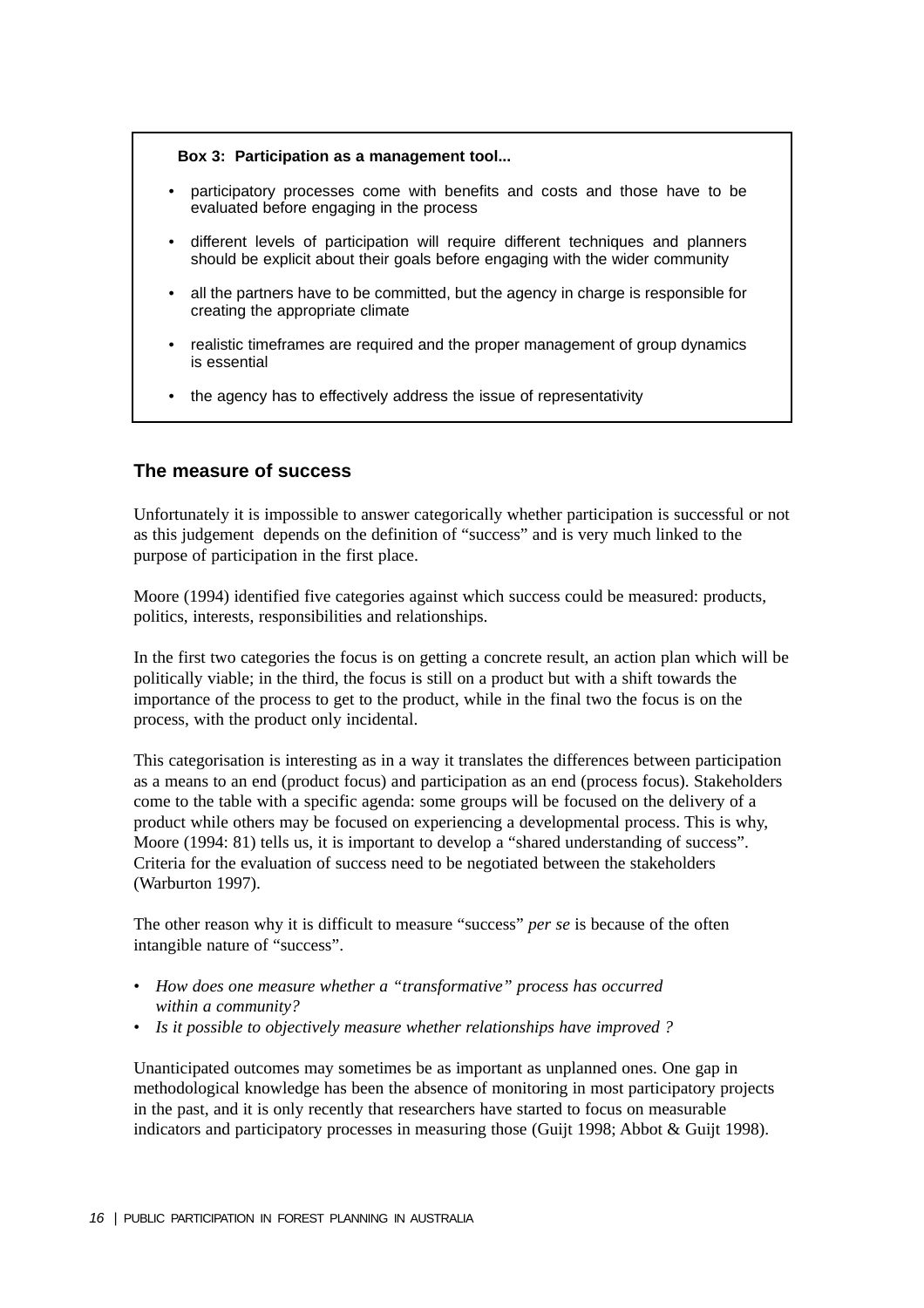**Box 3: Participation as a management tool...**

- participatory processes come with benefits and costs and those have to be evaluated before engaging in the process
- different levels of participation will require different techniques and planners should be explicit about their goals before engaging with the wider community
- all the partners have to be committed, but the agency in charge is responsible for creating the appropriate climate
- realistic timeframes are required and the proper management of group dynamics is essential
- the agency has to effectively address the issue of representativity

## The measure of success

Unfortunately it is impossible to answer categorically whether participation is successful or not as this judgement depends on the definition of "success" and is very much linked to the purpose of participation in the first place.

Moore (1994) identified five categories against which success could be measured: products, politics, interests, responsibilities and relationships.

In the first two categories the focus is on getting a concrete result, an action plan which will be politically viable; in the third, the focus is still on a product but with a shift towards the importance of the process to get to the product, while in the final two the focus is on the process, with the product only incidental.

This categorisation is interesting as in a way it translates the differences between participation as a means to an end (product focus) and participation as an end (process focus). Stakeholders come to the table with a specific agenda: some groups will be focused on the delivery of a product while others may be focused on experiencing a developmental process. This is why, Moore (1994: 81) tells us, it is important to develop a "shared understanding of success". Criteria for the evaluation of success need to be negotiated between the stakeholders (Warburton 1997).

The other reason why it is difficult to measure "success" *per se* is because of the often intangible nature of "success".

- *How does one measure whether a "transformative" process has occurred within a community?*
- *Is it possible to objectively measure whether relationships have improved ?*

Unanticipated outcomes may sometimes be as important as unplanned ones. One gap in methodological knowledge has been the absence of monitoring in most participatory projects in the past, and it is only recently that researchers have started to focus on measurable indicators and participatory processes in measuring those (Guijt 1998; Abbot & Guijt 1998).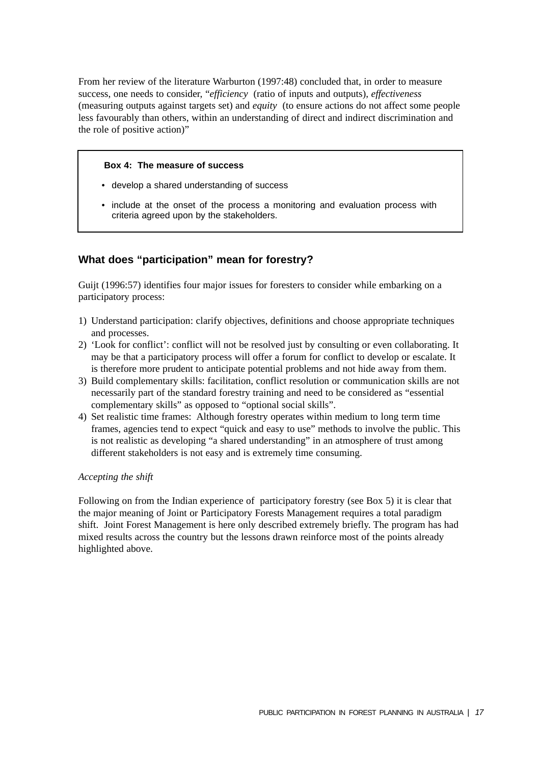From her review of the literature Warburton (1997:48) concluded that, in order to measure success, one needs to consider, "*efficiency* (ratio of inputs and outputs), *effectiveness* (measuring outputs against targets set) and *equity* (to ensure actions do not affect some people less favourably than others, within an understanding of direct and indirect discrimination and the role of positive action)"

> **Box 4: The measure of success**
>
> - develop a shared understanding of success
> - include at the onset of the process a monitoring and evaluation process with criteria agreed upon by the stakeholders.

## What does "participation" mean for forestry?

Guijt (1996:57) identifies four major issues for foresters to consider while embarking on a participatory process:

1) Understand participation: clarify objectives, definitions and choose appropriate techniques and processes.
2) 'Look for conflict': conflict will not be resolved just by consulting or even collaborating. It may be that a participatory process will offer a forum for conflict to develop or escalate. It is therefore more prudent to anticipate potential problems and not hide away from them.
3) Build complementary skills: facilitation, conflict resolution or communication skills are not necessarily part of the standard forestry training and need to be considered as "essential complementary skills" as opposed to "optional social skills".
4) Set realistic time frames: Although forestry operates within medium to long term time frames, agencies tend to expect "quick and easy to use" methods to involve the public. This is not realistic as developing "a shared understanding" in an atmosphere of trust among different stakeholders is not easy and is extremely time consuming.

*Accepting the shift*

Following on from the Indian experience of participatory forestry (see Box 5) it is clear that the major meaning of Joint or Participatory Forests Management requires a total paradigm shift. Joint Forest Management is here only described extremely briefly. The program has had mixed results across the country but the lessons drawn reinforce most of the points already highlighted above.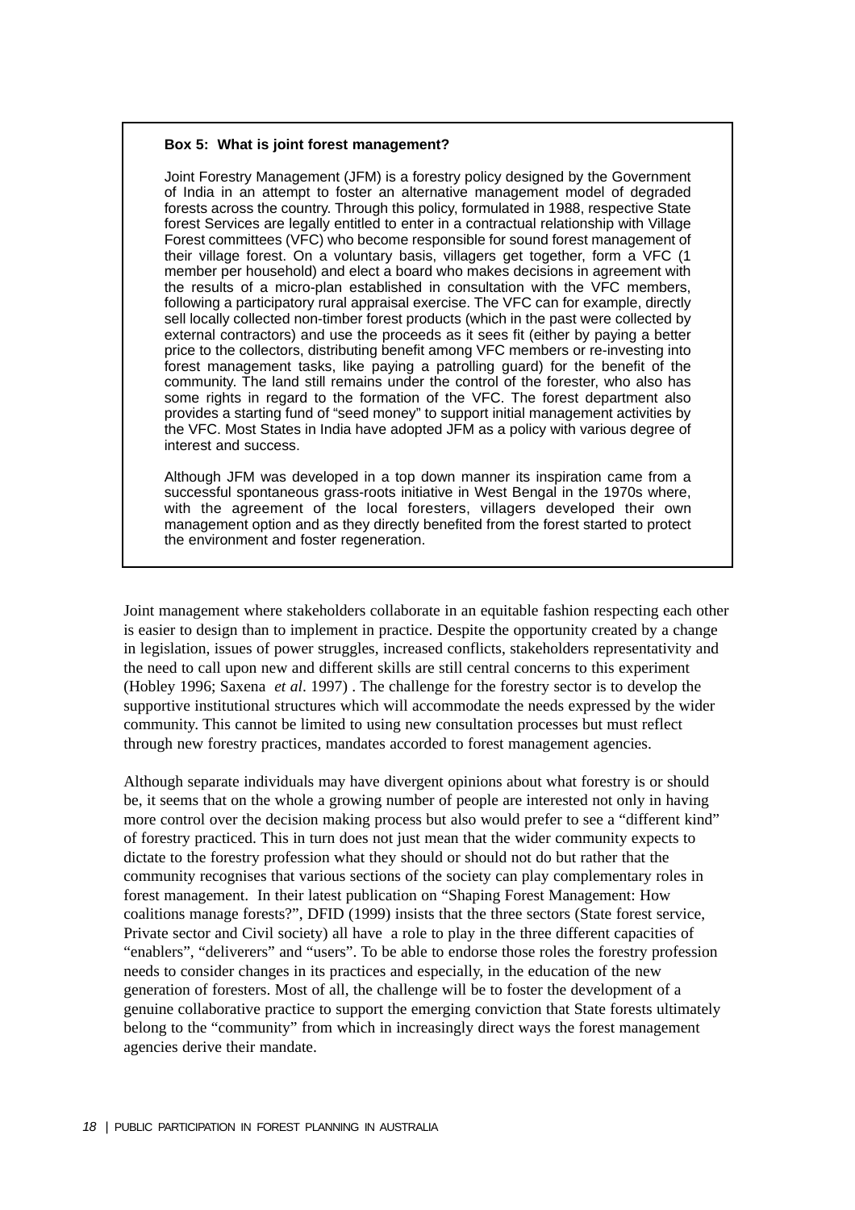**Box 5: What is joint forest management?**

Joint Forestry Management (JFM) is a forestry policy designed by the Government of India in an attempt to foster an alternative management model of degraded forests across the country. Through this policy, formulated in 1988, respective State forest Services are legally entitled to enter in a contractual relationship with Village Forest committees (VFC) who become responsible for sound forest management of their village forest. On a voluntary basis, villagers get together, form a VFC (1 member per household) and elect a board who makes decisions in agreement with the results of a micro-plan established in consultation with the VFC members, following a participatory rural appraisal exercise. The VFC can for example, directly sell locally collected non-timber forest products (which in the past were collected by external contractors) and use the proceeds as it sees fit (either by paying a better price to the collectors, distributing benefit among VFC members or re-investing into forest management tasks, like paying a patrolling guard) for the benefit of the community. The land still remains under the control of the forester, who also has some rights in regard to the formation of the VFC. The forest department also provides a starting fund of "seed money" to support initial management activities by the VFC. Most States in India have adopted JFM as a policy with various degree of interest and success.

Although JFM was developed in a top down manner its inspiration came from a successful spontaneous grass-roots initiative in West Bengal in the 1970s where, with the agreement of the local foresters, villagers developed their own management option and as they directly benefited from the forest started to protect the environment and foster regeneration.

Joint management where stakeholders collaborate in an equitable fashion respecting each other is easier to design than to implement in practice. Despite the opportunity created by a change in legislation, issues of power struggles, increased conflicts, stakeholders representativity and the need to call upon new and different skills are still central concerns to this experiment (Hobley 1996; Saxena *et al*. 1997) . The challenge for the forestry sector is to develop the supportive institutional structures which will accommodate the needs expressed by the wider community. This cannot be limited to using new consultation processes but must reflect through new forestry practices, mandates accorded to forest management agencies.

Although separate individuals may have divergent opinions about what forestry is or should be, it seems that on the whole a growing number of people are interested not only in having more control over the decision making process but also would prefer to see a "different kind" of forestry practiced. This in turn does not just mean that the wider community expects to dictate to the forestry profession what they should or should not do but rather that the community recognises that various sections of the society can play complementary roles in forest management. In their latest publication on "Shaping Forest Management: How coalitions manage forests?", DFID (1999) insists that the three sectors (State forest service, Private sector and Civil society) all have a role to play in the three different capacities of "enablers", "deliverers" and "users". To be able to endorse those roles the forestry profession needs to consider changes in its practices and especially, in the education of the new generation of foresters. Most of all, the challenge will be to foster the development of a genuine collaborative practice to support the emerging conviction that State forests ultimately belong to the "community" from which in increasingly direct ways the forest management agencies derive their mandate.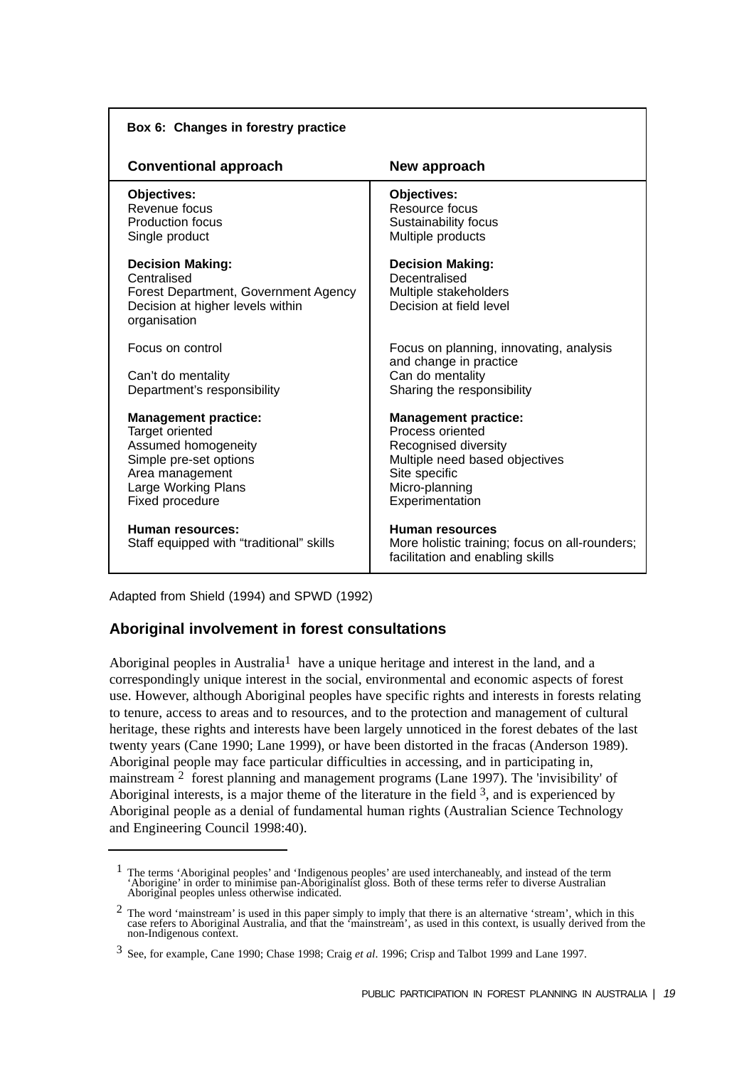**Box 6: Changes in forestry practice**

| Conventional approach | New approach |
|---|---|
| **Objectives:**<br>Revenue focus<br>Production focus<br>Single product | **Objectives:**<br>Resource focus<br>Sustainability focus<br>Multiple products |
| **Decision Making:**<br>Centralised<br>Forest Department, Government Agency<br>Decision at higher levels within organisation | **Decision Making:**<br>Decentralised<br>Multiple stakeholders<br>Decision at field level |
| Focus on control | Focus on planning, innovating, analysis and change in practice |
| Can't do mentality | Can do mentality |
| Department's responsibility | Sharing the responsibility |
| **Management practice:**<br>Target oriented<br>Assumed homogeneity<br>Simple pre-set options<br>Area management<br>Large Working Plans<br>Fixed procedure | **Management practice:**<br>Process oriented<br>Recognised diversity<br>Multiple need based objectives<br>Site specific<br>Micro-planning<br>Experimentation |
| **Human resources:**<br>Staff equipped with "traditional" skills | **Human resources**<br>More holistic training; focus on all-rounders; facilitation and enabling skills |

Adapted from Shield (1994) and SPWD (1992)

## Aboriginal involvement in forest consultations

Aboriginal peoples in Australia[1] have a unique heritage and interest in the land, and a correspondingly unique interest in the social, environmental and economic aspects of forest use. However, although Aboriginal peoples have specific rights and interests in forests relating to tenure, access to areas and to resources, and to the protection and management of cultural heritage, these rights and interests have been largely unnoticed in the forest debates of the last twenty years (Cane 1990; Lane 1999), or have been distorted in the fracas (Anderson 1989). Aboriginal people may face particular difficulties in accessing, and in participating in, mainstream [2] forest planning and management programs (Lane 1997). The 'invisibility' of Aboriginal interests, is a major theme of the literature in the field [3], and is experienced by Aboriginal people as a denial of fundamental human rights (Australian Science Technology and Engineering Council 1998:40).

---

[1] The terms 'Aboriginal peoples' and 'Indigenous peoples' are used interchaneably, and instead of the term 'Aborigine' in order to minimise pan-Aboriginalist gloss. Both of these terms refer to diverse Australian Aboriginal peoples unless otherwise indicated.

[2] The word 'mainstream' is used in this paper simply to imply that there is an alternative 'stream', which in this case refers to Aboriginal Australia, and that the 'mainstream', as used in this context, is usually derived from the non-Indigenous context.

[3] See, for example, Cane 1990; Chase 1998; Craig *et al*. 1996; Crisp and Talbot 1999 and Lane 1997.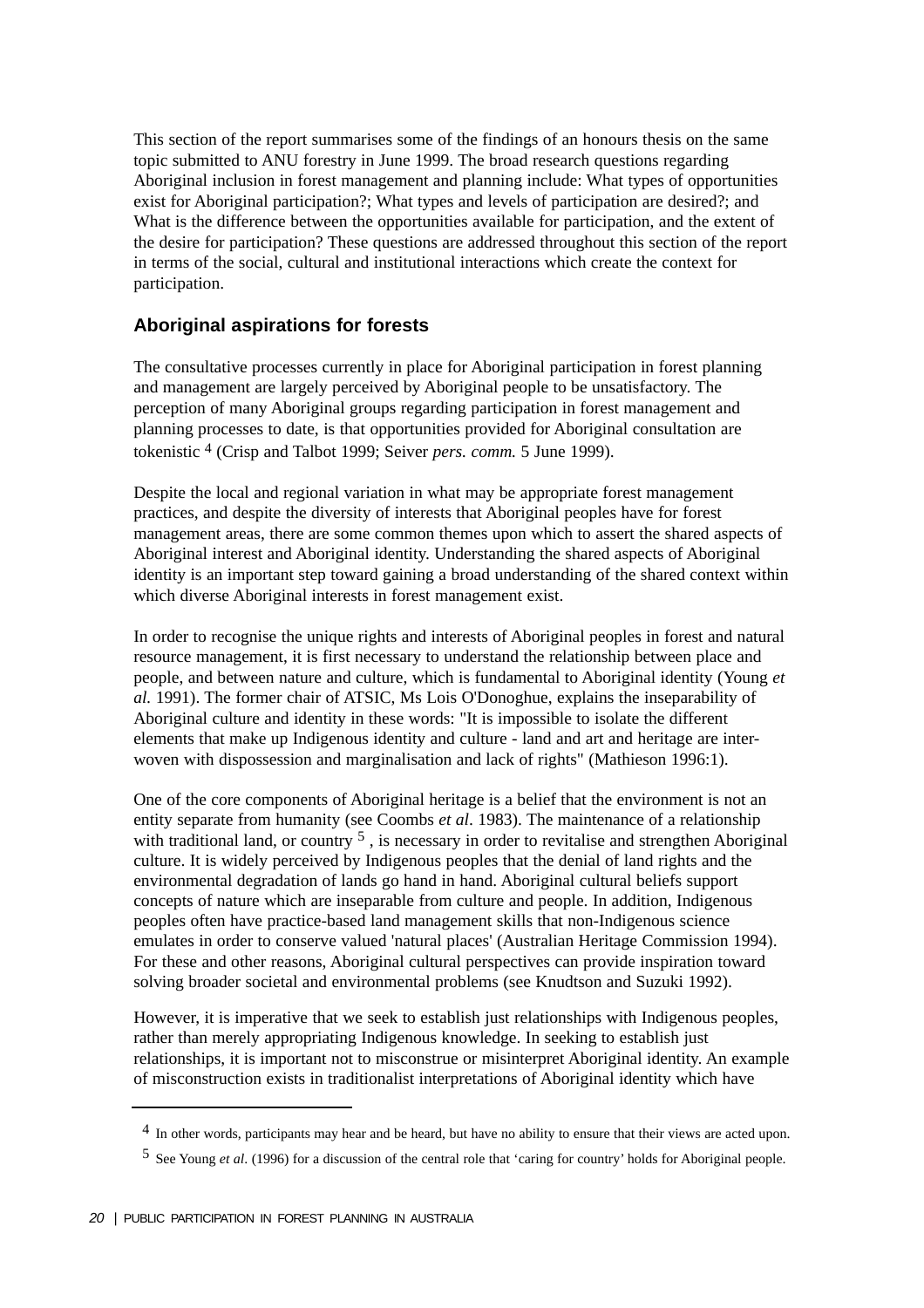This section of the report summarises some of the findings of an honours thesis on the same topic submitted to ANU forestry in June 1999. The broad research questions regarding Aboriginal inclusion in forest management and planning include: What types of opportunities exist for Aboriginal participation?; What types and levels of participation are desired?; and What is the difference between the opportunities available for participation, and the extent of the desire for participation? These questions are addressed throughout this section of the report in terms of the social, cultural and institutional interactions which create the context for participation.

## Aboriginal aspirations for forests

The consultative processes currently in place for Aboriginal participation in forest planning and management are largely perceived by Aboriginal people to be unsatisfactory. The perception of many Aboriginal groups regarding participation in forest management and planning processes to date, is that opportunities provided for Aboriginal consultation are tokenistic [4] (Crisp and Talbot 1999; Seiver *pers. comm.* 5 June 1999).

Despite the local and regional variation in what may be appropriate forest management practices, and despite the diversity of interests that Aboriginal peoples have for forest management areas, there are some common themes upon which to assert the shared aspects of Aboriginal interest and Aboriginal identity. Understanding the shared aspects of Aboriginal identity is an important step toward gaining a broad understanding of the shared context within which diverse Aboriginal interests in forest management exist.

In order to recognise the unique rights and interests of Aboriginal peoples in forest and natural resource management, it is first necessary to understand the relationship between place and people, and between nature and culture, which is fundamental to Aboriginal identity (Young *et al.* 1991). The former chair of ATSIC, Ms Lois O'Donoghue, explains the inseparability of Aboriginal culture and identity in these words: "It is impossible to isolate the different elements that make up Indigenous identity and culture - land and art and heritage are inter-woven with dispossession and marginalisation and lack of rights" (Mathieson 1996:1).

One of the core components of Aboriginal heritage is a belief that the environment is not an entity separate from humanity (see Coombs *et al*. 1983). The maintenance of a relationship with traditional land, or country [5] , is necessary in order to revitalise and strengthen Aboriginal culture. It is widely perceived by Indigenous peoples that the denial of land rights and the environmental degradation of lands go hand in hand. Aboriginal cultural beliefs support concepts of nature which are inseparable from culture and people. In addition, Indigenous peoples often have practice-based land management skills that non-Indigenous science emulates in order to conserve valued 'natural places' (Australian Heritage Commission 1994). For these and other reasons, Aboriginal cultural perspectives can provide inspiration toward solving broader societal and environmental problems (see Knudtson and Suzuki 1992).

However, it is imperative that we seek to establish just relationships with Indigenous peoples, rather than merely appropriating Indigenous knowledge. In seeking to establish just relationships, it is important not to misconstrue or misinterpret Aboriginal identity. An example of misconstruction exists in traditionalist interpretations of Aboriginal identity which have

---

[4] In other words, participants may hear and be heard, but have no ability to ensure that their views are acted upon.

[5] See Young *et al*. (1996) for a discussion of the central role that 'caring for country' holds for Aboriginal people.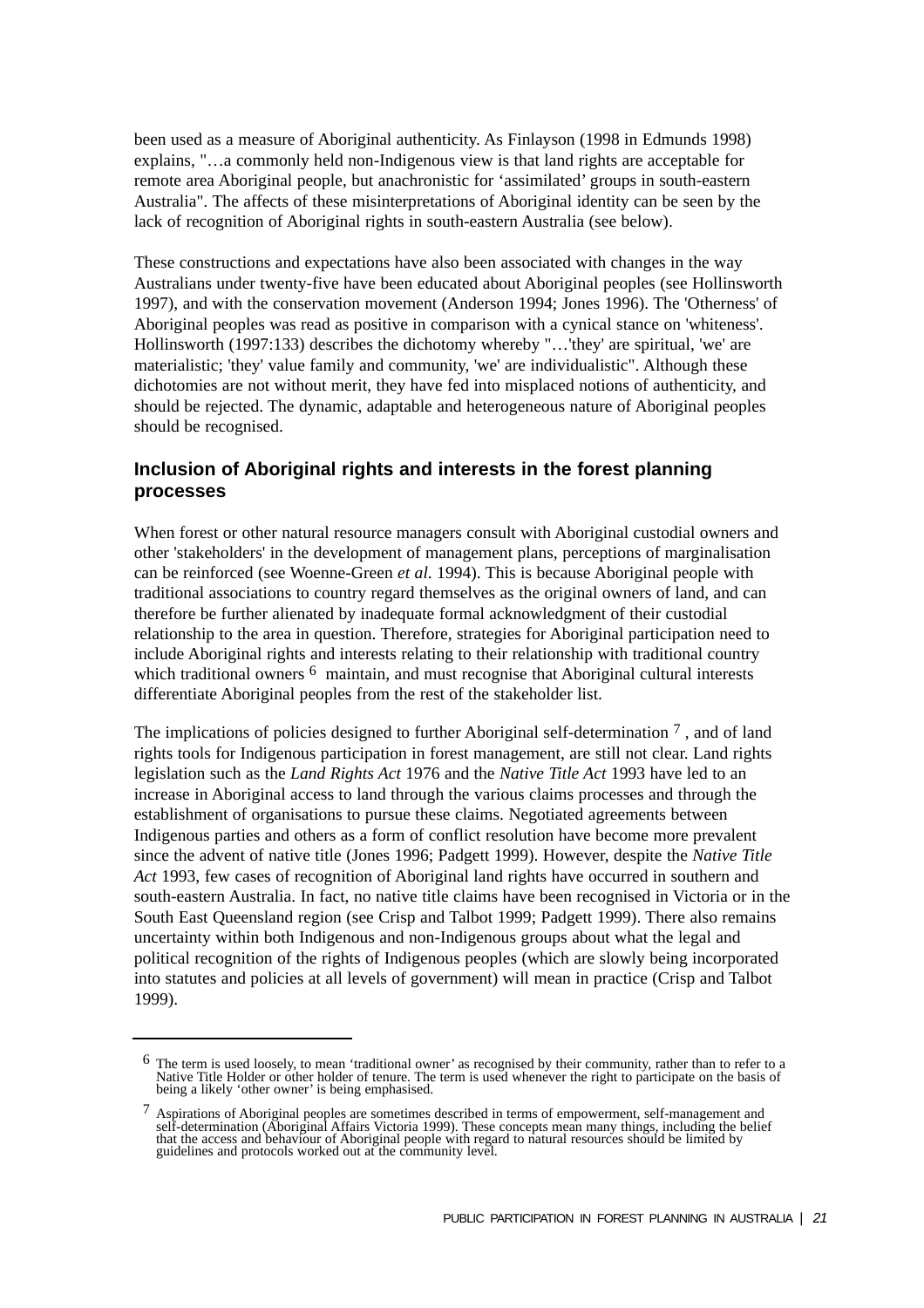been used as a measure of Aboriginal authenticity. As Finlayson (1998 in Edmunds 1998) explains, "…a commonly held non-Indigenous view is that land rights are acceptable for remote area Aboriginal people, but anachronistic for 'assimilated' groups in south-eastern Australia". The affects of these misinterpretations of Aboriginal identity can be seen by the lack of recognition of Aboriginal rights in south-eastern Australia (see below).

These constructions and expectations have also been associated with changes in the way Australians under twenty-five have been educated about Aboriginal peoples (see Hollinsworth 1997), and with the conservation movement (Anderson 1994; Jones 1996). The 'Otherness' of Aboriginal peoples was read as positive in comparison with a cynical stance on 'whiteness'. Hollinsworth (1997:133) describes the dichotomy whereby "…'they' are spiritual, 'we' are materialistic; 'they' value family and community, 'we' are individualistic". Although these dichotomies are not without merit, they have fed into misplaced notions of authenticity, and should be rejected. The dynamic, adaptable and heterogeneous nature of Aboriginal peoples should be recognised.

## Inclusion of Aboriginal rights and interests in the forest planning processes

When forest or other natural resource managers consult with Aboriginal custodial owners and other 'stakeholders' in the development of management plans, perceptions of marginalisation can be reinforced (see Woenne-Green *et al.* 1994). This is because Aboriginal people with traditional associations to country regard themselves as the original owners of land, and can therefore be further alienated by inadequate formal acknowledgment of their custodial relationship to the area in question. Therefore, strategies for Aboriginal participation need to include Aboriginal rights and interests relating to their relationship with traditional country which traditional owners [6] maintain, and must recognise that Aboriginal cultural interests differentiate Aboriginal peoples from the rest of the stakeholder list.

The implications of policies designed to further Aboriginal self-determination [7], and of land rights tools for Indigenous participation in forest management, are still not clear. Land rights legislation such as the *Land Rights Act* 1976 and the *Native Title Act* 1993 have led to an increase in Aboriginal access to land through the various claims processes and through the establishment of organisations to pursue these claims. Negotiated agreements between Indigenous parties and others as a form of conflict resolution have become more prevalent since the advent of native title (Jones 1996; Padgett 1999). However, despite the *Native Title Act* 1993, few cases of recognition of Aboriginal land rights have occurred in southern and south-eastern Australia. In fact, no native title claims have been recognised in Victoria or in the South East Queensland region (see Crisp and Talbot 1999; Padgett 1999). There also remains uncertainty within both Indigenous and non-Indigenous groups about what the legal and political recognition of the rights of Indigenous peoples (which are slowly being incorporated into statutes and policies at all levels of government) will mean in practice (Crisp and Talbot 1999).

---

[6] The term is used loosely, to mean 'traditional owner' as recognised by their community, rather than to refer to a Native Title Holder or other holder of tenure. The term is used whenever the right to participate on the basis of being a likely 'other owner' is being emphasised.

[7] Aspirations of Aboriginal peoples are sometimes described in terms of empowerment, self-management and self-determination (Aboriginal Affairs Victoria 1999). These concepts mean many things, including the belief that the access and behaviour of Aboriginal people with regard to natural resources should be limited by guidelines and protocols worked out at the community level.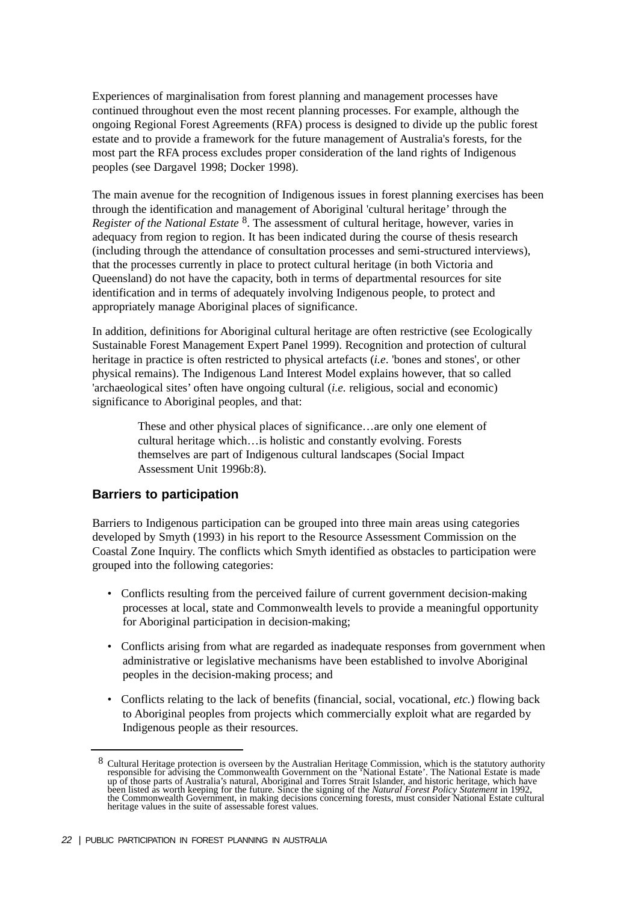Experiences of marginalisation from forest planning and management processes have continued throughout even the most recent planning processes. For example, although the ongoing Regional Forest Agreements (RFA) process is designed to divide up the public forest estate and to provide a framework for the future management of Australia's forests, for the most part the RFA process excludes proper consideration of the land rights of Indigenous peoples (see Dargavel 1998; Docker 1998).

The main avenue for the recognition of Indigenous issues in forest planning exercises has been through the identification and management of Aboriginal 'cultural heritage' through the *Register of the National Estate* [8]. The assessment of cultural heritage, however, varies in adequacy from region to region. It has been indicated during the course of thesis research (including through the attendance of consultation processes and semi-structured interviews), that the processes currently in place to protect cultural heritage (in both Victoria and Queensland) do not have the capacity, both in terms of departmental resources for site identification and in terms of adequately involving Indigenous people, to protect and appropriately manage Aboriginal places of significance.

In addition, definitions for Aboriginal cultural heritage are often restrictive (see Ecologically Sustainable Forest Management Expert Panel 1999). Recognition and protection of cultural heritage in practice is often restricted to physical artefacts (*i.e.* 'bones and stones', or other physical remains). The Indigenous Land Interest Model explains however, that so called 'archaeological sites' often have ongoing cultural (*i.e.* religious, social and economic) significance to Aboriginal peoples, and that:

> These and other physical places of significance…are only one element of cultural heritage which…is holistic and constantly evolving. Forests themselves are part of Indigenous cultural landscapes (Social Impact Assessment Unit 1996b:8).

## Barriers to participation

Barriers to Indigenous participation can be grouped into three main areas using categories developed by Smyth (1993) in his report to the Resource Assessment Commission on the Coastal Zone Inquiry. The conflicts which Smyth identified as obstacles to participation were grouped into the following categories:

- Conflicts resulting from the perceived failure of current government decision-making processes at local, state and Commonwealth levels to provide a meaningful opportunity for Aboriginal participation in decision-making;
- Conflicts arising from what are regarded as inadequate responses from government when administrative or legislative mechanisms have been established to involve Aboriginal peoples in the decision-making process; and
- Conflicts relating to the lack of benefits (financial, social, vocational, *etc.*) flowing back to Aboriginal peoples from projects which commercially exploit what are regarded by Indigenous people as their resources.

---

[8] Cultural Heritage protection is overseen by the Australian Heritage Commission, which is the statutory authority responsible for advising the Commonwealth Government on the 'National Estate'. The National Estate is made up of those parts of Australia's natural, Aboriginal and Torres Strait Islander, and historic heritage, which have been listed as worth keeping for the future. Since the signing of the *Natural Forest Policy Statement* in 1992, the Commonwealth Government, in making decisions concerning forests, must consider National Estate cultural heritage values in the suite of assessable forest values.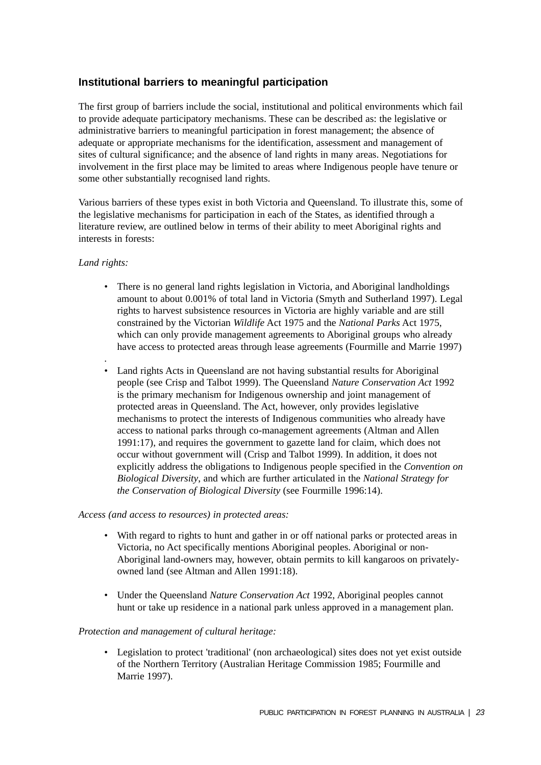## Institutional barriers to meaningful participation

The first group of barriers include the social, institutional and political environments which fail to provide adequate participatory mechanisms. These can be described as: the legislative or administrative barriers to meaningful participation in forest management; the absence of adequate or appropriate mechanisms for the identification, assessment and management of sites of cultural significance; and the absence of land rights in many areas. Negotiations for involvement in the first place may be limited to areas where Indigenous people have tenure or some other substantially recognised land rights.

Various barriers of these types exist in both Victoria and Queensland. To illustrate this, some of the legislative mechanisms for participation in each of the States, as identified through a literature review, are outlined below in terms of their ability to meet Aboriginal rights and interests in forests:

*Land rights:*

- There is no general land rights legislation in Victoria, and Aboriginal landholdings amount to about 0.001% of total land in Victoria (Smyth and Sutherland 1997). Legal rights to harvest subsistence resources in Victoria are highly variable and are still constrained by the Victorian *Wildlife* Act 1975 and the *National Parks* Act 1975, which can only provide management agreements to Aboriginal groups who already have access to protected areas through lease agreements (Fourmille and Marrie 1997).
- Land rights Acts in Queensland are not having substantial results for Aboriginal people (see Crisp and Talbot 1999). The Queensland *Nature Conservation Act* 1992 is the primary mechanism for Indigenous ownership and joint management of protected areas in Queensland. The Act, however, only provides legislative mechanisms to protect the interests of Indigenous communities who already have access to national parks through co-management agreements (Altman and Allen 1991:17), and requires the government to gazette land for claim, which does not occur without government will (Crisp and Talbot 1999). In addition, it does not explicitly address the obligations to Indigenous people specified in the *Convention on Biological Diversity*, and which are further articulated in the *National Strategy for the Conservation of Biological Diversity* (see Fourmille 1996:14).

*Access (and access to resources) in protected areas:*

- With regard to rights to hunt and gather in or off national parks or protected areas in Victoria, no Act specifically mentions Aboriginal peoples. Aboriginal or non-Aboriginal land-owners may, however, obtain permits to kill kangaroos on privately-owned land (see Altman and Allen 1991:18).
- Under the Queensland *Nature Conservation Act* 1992, Aboriginal peoples cannot hunt or take up residence in a national park unless approved in a management plan.

*Protection and management of cultural heritage:*

- Legislation to protect 'traditional' (non archaeological) sites does not yet exist outside of the Northern Territory (Australian Heritage Commission 1985; Fourmille and Marrie 1997).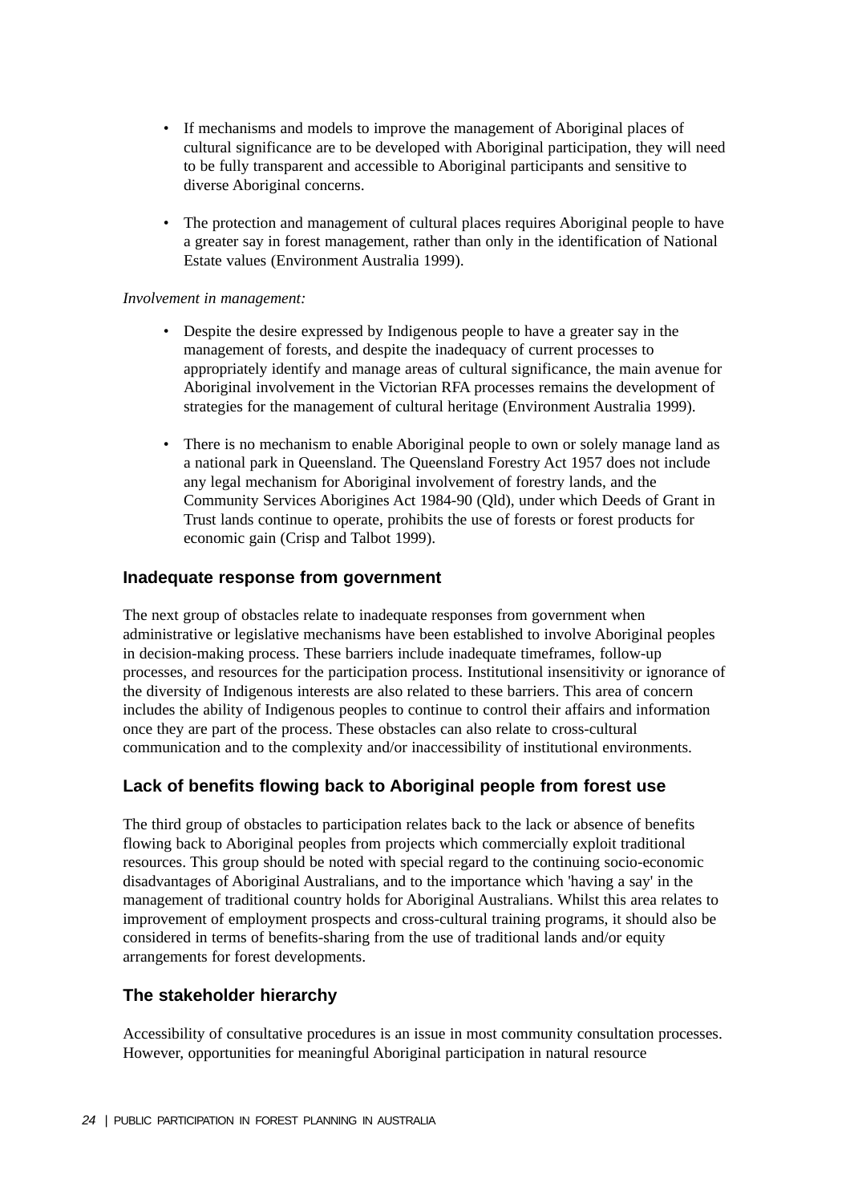- If mechanisms and models to improve the management of Aboriginal places of cultural significance are to be developed with Aboriginal participation, they will need to be fully transparent and accessible to Aboriginal participants and sensitive to diverse Aboriginal concerns.

- The protection and management of cultural places requires Aboriginal people to have a greater say in forest management, rather than only in the identification of National Estate values (Environment Australia 1999).

*Involvement in management:*

- Despite the desire expressed by Indigenous people to have a greater say in the management of forests, and despite the inadequacy of current processes to appropriately identify and manage areas of cultural significance, the main avenue for Aboriginal involvement in the Victorian RFA processes remains the development of strategies for the management of cultural heritage (Environment Australia 1999).

- There is no mechanism to enable Aboriginal people to own or solely manage land as a national park in Queensland. The Queensland Forestry Act 1957 does not include any legal mechanism for Aboriginal involvement of forestry lands, and the Community Services Aborigines Act 1984-90 (Qld), under which Deeds of Grant in Trust lands continue to operate, prohibits the use of forests or forest products for economic gain (Crisp and Talbot 1999).

## Inadequate response from government

The next group of obstacles relate to inadequate responses from government when administrative or legislative mechanisms have been established to involve Aboriginal peoples in decision-making process. These barriers include inadequate timeframes, follow-up processes, and resources for the participation process. Institutional insensitivity or ignorance of the diversity of Indigenous interests are also related to these barriers. This area of concern includes the ability of Indigenous peoples to continue to control their affairs and information once they are part of the process. These obstacles can also relate to cross-cultural communication and to the complexity and/or inaccessibility of institutional environments.

## Lack of benefits flowing back to Aboriginal people from forest use

The third group of obstacles to participation relates back to the lack or absence of benefits flowing back to Aboriginal peoples from projects which commercially exploit traditional resources. This group should be noted with special regard to the continuing socio-economic disadvantages of Aboriginal Australians, and to the importance which 'having a say' in the management of traditional country holds for Aboriginal Australians. Whilst this area relates to improvement of employment prospects and cross-cultural training programs, it should also be considered in terms of benefits-sharing from the use of traditional lands and/or equity arrangements for forest developments.

## The stakeholder hierarchy

Accessibility of consultative procedures is an issue in most community consultation processes. However, opportunities for meaningful Aboriginal participation in natural resource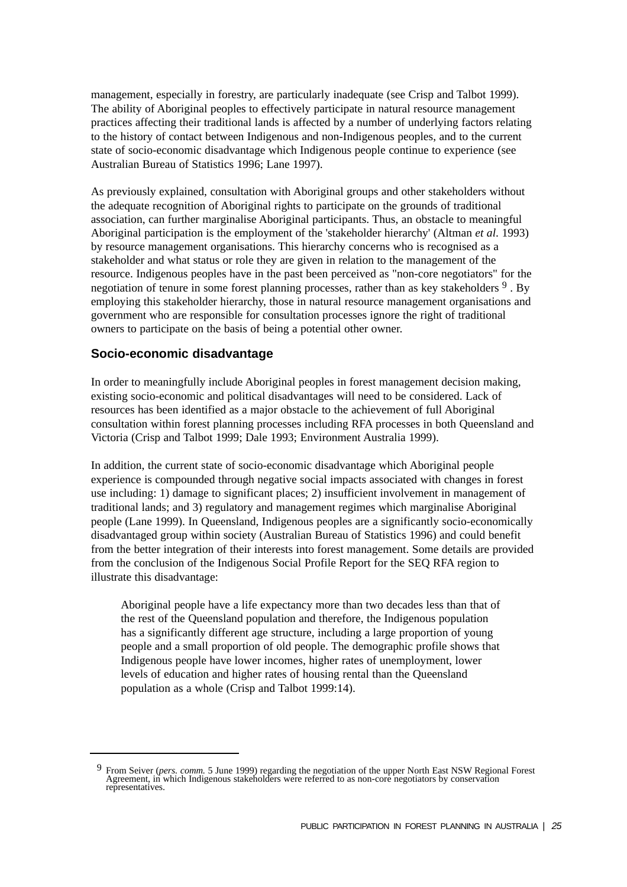management, especially in forestry, are particularly inadequate (see Crisp and Talbot 1999). The ability of Aboriginal peoples to effectively participate in natural resource management practices affecting their traditional lands is affected by a number of underlying factors relating to the history of contact between Indigenous and non-Indigenous peoples, and to the current state of socio-economic disadvantage which Indigenous people continue to experience (see Australian Bureau of Statistics 1996; Lane 1997).

As previously explained, consultation with Aboriginal groups and other stakeholders without the adequate recognition of Aboriginal rights to participate on the grounds of traditional association, can further marginalise Aboriginal participants. Thus, an obstacle to meaningful Aboriginal participation is the employment of the 'stakeholder hierarchy' (Altman *et al*. 1993) by resource management organisations. This hierarchy concerns who is recognised as a stakeholder and what status or role they are given in relation to the management of the resource. Indigenous peoples have in the past been perceived as "non-core negotiators" for the negotiation of tenure in some forest planning processes, rather than as key stakeholders [9]. By employing this stakeholder hierarchy, those in natural resource management organisations and government who are responsible for consultation processes ignore the right of traditional owners to participate on the basis of being a potential other owner.

## Socio-economic disadvantage

In order to meaningfully include Aboriginal peoples in forest management decision making, existing socio-economic and political disadvantages will need to be considered. Lack of resources has been identified as a major obstacle to the achievement of full Aboriginal consultation within forest planning processes including RFA processes in both Queensland and Victoria (Crisp and Talbot 1999; Dale 1993; Environment Australia 1999).

In addition, the current state of socio-economic disadvantage which Aboriginal people experience is compounded through negative social impacts associated with changes in forest use including: 1) damage to significant places; 2) insufficient involvement in management of traditional lands; and 3) regulatory and management regimes which marginalise Aboriginal people (Lane 1999). In Queensland, Indigenous peoples are a significantly socio-economically disadvantaged group within society (Australian Bureau of Statistics 1996) and could benefit from the better integration of their interests into forest management. Some details are provided from the conclusion of the Indigenous Social Profile Report for the SEQ RFA region to illustrate this disadvantage:

> Aboriginal people have a life expectancy more than two decades less than that of the rest of the Queensland population and therefore, the Indigenous population has a significantly different age structure, including a large proportion of young people and a small proportion of old people. The demographic profile shows that Indigenous people have lower incomes, higher rates of unemployment, lower levels of education and higher rates of housing rental than the Queensland population as a whole (Crisp and Talbot 1999:14).

---

[9] From Seiver (*pers. comm.* 5 June 1999) regarding the negotiation of the upper North East NSW Regional Forest Agreement, in which Indigenous stakeholders were referred to as non-core negotiators by conservation representatives.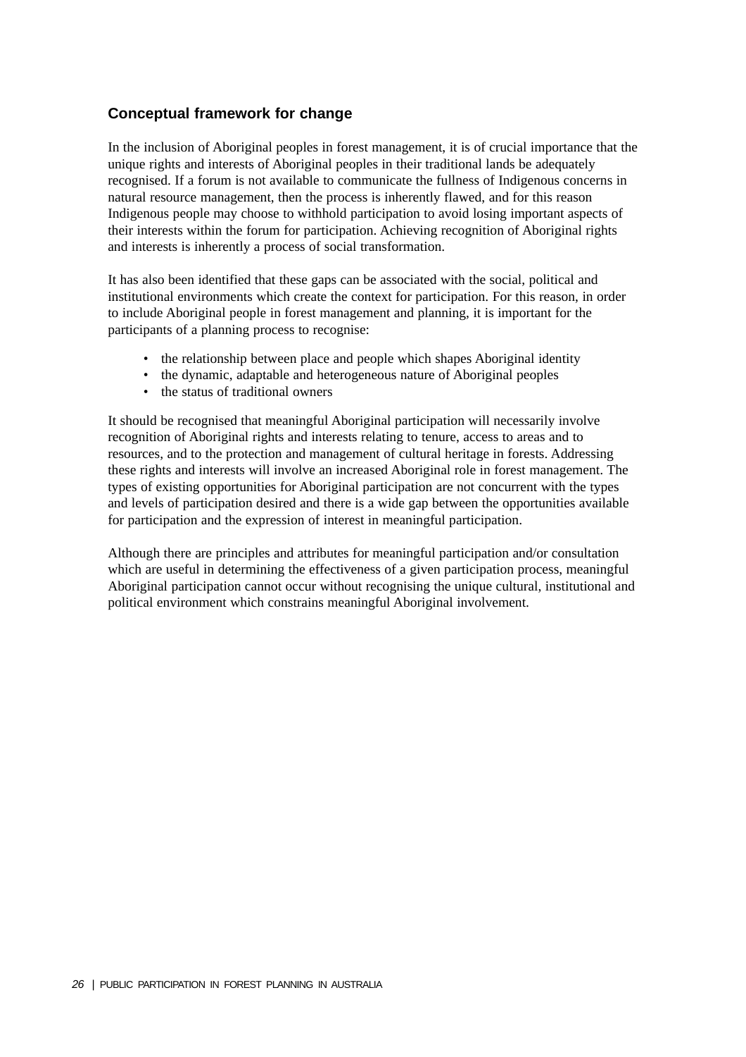### Conceptual framework for change

In the inclusion of Aboriginal peoples in forest management, it is of crucial importance that the unique rights and interests of Aboriginal peoples in their traditional lands be adequately recognised. If a forum is not available to communicate the fullness of Indigenous concerns in natural resource management, then the process is inherently flawed, and for this reason Indigenous people may choose to withhold participation to avoid losing important aspects of their interests within the forum for participation. Achieving recognition of Aboriginal rights and interests is inherently a process of social transformation.

It has also been identified that these gaps can be associated with the social, political and institutional environments which create the context for participation. For this reason, in order to include Aboriginal people in forest management and planning, it is important for the participants of a planning process to recognise:

- the relationship between place and people which shapes Aboriginal identity
- the dynamic, adaptable and heterogeneous nature of Aboriginal peoples
- the status of traditional owners

It should be recognised that meaningful Aboriginal participation will necessarily involve recognition of Aboriginal rights and interests relating to tenure, access to areas and to resources, and to the protection and management of cultural heritage in forests. Addressing these rights and interests will involve an increased Aboriginal role in forest management. The types of existing opportunities for Aboriginal participation are not concurrent with the types and levels of participation desired and there is a wide gap between the opportunities available for participation and the expression of interest in meaningful participation.

Although there are principles and attributes for meaningful participation and/or consultation which are useful in determining the effectiveness of a given participation process, meaningful Aboriginal participation cannot occur without recognising the unique cultural, institutional and political environment which constrains meaningful Aboriginal involvement.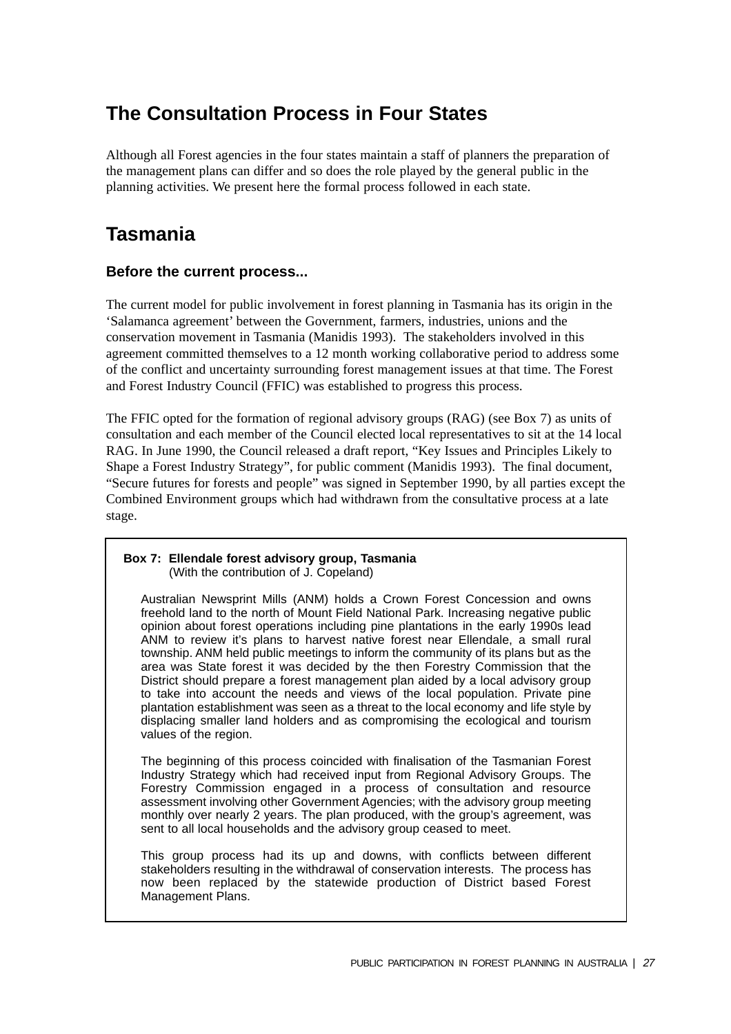## The Consultation Process in Four States

Although all Forest agencies in the four states maintain a staff of planners the preparation of the management plans can differ and so does the role played by the general public in the planning activities. We present here the formal process followed in each state.

## Tasmania

### Before the current process...

The current model for public involvement in forest planning in Tasmania has its origin in the ‘Salamanca agreement’ between the Government, farmers, industries, unions and the conservation movement in Tasmania (Manidis 1993). The stakeholders involved in this agreement committed themselves to a 12 month working collaborative period to address some of the conflict and uncertainty surrounding forest management issues at that time. The Forest and Forest Industry Council (FFIC) was established to progress this process.

The FFIC opted for the formation of regional advisory groups (RAG) (see Box 7) as units of consultation and each member of the Council elected local representatives to sit at the 14 local RAG. In June 1990, the Council released a draft report, “Key Issues and Principles Likely to Shape a Forest Industry Strategy”, for public comment (Manidis 1993). The final document, “Secure futures for forests and people” was signed in September 1990, by all parties except the Combined Environment groups which had withdrawn from the consultative process at a late stage.

> **Box 7: Ellendale forest advisory group, Tasmania**
> (With the contribution of J. Copeland)
>
> Australian Newsprint Mills (ANM) holds a Crown Forest Concession and owns freehold land to the north of Mount Field National Park. Increasing negative public opinion about forest operations including pine plantations in the early 1990s lead ANM to review it’s plans to harvest native forest near Ellendale, a small rural township. ANM held public meetings to inform the community of its plans but as the area was State forest it was decided by the then Forestry Commission that the District should prepare a forest management plan aided by a local advisory group to take into account the needs and views of the local population. Private pine plantation establishment was seen as a threat to the local economy and life style by displacing smaller land holders and as compromising the ecological and tourism values of the region.
>
> The beginning of this process coincided with finalisation of the Tasmanian Forest Industry Strategy which had received input from Regional Advisory Groups. The Forestry Commission engaged in a process of consultation and resource assessment involving other Government Agencies; with the advisory group meeting monthly over nearly 2 years. The plan produced, with the group’s agreement, was sent to all local households and the advisory group ceased to meet.
>
> This group process had its up and downs, with conflicts between different stakeholders resulting in the withdrawal of conservation interests. The process has now been replaced by the statewide production of District based Forest Management Plans.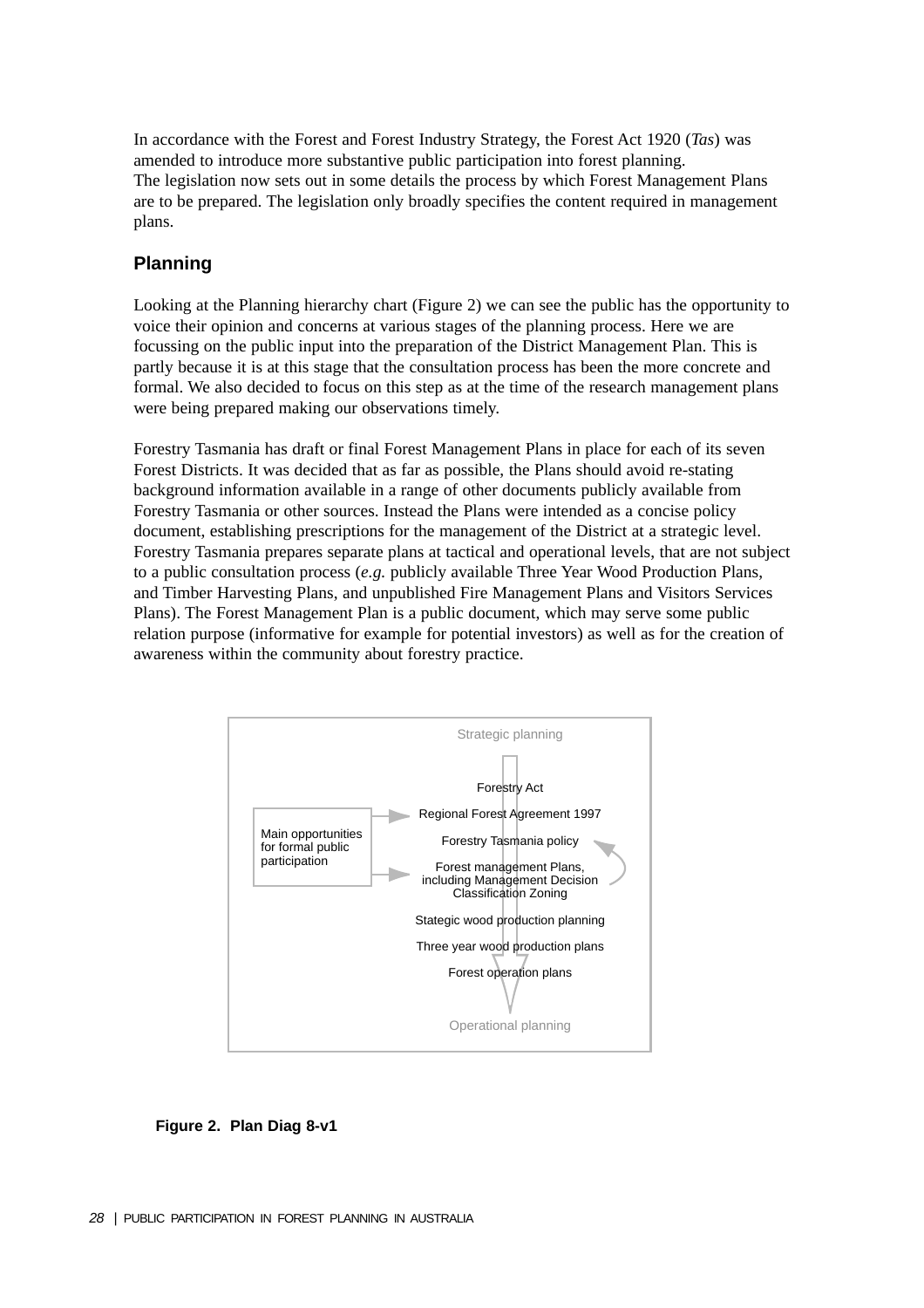In accordance with the Forest and Forest Industry Strategy, the Forest Act 1920 (*Tas*) was amended to introduce more substantive public participation into forest planning. The legislation now sets out in some details the process by which Forest Management Plans are to be prepared. The legislation only broadly specifies the content required in management plans.

## Planning

Looking at the Planning hierarchy chart (Figure 2) we can see the public has the opportunity to voice their opinion and concerns at various stages of the planning process. Here we are focussing on the public input into the preparation of the District Management Plan. This is partly because it is at this stage that the consultation process has been the more concrete and formal. We also decided to focus on this step as at the time of the research management plans were being prepared making our observations timely.

Forestry Tasmania has draft or final Forest Management Plans in place for each of its seven Forest Districts. It was decided that as far as possible, the Plans should avoid re-stating background information available in a range of other documents publicly available from Forestry Tasmania or other sources. Instead the Plans were intended as a concise policy document, establishing prescriptions for the management of the District at a strategic level. Forestry Tasmania prepares separate plans at tactical and operational levels, that are not subject to a public consultation process (*e.g.* publicly available Three Year Wood Production Plans, and Timber Harvesting Plans, and unpublished Fire Management Plans and Visitors Services Plans). The Forest Management Plan is a public document, which may serve some public relation purpose (informative for example for potential investors) as well as for the creation of awareness within the community about forestry practice.

Strategic planning

- Forestry Act
- Regional Forest Agreement 1997
- Forestry Tasmania policy
- Forest management Plans, including Management Decision Classification Zoning
- Stategic wood production planning
- Three year wood production plans
- Forest operation plans

Operational planning

Main opportunities for formal public participation

**Figure 2. Plan Diag 8-v1**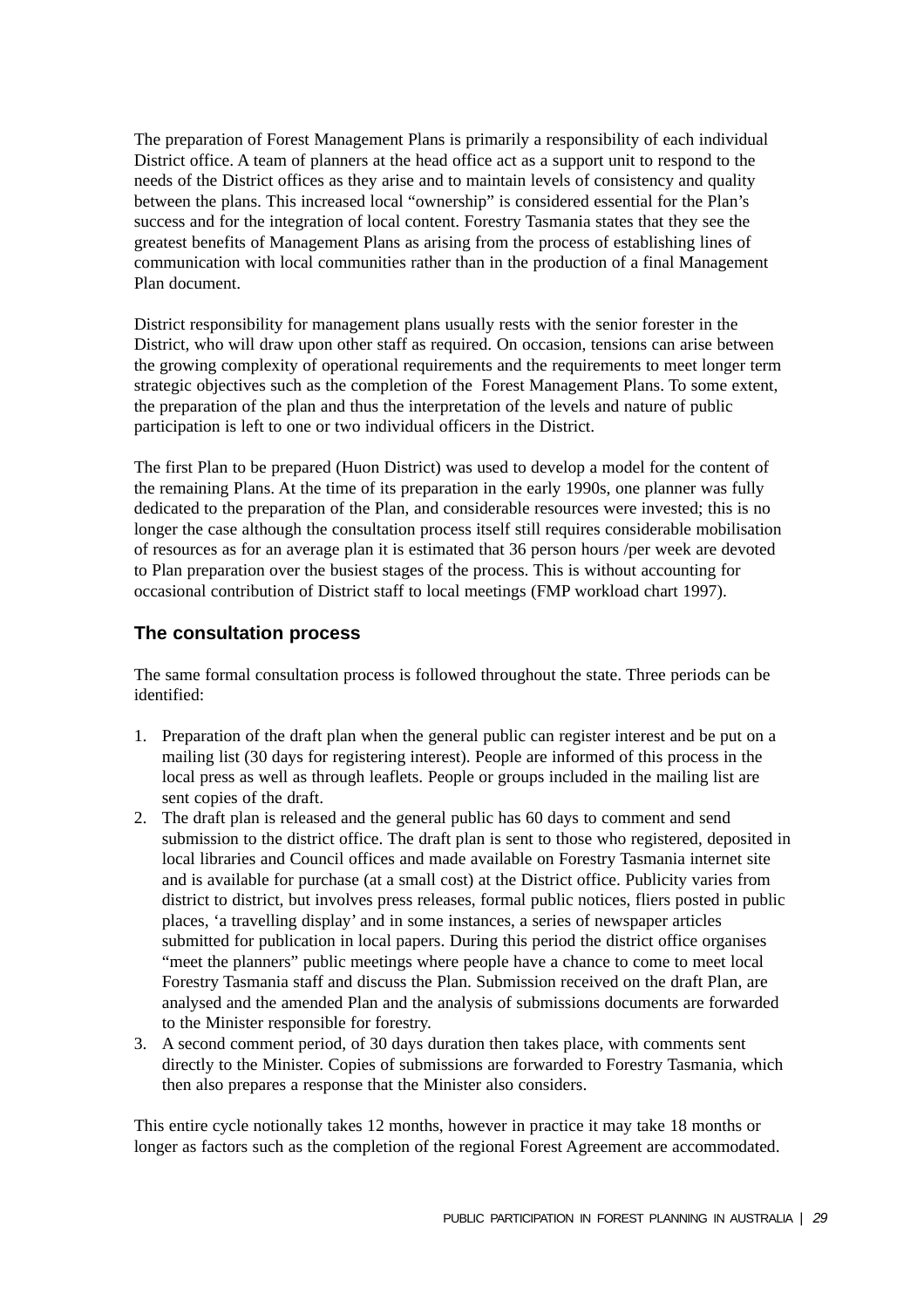The preparation of Forest Management Plans is primarily a responsibility of each individual District office. A team of planners at the head office act as a support unit to respond to the needs of the District offices as they arise and to maintain levels of consistency and quality between the plans. This increased local "ownership" is considered essential for the Plan's success and for the integration of local content. Forestry Tasmania states that they see the greatest benefits of Management Plans as arising from the process of establishing lines of communication with local communities rather than in the production of a final Management Plan document.

District responsibility for management plans usually rests with the senior forester in the District, who will draw upon other staff as required. On occasion, tensions can arise between the growing complexity of operational requirements and the requirements to meet longer term strategic objectives such as the completion of the Forest Management Plans. To some extent, the preparation of the plan and thus the interpretation of the levels and nature of public participation is left to one or two individual officers in the District.

The first Plan to be prepared (Huon District) was used to develop a model for the content of the remaining Plans. At the time of its preparation in the early 1990s, one planner was fully dedicated to the preparation of the Plan, and considerable resources were invested; this is no longer the case although the consultation process itself still requires considerable mobilisation of resources as for an average plan it is estimated that 36 person hours /per week are devoted to Plan preparation over the busiest stages of the process. This is without accounting for occasional contribution of District staff to local meetings (FMP workload chart 1997).

## The consultation process

The same formal consultation process is followed throughout the state. Three periods can be identified:

1. Preparation of the draft plan when the general public can register interest and be put on a mailing list (30 days for registering interest). People are informed of this process in the local press as well as through leaflets. People or groups included in the mailing list are sent copies of the draft.
2. The draft plan is released and the general public has 60 days to comment and send submission to the district office. The draft plan is sent to those who registered, deposited in local libraries and Council offices and made available on Forestry Tasmania internet site and is available for purchase (at a small cost) at the District office. Publicity varies from district to district, but involves press releases, formal public notices, fliers posted in public places, 'a travelling display' and in some instances, a series of newspaper articles submitted for publication in local papers. During this period the district office organises "meet the planners" public meetings where people have a chance to come to meet local Forestry Tasmania staff and discuss the Plan. Submission received on the draft Plan, are analysed and the amended Plan and the analysis of submissions documents are forwarded to the Minister responsible for forestry.
3. A second comment period, of 30 days duration then takes place, with comments sent directly to the Minister. Copies of submissions are forwarded to Forestry Tasmania, which then also prepares a response that the Minister also considers.

This entire cycle notionally takes 12 months, however in practice it may take 18 months or longer as factors such as the completion of the regional Forest Agreement are accommodated.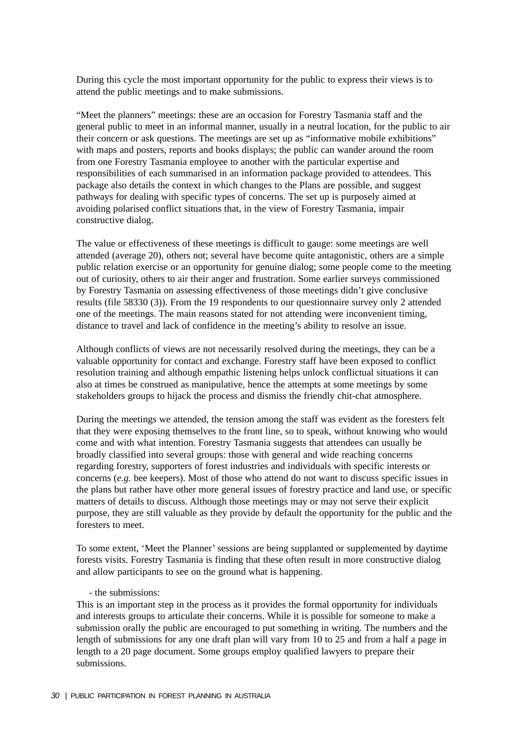During this cycle the most important opportunity for the public to express their views is to attend the public meetings and to make submissions.

“Meet the planners” meetings: these are an occasion for Forestry Tasmania staff and the general public to meet in an informal manner, usually in a neutral location, for the public to air their concern or ask questions. The meetings are set up as “informative mobile exhibitions” with maps and posters, reports and books displays; the public can wander around the room from one Forestry Tasmania employee to another with the particular expertise and responsibilities of each summarised in an information package provided to attendees. This package also details the context in which changes to the Plans are possible, and suggest pathways for dealing with specific types of concerns. The set up is purposely aimed at avoiding polarised conflict situations that, in the view of Forestry Tasmania, impair constructive dialog.

The value or effectiveness of these meetings is difficult to gauge: some meetings are well attended (average 20), others not; several have become quite antagonistic, others are a simple public relation exercise or an opportunity for genuine dialog; some people come to the meeting out of curiosity, others to air their anger and frustration. Some earlier surveys commissioned by Forestry Tasmania on assessing effectiveness of those meetings didn’t give conclusive results (file 58330 (3)). From the 19 respondents to our questionnaire survey only 2 attended one of the meetings. The main reasons stated for not attending were inconvenient timing, distance to travel and lack of confidence in the meeting’s ability to resolve an issue.

Although conflicts of views are not necessarily resolved during the meetings, they can be a valuable opportunity for contact and exchange. Forestry staff have been exposed to conflict resolution training and although empathic listening helps unlock conflictual situations it can also at times be construed as manipulative, hence the attempts at some meetings by some stakeholders groups to hijack the process and dismiss the friendly chit-chat atmosphere.

During the meetings we attended, the tension among the staff was evident as the foresters felt that they were exposing themselves to the front line, so to speak, without knowing who would come and with what intention. Forestry Tasmania suggests that attendees can usually be broadly classified into several groups: those with general and wide reaching concerns regarding forestry, supporters of forest industries and individuals with specific interests or concerns (*e.g.* bee keepers). Most of those who attend do not want to discuss specific issues in the plans but rather have other more general issues of forestry practice and land use, or specific matters of details to discuss. Although those meetings may or may not serve their explicit purpose, they are still valuable as they provide by default the opportunity for the public and the foresters to meet.

To some extent, ‘Meet the Planner’ sessions are being supplanted or supplemented by daytime forests visits. Forestry Tasmania is finding that these often result in more constructive dialog and allow participants to see on the ground what is happening.

- the submissions:

This is an important step in the process as it provides the formal opportunity for individuals and interests groups to articulate their concerns. While it is possible for someone to make a submission orally the public are encouraged to put something in writing. The numbers and the length of submissions for any one draft plan will vary from 10 to 25 and from a half a page in length to a 20 page document. Some groups employ qualified lawyers to prepare their submissions.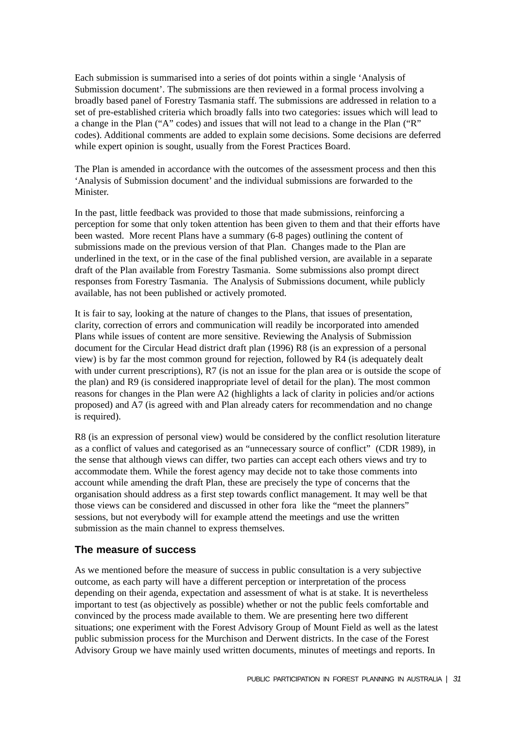Each submission is summarised into a series of dot points within a single 'Analysis of Submission document'. The submissions are then reviewed in a formal process involving a broadly based panel of Forestry Tasmania staff. The submissions are addressed in relation to a set of pre-established criteria which broadly falls into two categories: issues which will lead to a change in the Plan ("A" codes) and issues that will not lead to a change in the Plan ("R" codes). Additional comments are added to explain some decisions. Some decisions are deferred while expert opinion is sought, usually from the Forest Practices Board.

The Plan is amended in accordance with the outcomes of the assessment process and then this 'Analysis of Submission document' and the individual submissions are forwarded to the Minister.

In the past, little feedback was provided to those that made submissions, reinforcing a perception for some that only token attention has been given to them and that their efforts have been wasted. More recent Plans have a summary (6-8 pages) outlining the content of submissions made on the previous version of that Plan. Changes made to the Plan are underlined in the text, or in the case of the final published version, are available in a separate draft of the Plan available from Forestry Tasmania. Some submissions also prompt direct responses from Forestry Tasmania. The Analysis of Submissions document, while publicly available, has not been published or actively promoted.

It is fair to say, looking at the nature of changes to the Plans, that issues of presentation, clarity, correction of errors and communication will readily be incorporated into amended Plans while issues of content are more sensitive. Reviewing the Analysis of Submission document for the Circular Head district draft plan (1996) R8 (is an expression of a personal view) is by far the most common ground for rejection, followed by R4 (is adequately dealt with under current prescriptions), R7 (is not an issue for the plan area or is outside the scope of the plan) and R9 (is considered inappropriate level of detail for the plan). The most common reasons for changes in the Plan were A2 (highlights a lack of clarity in policies and/or actions proposed) and A7 (is agreed with and Plan already caters for recommendation and no change is required).

R8 (is an expression of personal view) would be considered by the conflict resolution literature as a conflict of values and categorised as an "unnecessary source of conflict" (CDR 1989), in the sense that although views can differ, two parties can accept each others views and try to accommodate them. While the forest agency may decide not to take those comments into account while amending the draft Plan, these are precisely the type of concerns that the organisation should address as a first step towards conflict management. It may well be that those views can be considered and discussed in other fora like the "meet the planners" sessions, but not everybody will for example attend the meetings and use the written submission as the main channel to express themselves.

## The measure of success

As we mentioned before the measure of success in public consultation is a very subjective outcome, as each party will have a different perception or interpretation of the process depending on their agenda, expectation and assessment of what is at stake. It is nevertheless important to test (as objectively as possible) whether or not the public feels comfortable and convinced by the process made available to them. We are presenting here two different situations; one experiment with the Forest Advisory Group of Mount Field as well as the latest public submission process for the Murchison and Derwent districts. In the case of the Forest Advisory Group we have mainly used written documents, minutes of meetings and reports. In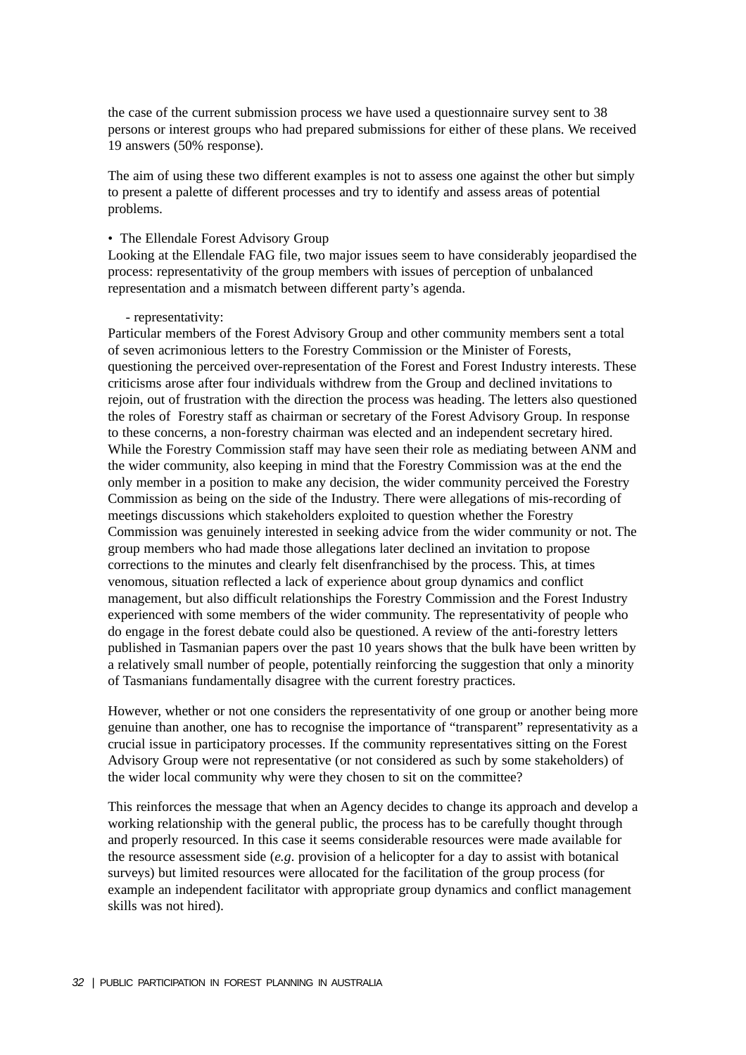the case of the current submission process we have used a questionnaire survey sent to 38 persons or interest groups who had prepared submissions for either of these plans. We received 19 answers (50% response).

The aim of using these two different examples is not to assess one against the other but simply to present a palette of different processes and try to identify and assess areas of potential problems.

- The Ellendale Forest Advisory Group

Looking at the Ellendale FAG file, two major issues seem to have considerably jeopardised the process: representativity of the group members with issues of perception of unbalanced representation and a mismatch between different party's agenda.

- representativity:

Particular members of the Forest Advisory Group and other community members sent a total of seven acrimonious letters to the Forestry Commission or the Minister of Forests, questioning the perceived over-representation of the Forest and Forest Industry interests. These criticisms arose after four individuals withdrew from the Group and declined invitations to rejoin, out of frustration with the direction the process was heading. The letters also questioned the roles of Forestry staff as chairman or secretary of the Forest Advisory Group. In response to these concerns, a non-forestry chairman was elected and an independent secretary hired. While the Forestry Commission staff may have seen their role as mediating between ANM and the wider community, also keeping in mind that the Forestry Commission was at the end the only member in a position to make any decision, the wider community perceived the Forestry Commission as being on the side of the Industry. There were allegations of mis-recording of meetings discussions which stakeholders exploited to question whether the Forestry Commission was genuinely interested in seeking advice from the wider community or not. The group members who had made those allegations later declined an invitation to propose corrections to the minutes and clearly felt disenfranchised by the process. This, at times venomous, situation reflected a lack of experience about group dynamics and conflict management, but also difficult relationships the Forestry Commission and the Forest Industry experienced with some members of the wider community. The representativity of people who do engage in the forest debate could also be questioned. A review of the anti-forestry letters published in Tasmanian papers over the past 10 years shows that the bulk have been written by a relatively small number of people, potentially reinforcing the suggestion that only a minority of Tasmanians fundamentally disagree with the current forestry practices.

However, whether or not one considers the representativity of one group or another being more genuine than another, one has to recognise the importance of "transparent" representativity as a crucial issue in participatory processes. If the community representatives sitting on the Forest Advisory Group were not representative (or not considered as such by some stakeholders) of the wider local community why were they chosen to sit on the committee?

This reinforces the message that when an Agency decides to change its approach and develop a working relationship with the general public, the process has to be carefully thought through and properly resourced. In this case it seems considerable resources were made available for the resource assessment side (*e.g.* provision of a helicopter for a day to assist with botanical surveys) but limited resources were allocated for the facilitation of the group process (for example an independent facilitator with appropriate group dynamics and conflict management skills was not hired).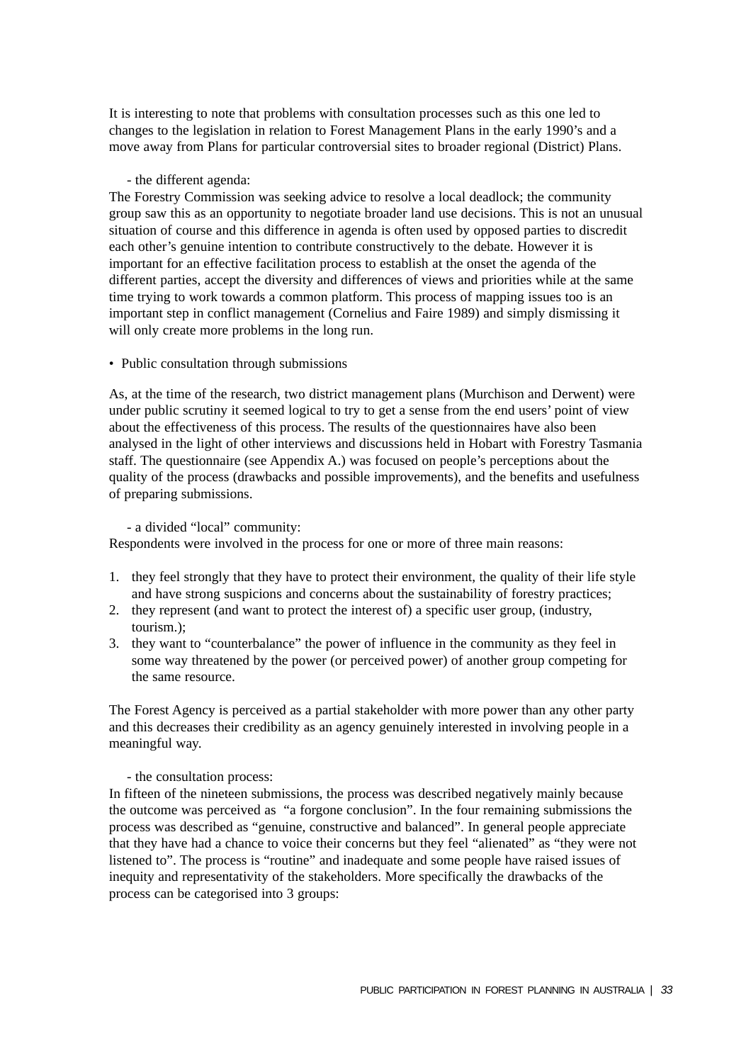It is interesting to note that problems with consultation processes such as this one led to changes to the legislation in relation to Forest Management Plans in the early 1990's and a move away from Plans for particular controversial sites to broader regional (District) Plans.

- the different agenda:

The Forestry Commission was seeking advice to resolve a local deadlock; the community group saw this as an opportunity to negotiate broader land use decisions. This is not an unusual situation of course and this difference in agenda is often used by opposed parties to discredit each other's genuine intention to contribute constructively to the debate. However it is important for an effective facilitation process to establish at the onset the agenda of the different parties, accept the diversity and differences of views and priorities while at the same time trying to work towards a common platform. This process of mapping issues too is an important step in conflict management (Cornelius and Faire 1989) and simply dismissing it will only create more problems in the long run.

- Public consultation through submissions

As, at the time of the research, two district management plans (Murchison and Derwent) were under public scrutiny it seemed logical to try to get a sense from the end users' point of view about the effectiveness of this process. The results of the questionnaires have also been analysed in the light of other interviews and discussions held in Hobart with Forestry Tasmania staff. The questionnaire (see Appendix A.) was focused on people's perceptions about the quality of the process (drawbacks and possible improvements), and the benefits and usefulness of preparing submissions.

- a divided "local" community:

Respondents were involved in the process for one or more of three main reasons:

1. they feel strongly that they have to protect their environment, the quality of their life style and have strong suspicions and concerns about the sustainability of forestry practices;
2. they represent (and want to protect the interest of) a specific user group, (industry, tourism.);
3. they want to "counterbalance" the power of influence in the community as they feel in some way threatened by the power (or perceived power) of another group competing for the same resource.

The Forest Agency is perceived as a partial stakeholder with more power than any other party and this decreases their credibility as an agency genuinely interested in involving people in a meaningful way.

- the consultation process:

In fifteen of the nineteen submissions, the process was described negatively mainly because the outcome was perceived as "a forgone conclusion". In the four remaining submissions the process was described as "genuine, constructive and balanced". In general people appreciate that they have had a chance to voice their concerns but they feel "alienated" as "they were not listened to". The process is "routine" and inadequate and some people have raised issues of inequity and representativity of the stakeholders. More specifically the drawbacks of the process can be categorised into 3 groups: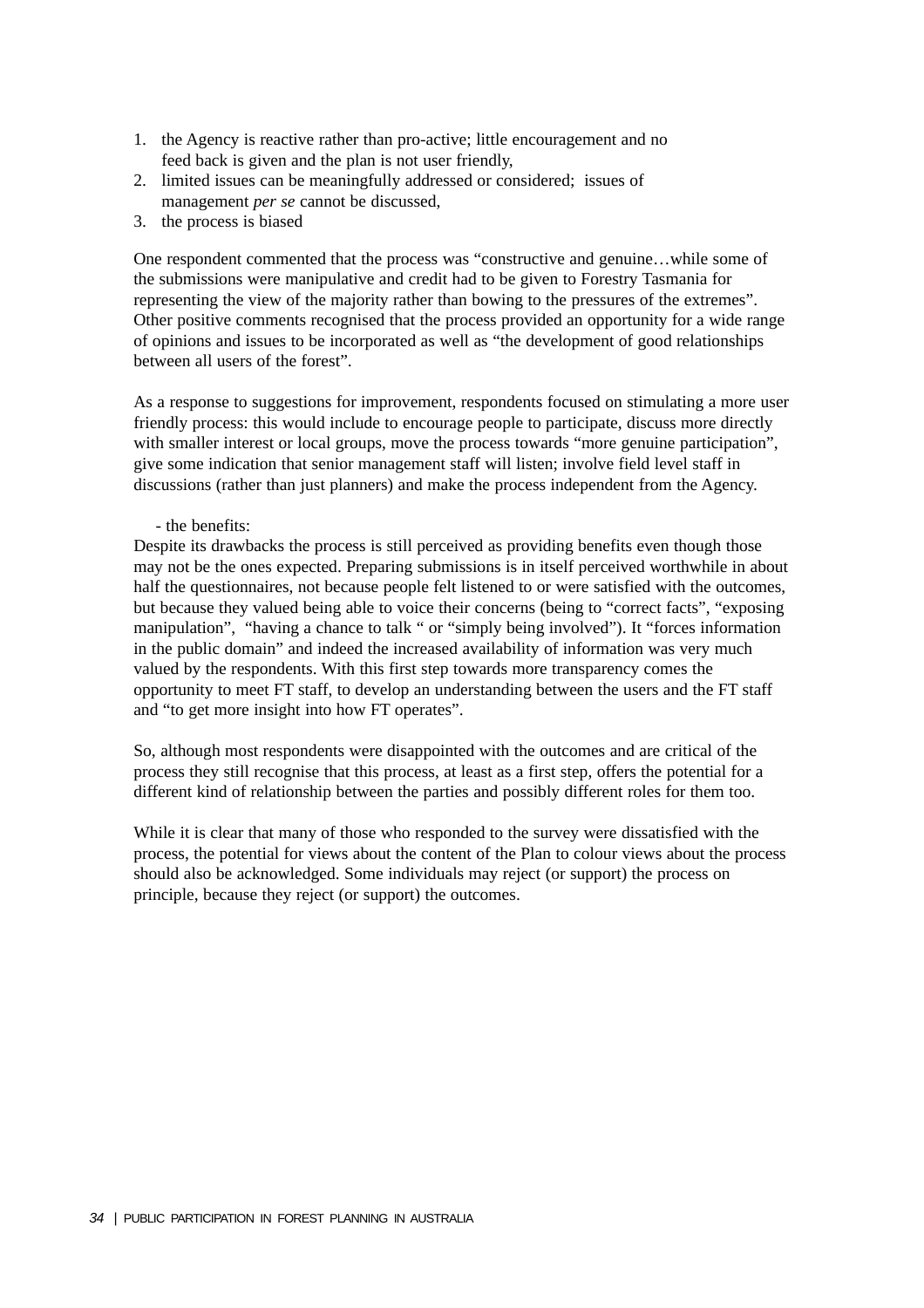1. the Agency is reactive rather than pro-active; little encouragement and no feed back is given and the plan is not user friendly,
2. limited issues can be meaningfully addressed or considered; issues of management *per se* cannot be discussed,
3. the process is biased

One respondent commented that the process was "constructive and genuine…while some of the submissions were manipulative and credit had to be given to Forestry Tasmania for representing the view of the majority rather than bowing to the pressures of the extremes". Other positive comments recognised that the process provided an opportunity for a wide range of opinions and issues to be incorporated as well as "the development of good relationships between all users of the forest".

As a response to suggestions for improvement, respondents focused on stimulating a more user friendly process: this would include to encourage people to participate, discuss more directly with smaller interest or local groups, move the process towards "more genuine participation", give some indication that senior management staff will listen; involve field level staff in discussions (rather than just planners) and make the process independent from the Agency.

- the benefits:

Despite its drawbacks the process is still perceived as providing benefits even though those may not be the ones expected. Preparing submissions is in itself perceived worthwhile in about half the questionnaires, not because people felt listened to or were satisfied with the outcomes, but because they valued being able to voice their concerns (being to "correct facts", "exposing manipulation", "having a chance to talk " or "simply being involved"). It "forces information in the public domain" and indeed the increased availability of information was very much valued by the respondents. With this first step towards more transparency comes the opportunity to meet FT staff, to develop an understanding between the users and the FT staff and "to get more insight into how FT operates".

So, although most respondents were disappointed with the outcomes and are critical of the process they still recognise that this process, at least as a first step, offers the potential for a different kind of relationship between the parties and possibly different roles for them too.

While it is clear that many of those who responded to the survey were dissatisfied with the process, the potential for views about the content of the Plan to colour views about the process should also be acknowledged. Some individuals may reject (or support) the process on principle, because they reject (or support) the outcomes.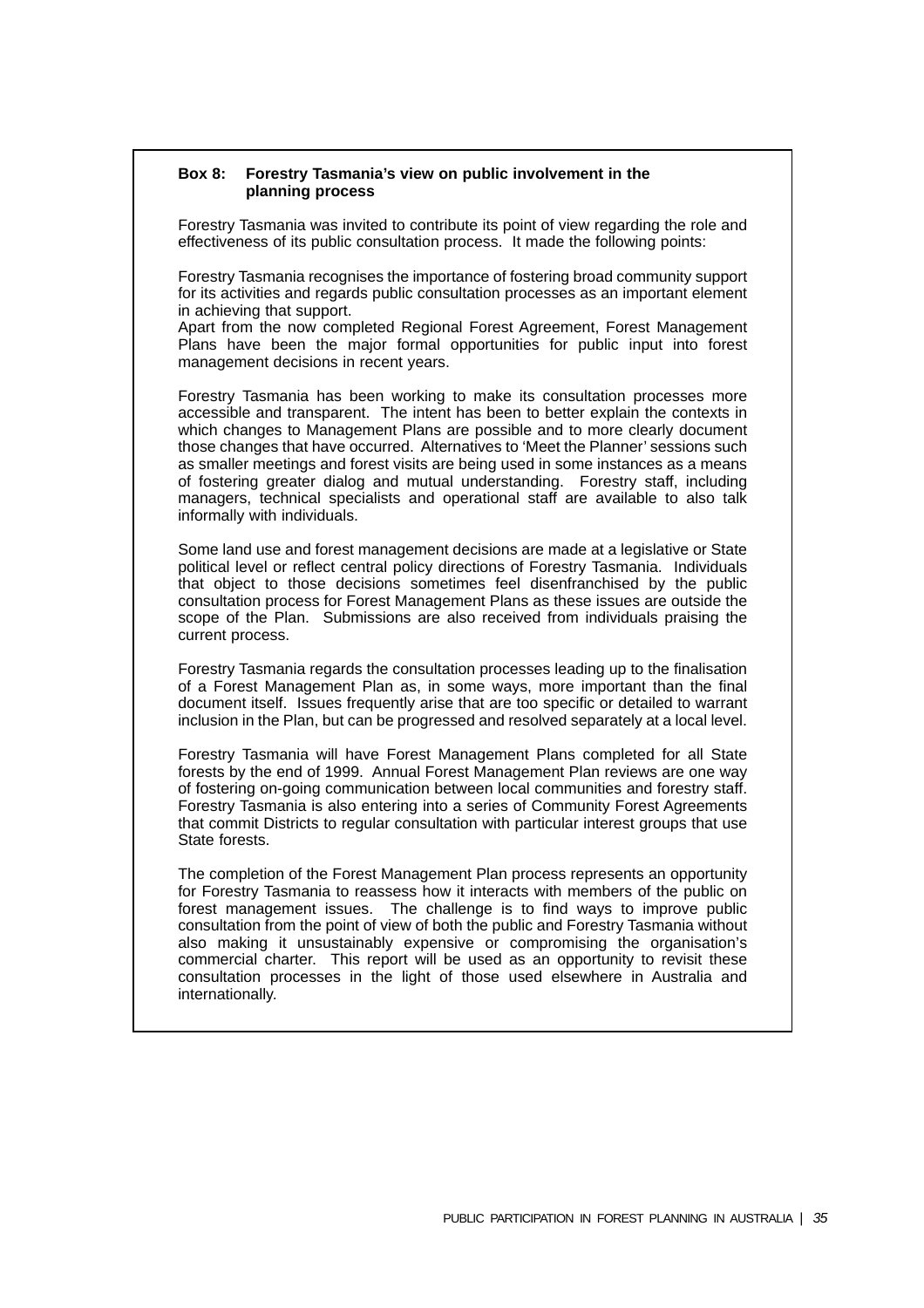**Box 8: Forestry Tasmania's view on public involvement in the planning process**

Forestry Tasmania was invited to contribute its point of view regarding the role and effectiveness of its public consultation process. It made the following points:

Forestry Tasmania recognises the importance of fostering broad community support for its activities and regards public consultation processes as an important element in achieving that support.
Apart from the now completed Regional Forest Agreement, Forest Management Plans have been the major formal opportunities for public input into forest management decisions in recent years.

Forestry Tasmania has been working to make its consultation processes more accessible and transparent. The intent has been to better explain the contexts in which changes to Management Plans are possible and to more clearly document those changes that have occurred. Alternatives to 'Meet the Planner' sessions such as smaller meetings and forest visits are being used in some instances as a means of fostering greater dialog and mutual understanding. Forestry staff, including managers, technical specialists and operational staff are available to also talk informally with individuals.

Some land use and forest management decisions are made at a legislative or State political level or reflect central policy directions of Forestry Tasmania. Individuals that object to those decisions sometimes feel disenfranchised by the public consultation process for Forest Management Plans as these issues are outside the scope of the Plan. Submissions are also received from individuals praising the current process.

Forestry Tasmania regards the consultation processes leading up to the finalisation of a Forest Management Plan as, in some ways, more important than the final document itself. Issues frequently arise that are too specific or detailed to warrant inclusion in the Plan, but can be progressed and resolved separately at a local level.

Forestry Tasmania will have Forest Management Plans completed for all State forests by the end of 1999. Annual Forest Management Plan reviews are one way of fostering on-going communication between local communities and forestry staff. Forestry Tasmania is also entering into a series of Community Forest Agreements that commit Districts to regular consultation with particular interest groups that use State forests.

The completion of the Forest Management Plan process represents an opportunity for Forestry Tasmania to reassess how it interacts with members of the public on forest management issues. The challenge is to find ways to improve public consultation from the point of view of both the public and Forestry Tasmania without also making it unsustainably expensive or compromising the organisation's commercial charter. This report will be used as an opportunity to revisit these consultation processes in the light of those used elsewhere in Australia and internationally.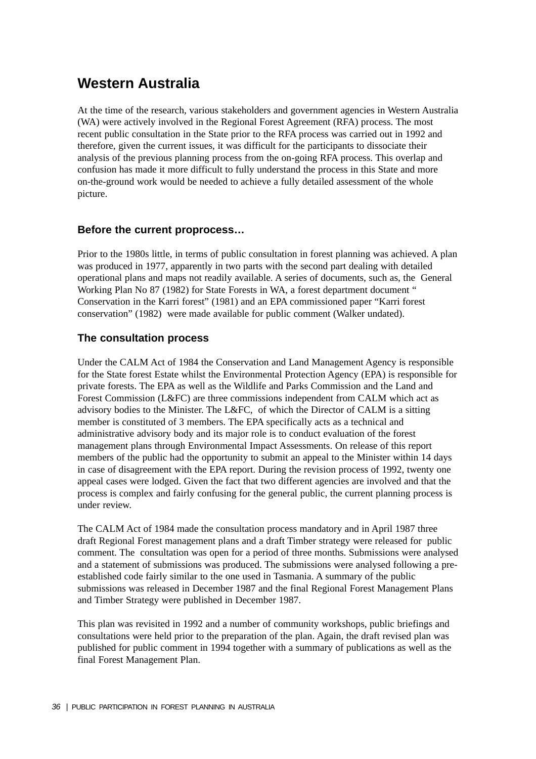## Western Australia

At the time of the research, various stakeholders and government agencies in Western Australia (WA) were actively involved in the Regional Forest Agreement (RFA) process. The most recent public consultation in the State prior to the RFA process was carried out in 1992 and therefore, given the current issues, it was difficult for the participants to dissociate their analysis of the previous planning process from the on-going RFA process. This overlap and confusion has made it more difficult to fully understand the process in this State and more on-the-ground work would be needed to achieve a fully detailed assessment of the whole picture.

### Before the current proprocess…

Prior to the 1980s little, in terms of public consultation in forest planning was achieved. A plan was produced in 1977, apparently in two parts with the second part dealing with detailed operational plans and maps not readily available. A series of documents, such as, the General Working Plan No 87 (1982) for State Forests in WA, a forest department document " Conservation in the Karri forest" (1981) and an EPA commissioned paper "Karri forest conservation" (1982) were made available for public comment (Walker undated).

### The consultation process

Under the CALM Act of 1984 the Conservation and Land Management Agency is responsible for the State forest Estate whilst the Environmental Protection Agency (EPA) is responsible for private forests. The EPA as well as the Wildlife and Parks Commission and the Land and Forest Commission (L&FC) are three commissions independent from CALM which act as advisory bodies to the Minister. The L&FC, of which the Director of CALM is a sitting member is constituted of 3 members. The EPA specifically acts as a technical and administrative advisory body and its major role is to conduct evaluation of the forest management plans through Environmental Impact Assessments. On release of this report members of the public had the opportunity to submit an appeal to the Minister within 14 days in case of disagreement with the EPA report. During the revision process of 1992, twenty one appeal cases were lodged. Given the fact that two different agencies are involved and that the process is complex and fairly confusing for the general public, the current planning process is under review.

The CALM Act of 1984 made the consultation process mandatory and in April 1987 three draft Regional Forest management plans and a draft Timber strategy were released for public comment. The consultation was open for a period of three months. Submissions were analysed and a statement of submissions was produced. The submissions were analysed following a pre-established code fairly similar to the one used in Tasmania. A summary of the public submissions was released in December 1987 and the final Regional Forest Management Plans and Timber Strategy were published in December 1987.

This plan was revisited in 1992 and a number of community workshops, public briefings and consultations were held prior to the preparation of the plan. Again, the draft revised plan was published for public comment in 1994 together with a summary of publications as well as the final Forest Management Plan.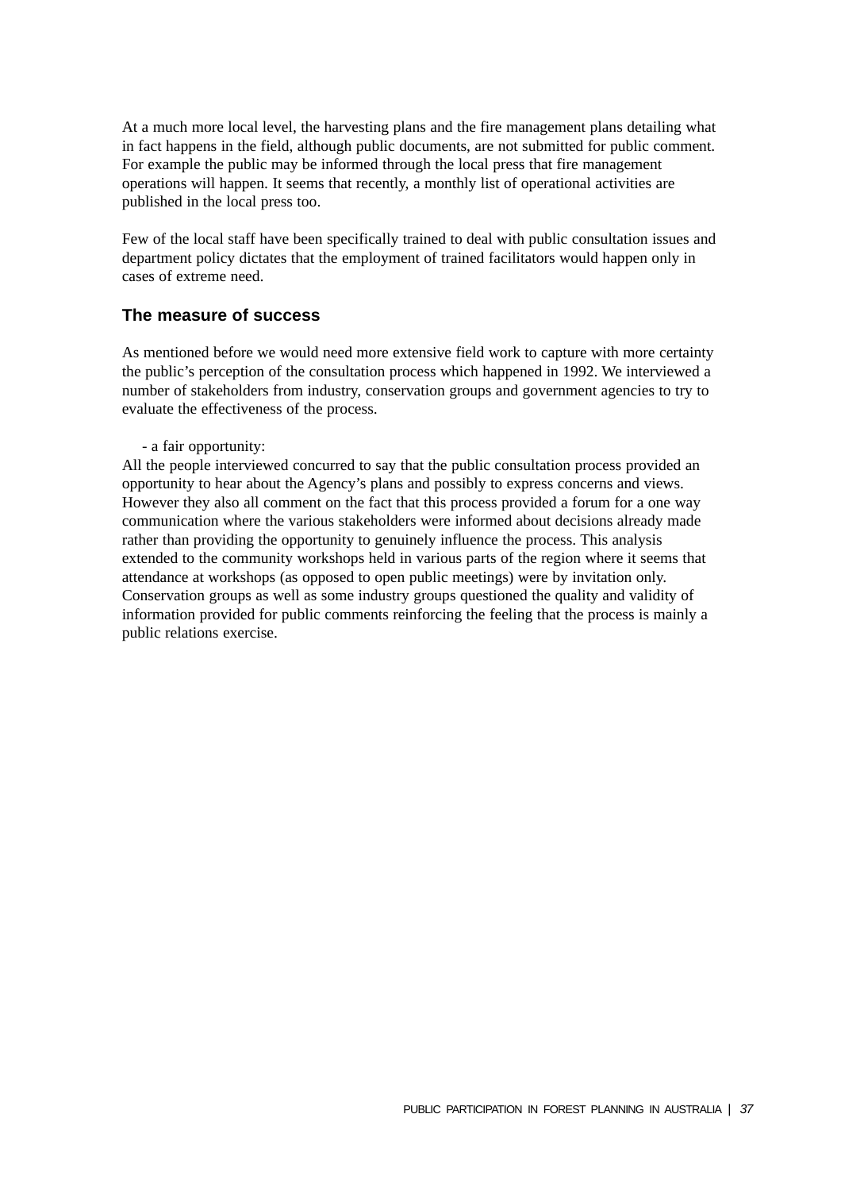At a much more local level, the harvesting plans and the fire management plans detailing what in fact happens in the field, although public documents, are not submitted for public comment. For example the public may be informed through the local press that fire management operations will happen. It seems that recently, a monthly list of operational activities are published in the local press too.

Few of the local staff have been specifically trained to deal with public consultation issues and department policy dictates that the employment of trained facilitators would happen only in cases of extreme need.

### The measure of success

As mentioned before we would need more extensive field work to capture with more certainty the public's perception of the consultation process which happened in 1992. We interviewed a number of stakeholders from industry, conservation groups and government agencies to try to evaluate the effectiveness of the process.

- a fair opportunity:

All the people interviewed concurred to say that the public consultation process provided an opportunity to hear about the Agency's plans and possibly to express concerns and views. However they also all comment on the fact that this process provided a forum for a one way communication where the various stakeholders were informed about decisions already made rather than providing the opportunity to genuinely influence the process. This analysis extended to the community workshops held in various parts of the region where it seems that attendance at workshops (as opposed to open public meetings) were by invitation only. Conservation groups as well as some industry groups questioned the quality and validity of information provided for public comments reinforcing the feeling that the process is mainly a public relations exercise.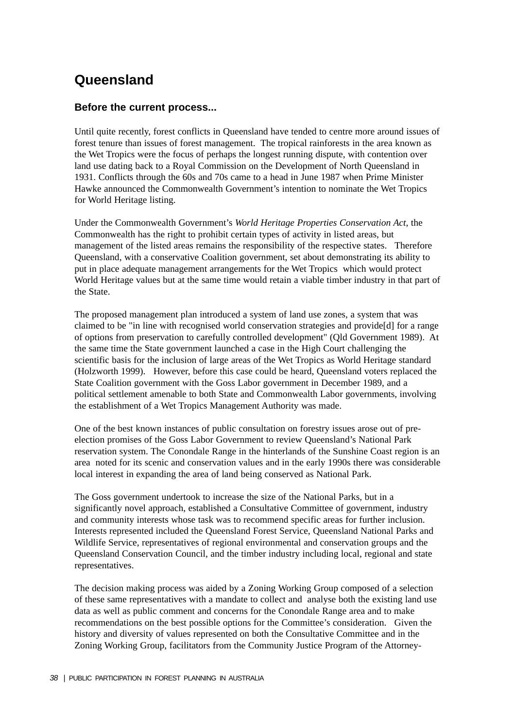# Queensland

## Before the current process...

Until quite recently, forest conflicts in Queensland have tended to centre more around issues of forest tenure than issues of forest management. The tropical rainforests in the area known as the Wet Tropics were the focus of perhaps the longest running dispute, with contention over land use dating back to a Royal Commission on the Development of North Queensland in 1931. Conflicts through the 60s and 70s came to a head in June 1987 when Prime Minister Hawke announced the Commonwealth Government's intention to nominate the Wet Tropics for World Heritage listing.

Under the Commonwealth Government's *World Heritage Properties Conservation Act*, the Commonwealth has the right to prohibit certain types of activity in listed areas, but management of the listed areas remains the responsibility of the respective states. Therefore Queensland, with a conservative Coalition government, set about demonstrating its ability to put in place adequate management arrangements for the Wet Tropics which would protect World Heritage values but at the same time would retain a viable timber industry in that part of the State.

The proposed management plan introduced a system of land use zones, a system that was claimed to be "in line with recognised world conservation strategies and provide[d] for a range of options from preservation to carefully controlled development" (Qld Government 1989). At the same time the State government launched a case in the High Court challenging the scientific basis for the inclusion of large areas of the Wet Tropics as World Heritage standard (Holzworth 1999). However, before this case could be heard, Queensland voters replaced the State Coalition government with the Goss Labor government in December 1989, and a political settlement amenable to both State and Commonwealth Labor governments, involving the establishment of a Wet Tropics Management Authority was made.

One of the best known instances of public consultation on forestry issues arose out of pre-election promises of the Goss Labor Government to review Queensland's National Park reservation system. The Conondale Range in the hinterlands of the Sunshine Coast region is an area noted for its scenic and conservation values and in the early 1990s there was considerable local interest in expanding the area of land being conserved as National Park.

The Goss government undertook to increase the size of the National Parks, but in a significantly novel approach, established a Consultative Committee of government, industry and community interests whose task was to recommend specific areas for further inclusion. Interests represented included the Queensland Forest Service, Queensland National Parks and Wildlife Service, representatives of regional environmental and conservation groups and the Queensland Conservation Council, and the timber industry including local, regional and state representatives.

The decision making process was aided by a Zoning Working Group composed of a selection of these same representatives with a mandate to collect and analyse both the existing land use data as well as public comment and concerns for the Conondale Range area and to make recommendations on the best possible options for the Committee's consideration. Given the history and diversity of values represented on both the Consultative Committee and in the Zoning Working Group, facilitators from the Community Justice Program of the Attorney-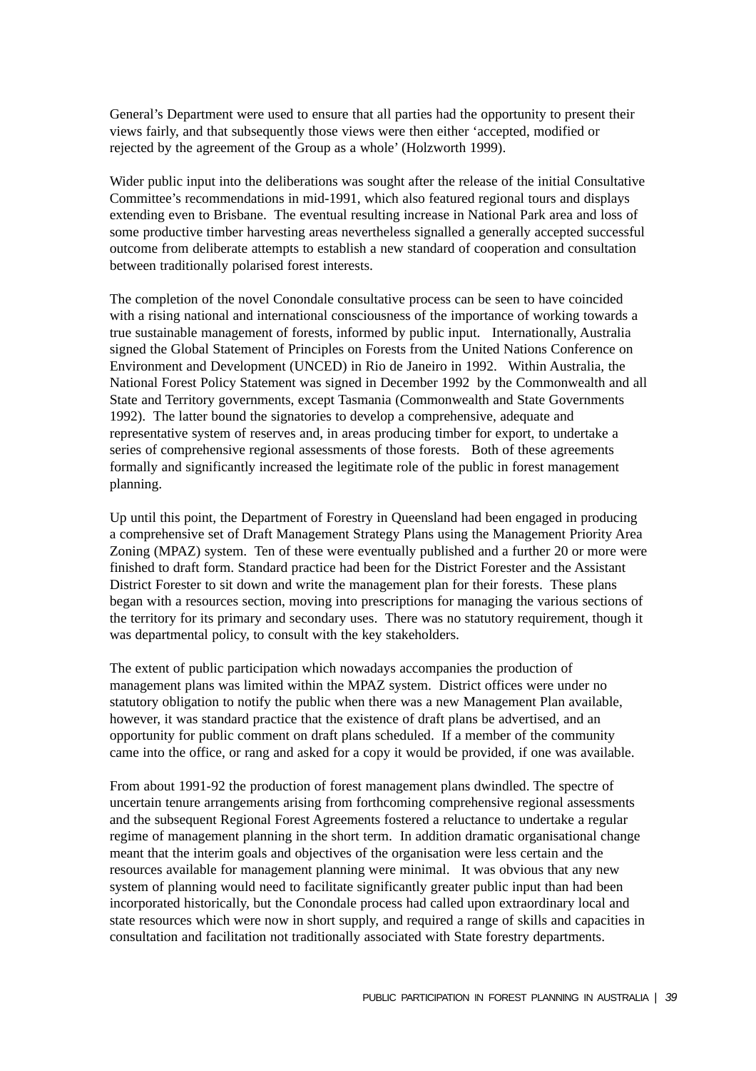General's Department were used to ensure that all parties had the opportunity to present their views fairly, and that subsequently those views were then either 'accepted, modified or rejected by the agreement of the Group as a whole' (Holzworth 1999).

Wider public input into the deliberations was sought after the release of the initial Consultative Committee's recommendations in mid-1991, which also featured regional tours and displays extending even to Brisbane. The eventual resulting increase in National Park area and loss of some productive timber harvesting areas nevertheless signalled a generally accepted successful outcome from deliberate attempts to establish a new standard of cooperation and consultation between traditionally polarised forest interests.

The completion of the novel Conondale consultative process can be seen to have coincided with a rising national and international consciousness of the importance of working towards a true sustainable management of forests, informed by public input. Internationally, Australia signed the Global Statement of Principles on Forests from the United Nations Conference on Environment and Development (UNCED) in Rio de Janeiro in 1992. Within Australia, the National Forest Policy Statement was signed in December 1992 by the Commonwealth and all State and Territory governments, except Tasmania (Commonwealth and State Governments 1992). The latter bound the signatories to develop a comprehensive, adequate and representative system of reserves and, in areas producing timber for export, to undertake a series of comprehensive regional assessments of those forests. Both of these agreements formally and significantly increased the legitimate role of the public in forest management planning.

Up until this point, the Department of Forestry in Queensland had been engaged in producing a comprehensive set of Draft Management Strategy Plans using the Management Priority Area Zoning (MPAZ) system. Ten of these were eventually published and a further 20 or more were finished to draft form. Standard practice had been for the District Forester and the Assistant District Forester to sit down and write the management plan for their forests. These plans began with a resources section, moving into prescriptions for managing the various sections of the territory for its primary and secondary uses. There was no statutory requirement, though it was departmental policy, to consult with the key stakeholders.

The extent of public participation which nowadays accompanies the production of management plans was limited within the MPAZ system. District offices were under no statutory obligation to notify the public when there was a new Management Plan available, however, it was standard practice that the existence of draft plans be advertised, and an opportunity for public comment on draft plans scheduled. If a member of the community came into the office, or rang and asked for a copy it would be provided, if one was available.

From about 1991-92 the production of forest management plans dwindled. The spectre of uncertain tenure arrangements arising from forthcoming comprehensive regional assessments and the subsequent Regional Forest Agreements fostered a reluctance to undertake a regular regime of management planning in the short term. In addition dramatic organisational change meant that the interim goals and objectives of the organisation were less certain and the resources available for management planning were minimal. It was obvious that any new system of planning would need to facilitate significantly greater public input than had been incorporated historically, but the Conondale process had called upon extraordinary local and state resources which were now in short supply, and required a range of skills and capacities in consultation and facilitation not traditionally associated with State forestry departments.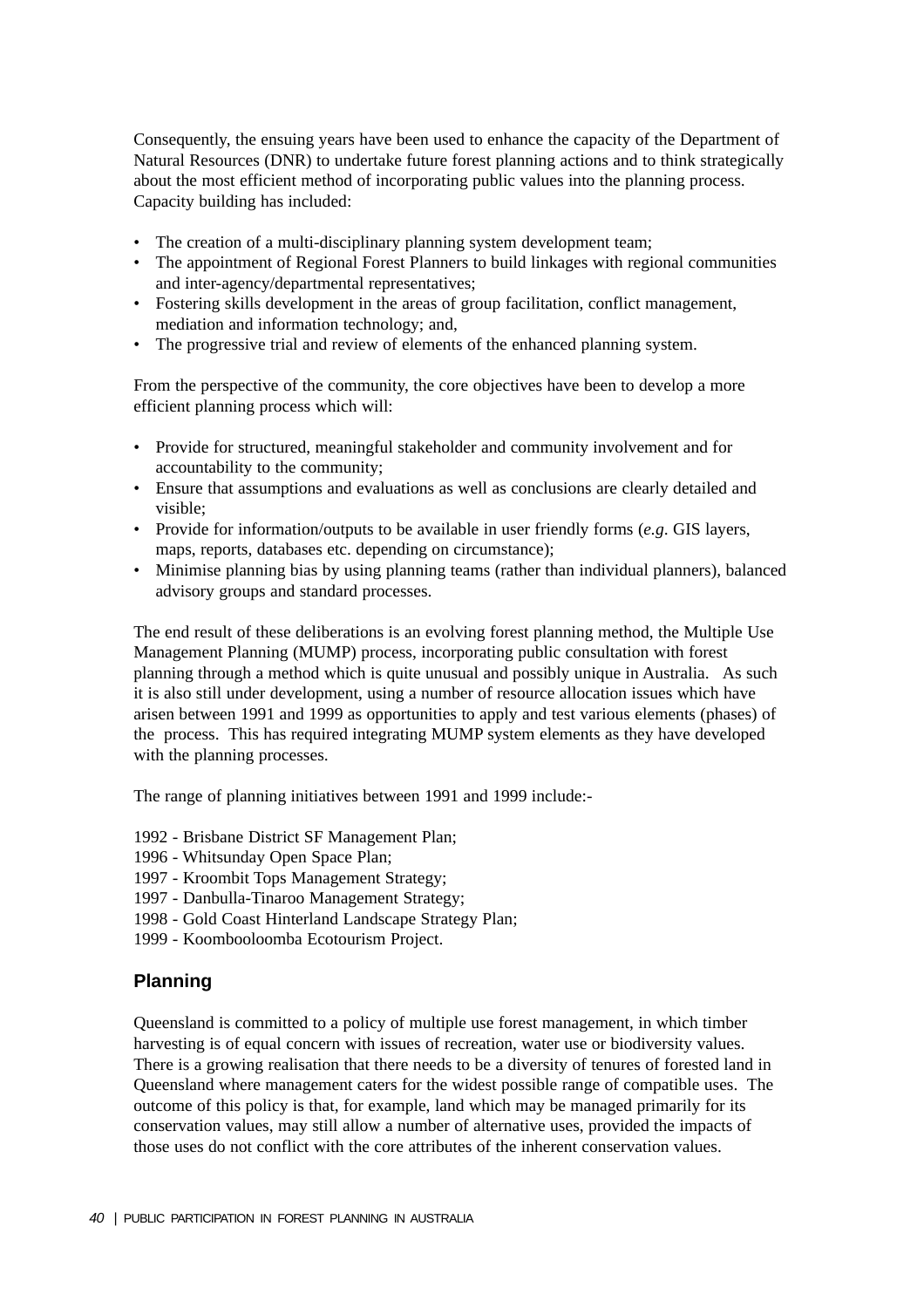Consequently, the ensuing years have been used to enhance the capacity of the Department of Natural Resources (DNR) to undertake future forest planning actions and to think strategically about the most efficient method of incorporating public values into the planning process. Capacity building has included:

- The creation of a multi-disciplinary planning system development team;
- The appointment of Regional Forest Planners to build linkages with regional communities and inter-agency/departmental representatives;
- Fostering skills development in the areas of group facilitation, conflict management, mediation and information technology; and,
- The progressive trial and review of elements of the enhanced planning system.

From the perspective of the community, the core objectives have been to develop a more efficient planning process which will:

- Provide for structured, meaningful stakeholder and community involvement and for accountability to the community;
- Ensure that assumptions and evaluations as well as conclusions are clearly detailed and visible;
- Provide for information/outputs to be available in user friendly forms (*e.g*. GIS layers, maps, reports, databases etc. depending on circumstance);
- Minimise planning bias by using planning teams (rather than individual planners), balanced advisory groups and standard processes.

The end result of these deliberations is an evolving forest planning method, the Multiple Use Management Planning (MUMP) process, incorporating public consultation with forest planning through a method which is quite unusual and possibly unique in Australia. As such it is also still under development, using a number of resource allocation issues which have arisen between 1991 and 1999 as opportunities to apply and test various elements (phases) of the process. This has required integrating MUMP system elements as they have developed with the planning processes.

The range of planning initiatives between 1991 and 1999 include:-

1992 - Brisbane District SF Management Plan;  
1996 - Whitsunday Open Space Plan;  
1997 - Kroombit Tops Management Strategy;  
1997 - Danbulla-Tinaroo Management Strategy;  
1998 - Gold Coast Hinterland Landscape Strategy Plan;  
1999 - Koombooloomba Ecotourism Project.

## Planning

Queensland is committed to a policy of multiple use forest management, in which timber harvesting is of equal concern with issues of recreation, water use or biodiversity values. There is a growing realisation that there needs to be a diversity of tenures of forested land in Queensland where management caters for the widest possible range of compatible uses. The outcome of this policy is that, for example, land which may be managed primarily for its conservation values, may still allow a number of alternative uses, provided the impacts of those uses do not conflict with the core attributes of the inherent conservation values.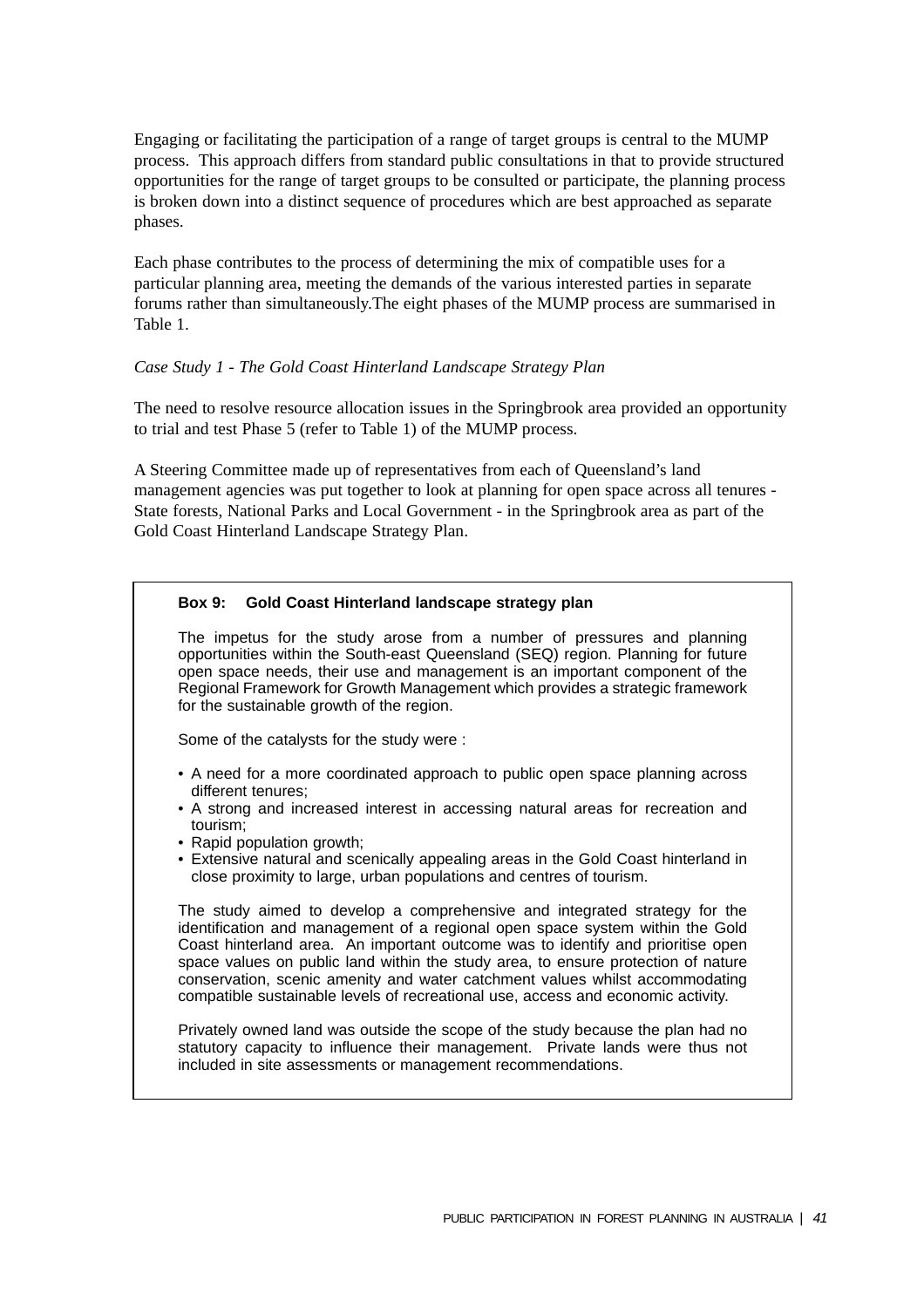Engaging or facilitating the participation of a range of target groups is central to the MUMP process. This approach differs from standard public consultations in that to provide structured opportunities for the range of target groups to be consulted or participate, the planning process is broken down into a distinct sequence of procedures which are best approached as separate phases.

Each phase contributes to the process of determining the mix of compatible uses for a particular planning area, meeting the demands of the various interested parties in separate forums rather than simultaneously.The eight phases of the MUMP process are summarised in Table 1.

*Case Study 1 - The Gold Coast Hinterland Landscape Strategy Plan*

The need to resolve resource allocation issues in the Springbrook area provided an opportunity to trial and test Phase 5 (refer to Table 1) of the MUMP process.

A Steering Committee made up of representatives from each of Queensland's land management agencies was put together to look at planning for open space across all tenures - State forests, National Parks and Local Government - in the Springbrook area as part of the Gold Coast Hinterland Landscape Strategy Plan.

**Box 9: Gold Coast Hinterland landscape strategy plan**

The impetus for the study arose from a number of pressures and planning opportunities within the South-east Queensland (SEQ) region. Planning for future open space needs, their use and management is an important component of the Regional Framework for Growth Management which provides a strategic framework for the sustainable growth of the region.

Some of the catalysts for the study were :

- A need for a more coordinated approach to public open space planning across different tenures;
- A strong and increased interest in accessing natural areas for recreation and tourism;
- Rapid population growth;
- Extensive natural and scenically appealing areas in the Gold Coast hinterland in close proximity to large, urban populations and centres of tourism.

The study aimed to develop a comprehensive and integrated strategy for the identification and management of a regional open space system within the Gold Coast hinterland area. An important outcome was to identify and prioritise open space values on public land within the study area, to ensure protection of nature conservation, scenic amenity and water catchment values whilst accommodating compatible sustainable levels of recreational use, access and economic activity.

Privately owned land was outside the scope of the study because the plan had no statutory capacity to influence their management. Private lands were thus not included in site assessments or management recommendations.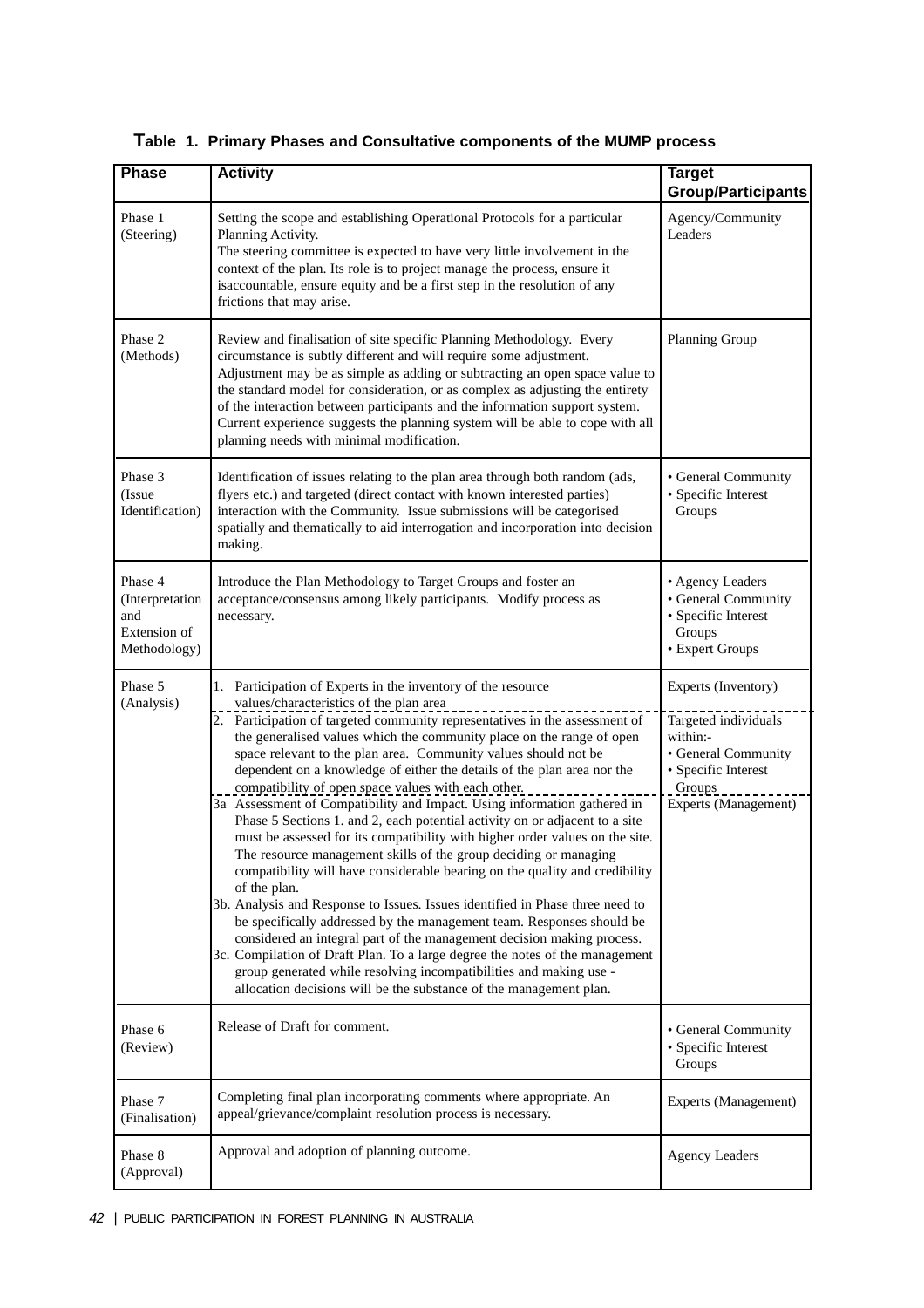**Table 1. Primary Phases and Consultative components of the MUMP process**

| Phase | Activity | Target Group/Participants |
|---|---|---|
| Phase 1 (Steering) | Setting the scope and establishing Operational Protocols for a particular Planning Activity. The steering committee is expected to have very little involvement in the context of the plan. Its role is to project manage the process, ensure it isaccountable, ensure equity and be a first step in the resolution of any frictions that may arise. | Agency/Community Leaders |
| Phase 2 (Methods) | Review and finalisation of site specific Planning Methodology. Every circumstance is subtly different and will require some adjustment. Adjustment may be as simple as adding or subtracting an open space value to the standard model for consideration, or as complex as adjusting the entirety of the interaction between participants and the information support system. Current experience suggests the planning system will be able to cope with all planning needs with minimal modification. | Planning Group |
| Phase 3 (Issue Identification) | Identification of issues relating to the plan area through both random (ads, flyers etc.) and targeted (direct contact with known interested parties) interaction with the Community. Issue submissions will be categorised spatially and thematically to aid interrogation and incorporation into decision making. | • General Community<br>• Specific Interest Groups |
| Phase 4 (Interpretation and Extension of Methodology) | Introduce the Plan Methodology to Target Groups and foster an acceptance/consensus among likely participants. Modify process as necessary. | • Agency Leaders<br>• General Community<br>• Specific Interest Groups<br>• Expert Groups |
| Phase 5 (Analysis) | 1. Participation of Experts in the inventory of the resource values/characteristics of the plan area | Experts (Inventory) |
| | 2. Participation of targeted community representatives in the assessment of the generalised values which the community place on the range of open space relevant to the plan area. Community values should not be dependent on a knowledge of either the details of the plan area nor the compatibility of open space values with each other. | Targeted individuals within:-<br>• General Community<br>• Specific Interest Groups |
| | 3a Assessment of Compatibility and Impact. Using information gathered in Phase 5 Sections 1. and 2, each potential activity on or adjacent to a site must be assessed for its compatibility with higher order values on the site. The resource management skills of the group deciding or managing compatibility will have considerable bearing on the quality and credibility of the plan.<br>3b. Analysis and Response to Issues. Issues identified in Phase three need to be specifically addressed by the management team. Responses should be considered an integral part of the management decision making process.<br>3c. Compilation of Draft Plan. To a large degree the notes of the management group generated while resolving incompatibilities and making use - allocation decisions will be the substance of the management plan. | Experts (Management) |
| Phase 6 (Review) | Release of Draft for comment. | • General Community<br>• Specific Interest Groups |
| Phase 7 (Finalisation) | Completing final plan incorporating comments where appropriate. An appeal/grievance/complaint resolution process is necessary. | Experts (Management) |
| Phase 8 (Approval) | Approval and adoption of planning outcome. | Agency Leaders |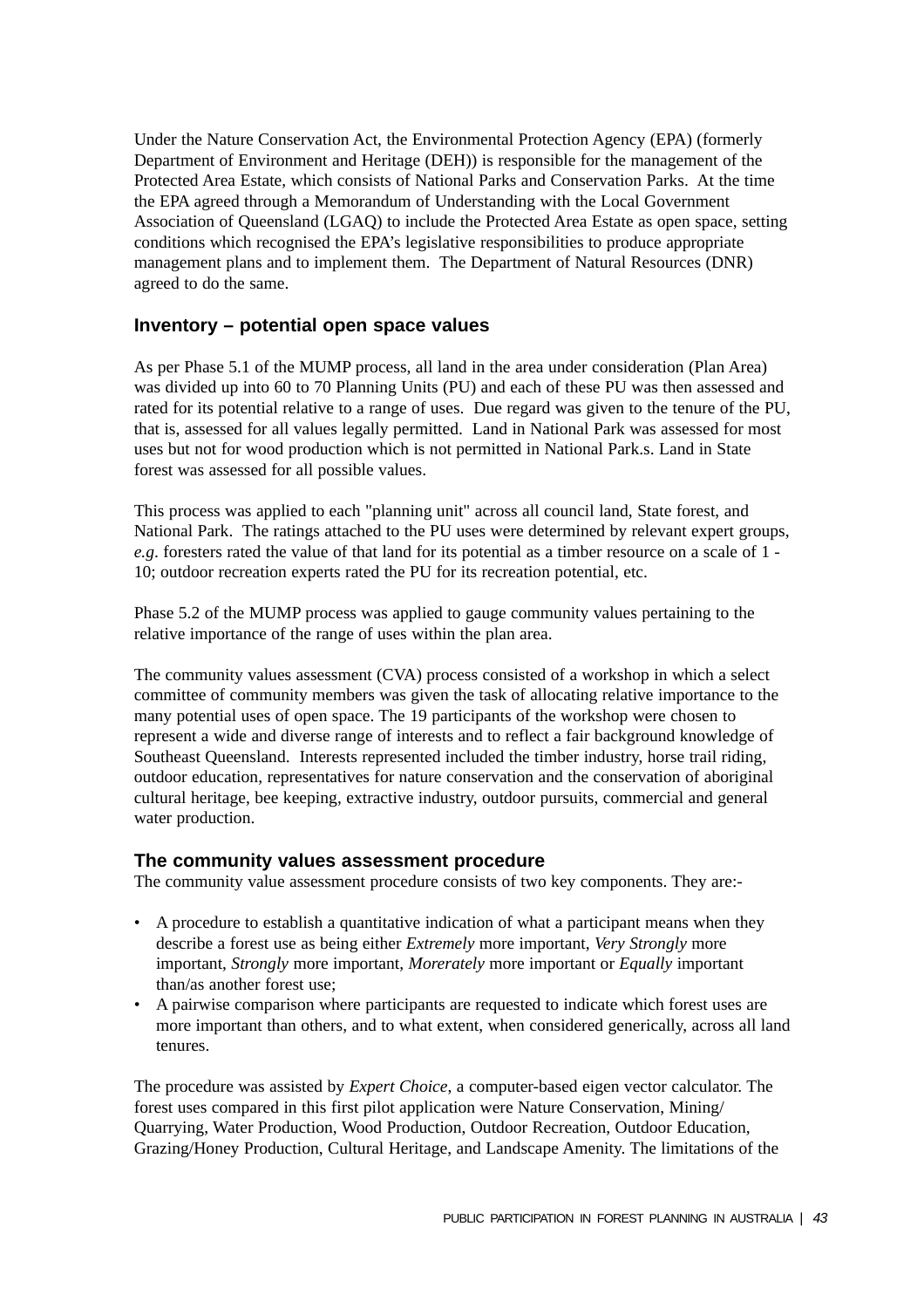Under the Nature Conservation Act, the Environmental Protection Agency (EPA) (formerly Department of Environment and Heritage (DEH)) is responsible for the management of the Protected Area Estate, which consists of National Parks and Conservation Parks. At the time the EPA agreed through a Memorandum of Understanding with the Local Government Association of Queensland (LGAQ) to include the Protected Area Estate as open space, setting conditions which recognised the EPA's legislative responsibilities to produce appropriate management plans and to implement them. The Department of Natural Resources (DNR) agreed to do the same.

### Inventory – potential open space values

As per Phase 5.1 of the MUMP process, all land in the area under consideration (Plan Area) was divided up into 60 to 70 Planning Units (PU) and each of these PU was then assessed and rated for its potential relative to a range of uses. Due regard was given to the tenure of the PU, that is, assessed for all values legally permitted. Land in National Park was assessed for most uses but not for wood production which is not permitted in National Park.s. Land in State forest was assessed for all possible values.

This process was applied to each "planning unit" across all council land, State forest, and National Park. The ratings attached to the PU uses were determined by relevant expert groups, *e.g*. foresters rated the value of that land for its potential as a timber resource on a scale of 1 - 10; outdoor recreation experts rated the PU for its recreation potential, etc.

Phase 5.2 of the MUMP process was applied to gauge community values pertaining to the relative importance of the range of uses within the plan area.

The community values assessment (CVA) process consisted of a workshop in which a select committee of community members was given the task of allocating relative importance to the many potential uses of open space. The 19 participants of the workshop were chosen to represent a wide and diverse range of interests and to reflect a fair background knowledge of Southeast Queensland. Interests represented included the timber industry, horse trail riding, outdoor education, representatives for nature conservation and the conservation of aboriginal cultural heritage, bee keeping, extractive industry, outdoor pursuits, commercial and general water production.

### The community values assessment procedure

The community value assessment procedure consists of two key components. They are:-

- A procedure to establish a quantitative indication of what a participant means when they describe a forest use as being either *Extremely* more important, *Very Strongly* more important, *Strongly* more important, *Morerately* more important or *Equally* important than/as another forest use;
- A pairwise comparison where participants are requested to indicate which forest uses are more important than others, and to what extent, when considered generically, across all land tenures.

The procedure was assisted by *Expert Choice*, a computer-based eigen vector calculator. The forest uses compared in this first pilot application were Nature Conservation, Mining/ Quarrying, Water Production, Wood Production, Outdoor Recreation, Outdoor Education, Grazing/Honey Production, Cultural Heritage, and Landscape Amenity. The limitations of the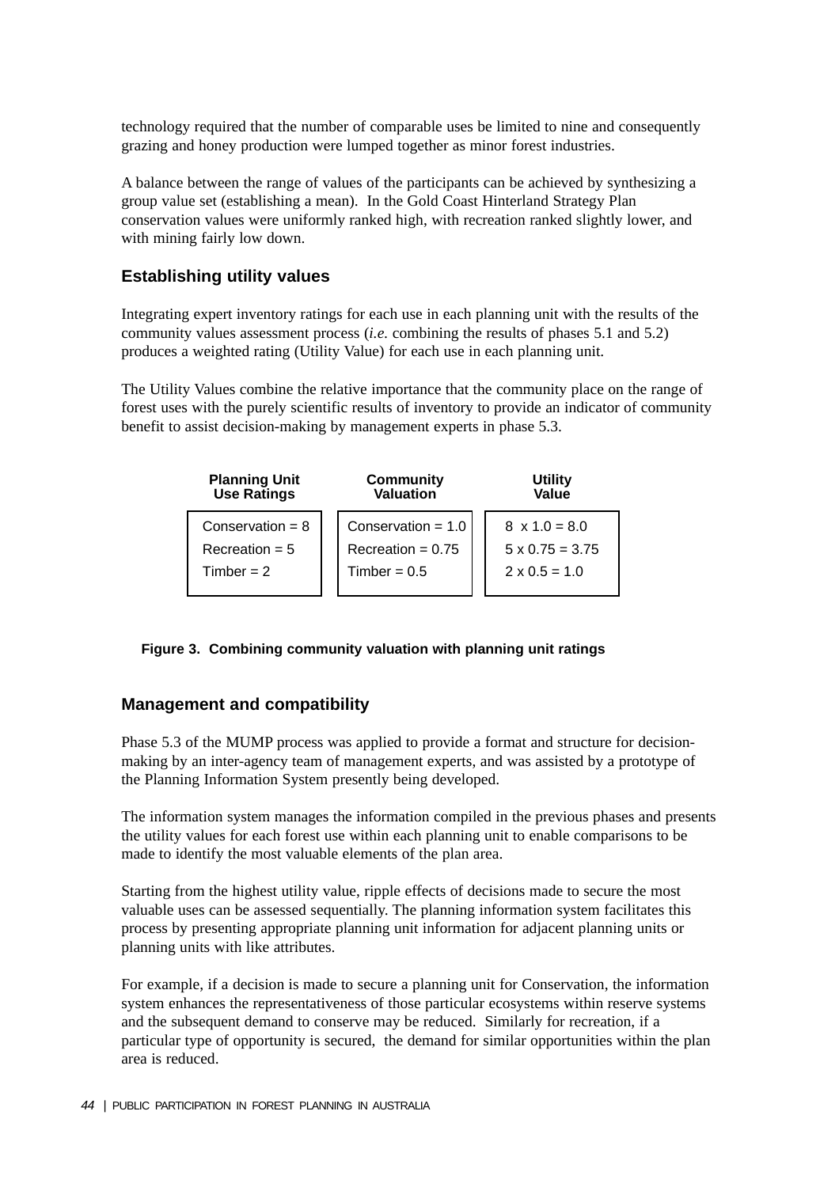technology required that the number of comparable uses be limited to nine and consequently grazing and honey production were lumped together as minor forest industries.

A balance between the range of values of the participants can be achieved by synthesizing a group value set (establishing a mean). In the Gold Coast Hinterland Strategy Plan conservation values were uniformly ranked high, with recreation ranked slightly lower, and with mining fairly low down.

### Establishing utility values

Integrating expert inventory ratings for each use in each planning unit with the results of the community values assessment process (*i.e.* combining the results of phases 5.1 and 5.2) produces a weighted rating (Utility Value) for each use in each planning unit.

The Utility Values combine the relative importance that the community place on the range of forest uses with the purely scientific results of inventory to provide an indicator of community benefit to assist decision-making by management experts in phase 5.3.

| Planning Unit Use Ratings | Community Valuation | Utility Value |
|---|---|---|
| Conservation = 8 | Conservation = 1.0 | 8 x 1.0 = 8.0 |
| Recreation = 5 | Recreation = 0.75 | 5 x 0.75 = 3.75 |
| Timber = 2 | Timber = 0.5 | 2 x 0.5 = 1.0 |

**Figure 3. Combining community valuation with planning unit ratings**

### Management and compatibility

Phase 5.3 of the MUMP process was applied to provide a format and structure for decision-making by an inter-agency team of management experts, and was assisted by a prototype of the Planning Information System presently being developed.

The information system manages the information compiled in the previous phases and presents the utility values for each forest use within each planning unit to enable comparisons to be made to identify the most valuable elements of the plan area.

Starting from the highest utility value, ripple effects of decisions made to secure the most valuable uses can be assessed sequentially. The planning information system facilitates this process by presenting appropriate planning unit information for adjacent planning units or planning units with like attributes.

For example, if a decision is made to secure a planning unit for Conservation, the information system enhances the representativeness of those particular ecosystems within reserve systems and the subsequent demand to conserve may be reduced. Similarly for recreation, if a particular type of opportunity is secured, the demand for similar opportunities within the plan area is reduced.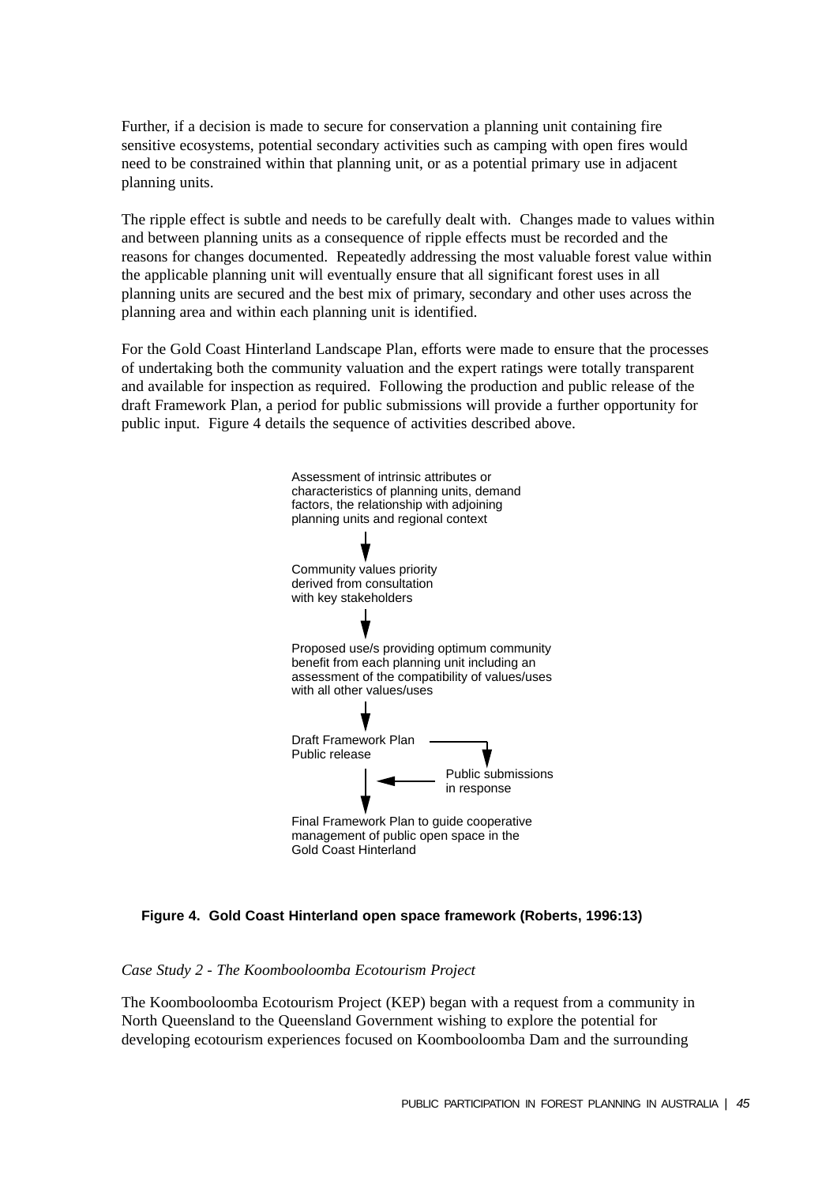Further, if a decision is made to secure for conservation a planning unit containing fire sensitive ecosystems, potential secondary activities such as camping with open fires would need to be constrained within that planning unit, or as a potential primary use in adjacent planning units.

The ripple effect is subtle and needs to be carefully dealt with. Changes made to values within and between planning units as a consequence of ripple effects must be recorded and the reasons for changes documented. Repeatedly addressing the most valuable forest value within the applicable planning unit will eventually ensure that all significant forest uses in all planning units are secured and the best mix of primary, secondary and other uses across the planning area and within each planning unit is identified.

For the Gold Coast Hinterland Landscape Plan, efforts were made to ensure that the processes of undertaking both the community valuation and the expert ratings were totally transparent and available for inspection as required. Following the production and public release of the draft Framework Plan, a period for public submissions will provide a further opportunity for public input. Figure 4 details the sequence of activities described above.

Assessment of intrinsic attributes or characteristics of planning units, demand factors, the relationship with adjoining planning units and regional context

↓

Community values priority derived from consultation with key stakeholders

↓

Proposed use/s providing optimum community benefit from each planning unit including an assessment of the compatibility of values/uses with all other values/uses

↓

Draft Framework Plan Public release → Public submissions in response

↓

Final Framework Plan to guide cooperative management of public open space in the Gold Coast Hinterland

**Figure 4. Gold Coast Hinterland open space framework (Roberts, 1996:13)**

*Case Study 2 - The Koombooloomba Ecotourism Project*

The Koombooloomba Ecotourism Project (KEP) began with a request from a community in North Queensland to the Queensland Government wishing to explore the potential for developing ecotourism experiences focused on Koombooloomba Dam and the surrounding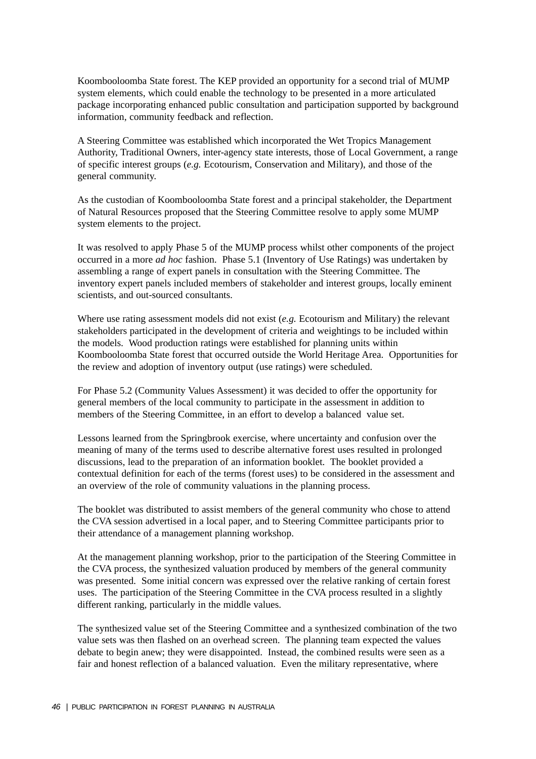Koombooloomba State forest. The KEP provided an opportunity for a second trial of MUMP system elements, which could enable the technology to be presented in a more articulated package incorporating enhanced public consultation and participation supported by background information, community feedback and reflection.

A Steering Committee was established which incorporated the Wet Tropics Management Authority, Traditional Owners, inter-agency state interests, those of Local Government, a range of specific interest groups (*e.g.* Ecotourism, Conservation and Military), and those of the general community.

As the custodian of Koombooloomba State forest and a principal stakeholder, the Department of Natural Resources proposed that the Steering Committee resolve to apply some MUMP system elements to the project.

It was resolved to apply Phase 5 of the MUMP process whilst other components of the project occurred in a more *ad hoc* fashion. Phase 5.1 (Inventory of Use Ratings) was undertaken by assembling a range of expert panels in consultation with the Steering Committee. The inventory expert panels included members of stakeholder and interest groups, locally eminent scientists, and out-sourced consultants.

Where use rating assessment models did not exist (*e.g.* Ecotourism and Military) the relevant stakeholders participated in the development of criteria and weightings to be included within the models. Wood production ratings were established for planning units within Koombooloomba State forest that occurred outside the World Heritage Area. Opportunities for the review and adoption of inventory output (use ratings) were scheduled.

For Phase 5.2 (Community Values Assessment) it was decided to offer the opportunity for general members of the local community to participate in the assessment in addition to members of the Steering Committee, in an effort to develop a balanced value set.

Lessons learned from the Springbrook exercise, where uncertainty and confusion over the meaning of many of the terms used to describe alternative forest uses resulted in prolonged discussions, lead to the preparation of an information booklet. The booklet provided a contextual definition for each of the terms (forest uses) to be considered in the assessment and an overview of the role of community valuations in the planning process.

The booklet was distributed to assist members of the general community who chose to attend the CVA session advertised in a local paper, and to Steering Committee participants prior to their attendance of a management planning workshop.

At the management planning workshop, prior to the participation of the Steering Committee in the CVA process, the synthesized valuation produced by members of the general community was presented. Some initial concern was expressed over the relative ranking of certain forest uses. The participation of the Steering Committee in the CVA process resulted in a slightly different ranking, particularly in the middle values.

The synthesized value set of the Steering Committee and a synthesized combination of the two value sets was then flashed on an overhead screen. The planning team expected the values debate to begin anew; they were disappointed. Instead, the combined results were seen as a fair and honest reflection of a balanced valuation. Even the military representative, where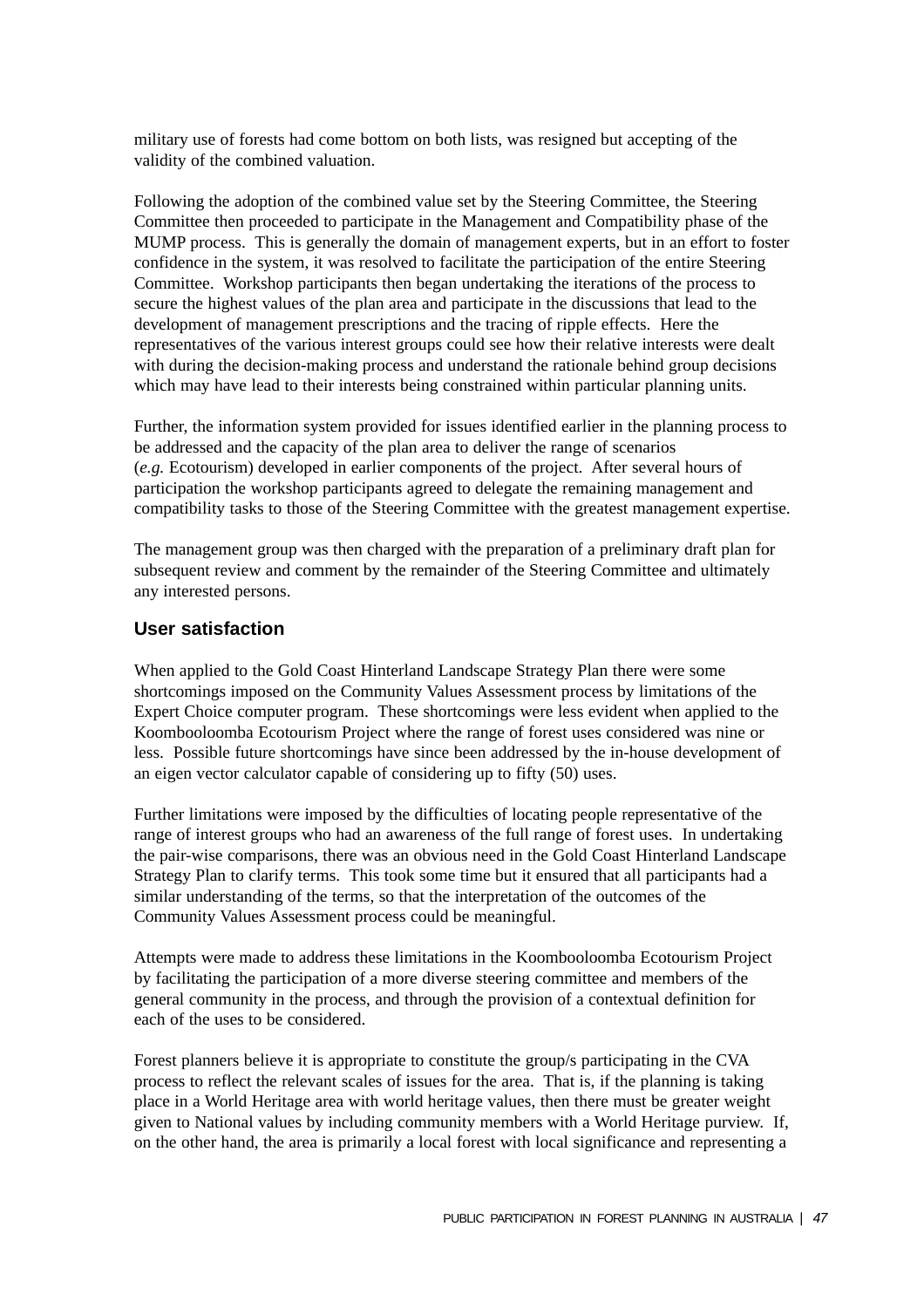military use of forests had come bottom on both lists, was resigned but accepting of the validity of the combined valuation.

Following the adoption of the combined value set by the Steering Committee, the Steering Committee then proceeded to participate in the Management and Compatibility phase of the MUMP process. This is generally the domain of management experts, but in an effort to foster confidence in the system, it was resolved to facilitate the participation of the entire Steering Committee. Workshop participants then began undertaking the iterations of the process to secure the highest values of the plan area and participate in the discussions that lead to the development of management prescriptions and the tracing of ripple effects. Here the representatives of the various interest groups could see how their relative interests were dealt with during the decision-making process and understand the rationale behind group decisions which may have lead to their interests being constrained within particular planning units.

Further, the information system provided for issues identified earlier in the planning process to be addressed and the capacity of the plan area to deliver the range of scenarios (*e.g.* Ecotourism) developed in earlier components of the project. After several hours of participation the workshop participants agreed to delegate the remaining management and compatibility tasks to those of the Steering Committee with the greatest management expertise.

The management group was then charged with the preparation of a preliminary draft plan for subsequent review and comment by the remainder of the Steering Committee and ultimately any interested persons.

## User satisfaction

When applied to the Gold Coast Hinterland Landscape Strategy Plan there were some shortcomings imposed on the Community Values Assessment process by limitations of the Expert Choice computer program. These shortcomings were less evident when applied to the Koombooloomba Ecotourism Project where the range of forest uses considered was nine or less. Possible future shortcomings have since been addressed by the in-house development of an eigen vector calculator capable of considering up to fifty (50) uses.

Further limitations were imposed by the difficulties of locating people representative of the range of interest groups who had an awareness of the full range of forest uses. In undertaking the pair-wise comparisons, there was an obvious need in the Gold Coast Hinterland Landscape Strategy Plan to clarify terms. This took some time but it ensured that all participants had a similar understanding of the terms, so that the interpretation of the outcomes of the Community Values Assessment process could be meaningful.

Attempts were made to address these limitations in the Koombooloomba Ecotourism Project by facilitating the participation of a more diverse steering committee and members of the general community in the process, and through the provision of a contextual definition for each of the uses to be considered.

Forest planners believe it is appropriate to constitute the group/s participating in the CVA process to reflect the relevant scales of issues for the area. That is, if the planning is taking place in a World Heritage area with world heritage values, then there must be greater weight given to National values by including community members with a World Heritage purview. If, on the other hand, the area is primarily a local forest with local significance and representing a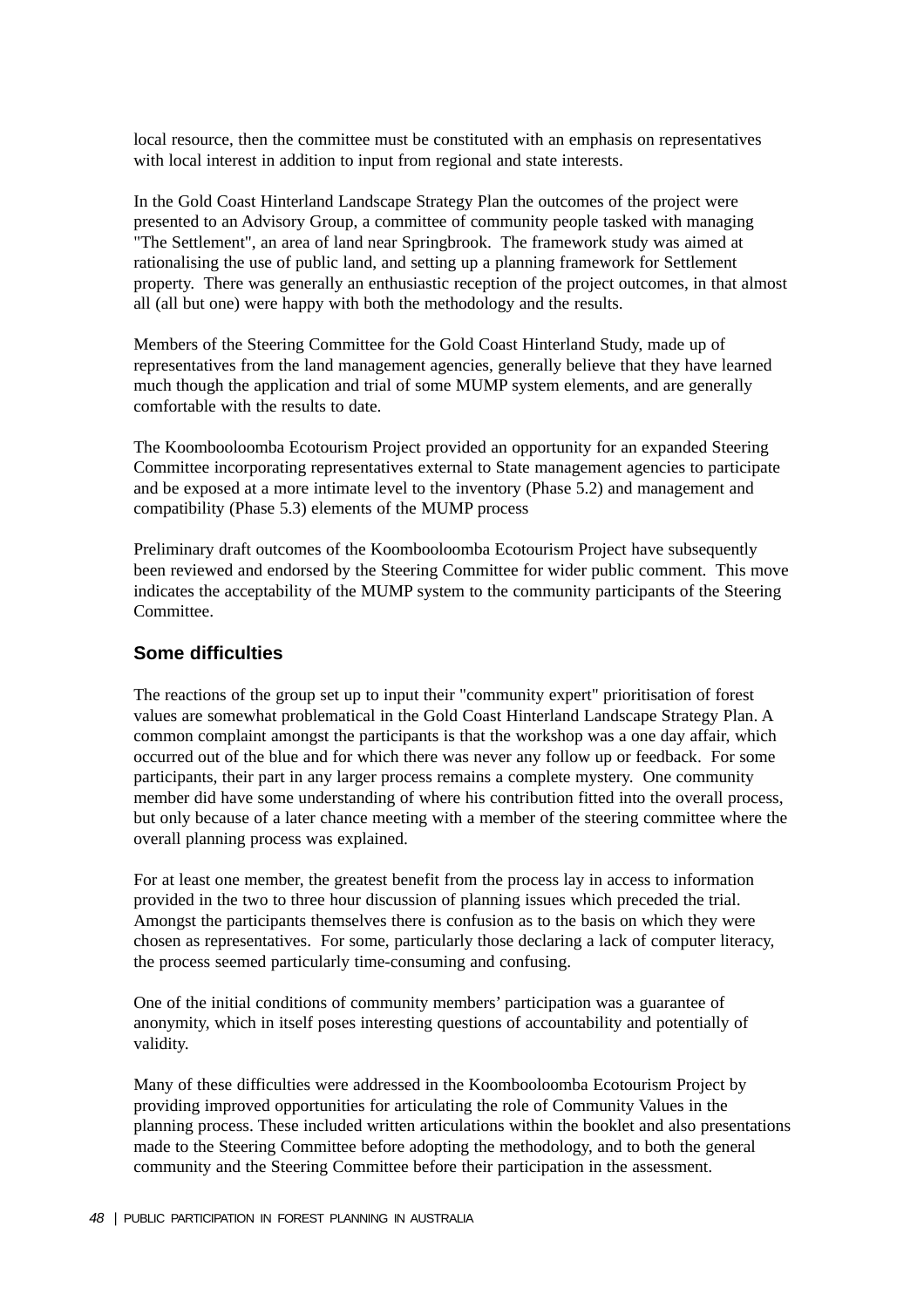local resource, then the committee must be constituted with an emphasis on representatives with local interest in addition to input from regional and state interests.

In the Gold Coast Hinterland Landscape Strategy Plan the outcomes of the project were presented to an Advisory Group, a committee of community people tasked with managing "The Settlement", an area of land near Springbrook. The framework study was aimed at rationalising the use of public land, and setting up a planning framework for Settlement property. There was generally an enthusiastic reception of the project outcomes, in that almost all (all but one) were happy with both the methodology and the results.

Members of the Steering Committee for the Gold Coast Hinterland Study, made up of representatives from the land management agencies, generally believe that they have learned much though the application and trial of some MUMP system elements, and are generally comfortable with the results to date.

The Koombooloomba Ecotourism Project provided an opportunity for an expanded Steering Committee incorporating representatives external to State management agencies to participate and be exposed at a more intimate level to the inventory (Phase 5.2) and management and compatibility (Phase 5.3) elements of the MUMP process

Preliminary draft outcomes of the Koombooloomba Ecotourism Project have subsequently been reviewed and endorsed by the Steering Committee for wider public comment. This move indicates the acceptability of the MUMP system to the community participants of the Steering Committee.

## Some difficulties

The reactions of the group set up to input their "community expert" prioritisation of forest values are somewhat problematical in the Gold Coast Hinterland Landscape Strategy Plan. A common complaint amongst the participants is that the workshop was a one day affair, which occurred out of the blue and for which there was never any follow up or feedback. For some participants, their part in any larger process remains a complete mystery. One community member did have some understanding of where his contribution fitted into the overall process, but only because of a later chance meeting with a member of the steering committee where the overall planning process was explained.

For at least one member, the greatest benefit from the process lay in access to information provided in the two to three hour discussion of planning issues which preceded the trial. Amongst the participants themselves there is confusion as to the basis on which they were chosen as representatives. For some, particularly those declaring a lack of computer literacy, the process seemed particularly time-consuming and confusing.

One of the initial conditions of community members' participation was a guarantee of anonymity, which in itself poses interesting questions of accountability and potentially of validity.

Many of these difficulties were addressed in the Koombooloomba Ecotourism Project by providing improved opportunities for articulating the role of Community Values in the planning process. These included written articulations within the booklet and also presentations made to the Steering Committee before adopting the methodology, and to both the general community and the Steering Committee before their participation in the assessment.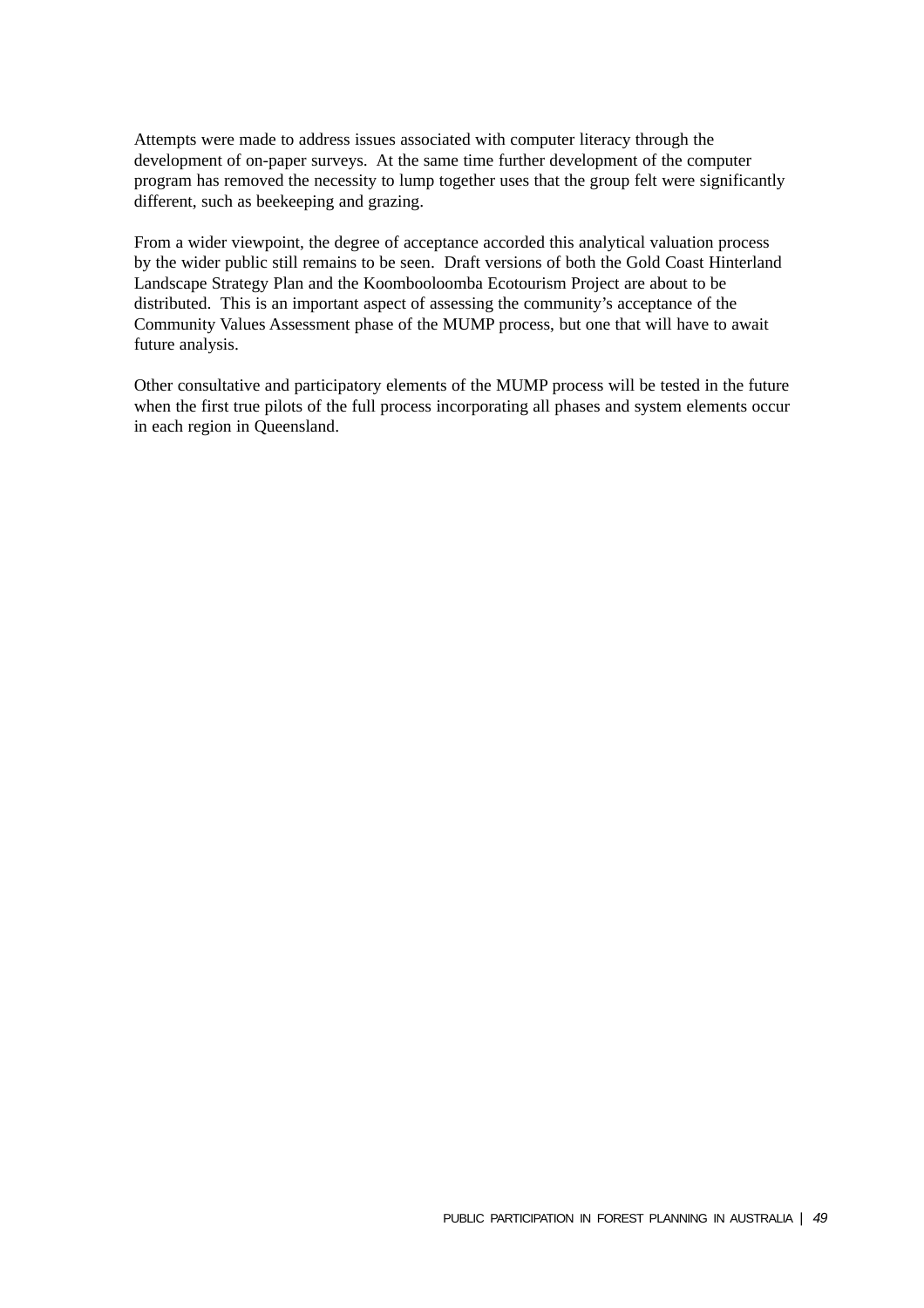Attempts were made to address issues associated with computer literacy through the development of on-paper surveys. At the same time further development of the computer program has removed the necessity to lump together uses that the group felt were significantly different, such as beekeeping and grazing.

From a wider viewpoint, the degree of acceptance accorded this analytical valuation process by the wider public still remains to be seen. Draft versions of both the Gold Coast Hinterland Landscape Strategy Plan and the Koombooloomba Ecotourism Project are about to be distributed. This is an important aspect of assessing the community's acceptance of the Community Values Assessment phase of the MUMP process, but one that will have to await future analysis.

Other consultative and participatory elements of the MUMP process will be tested in the future when the first true pilots of the full process incorporating all phases and system elements occur in each region in Queensland.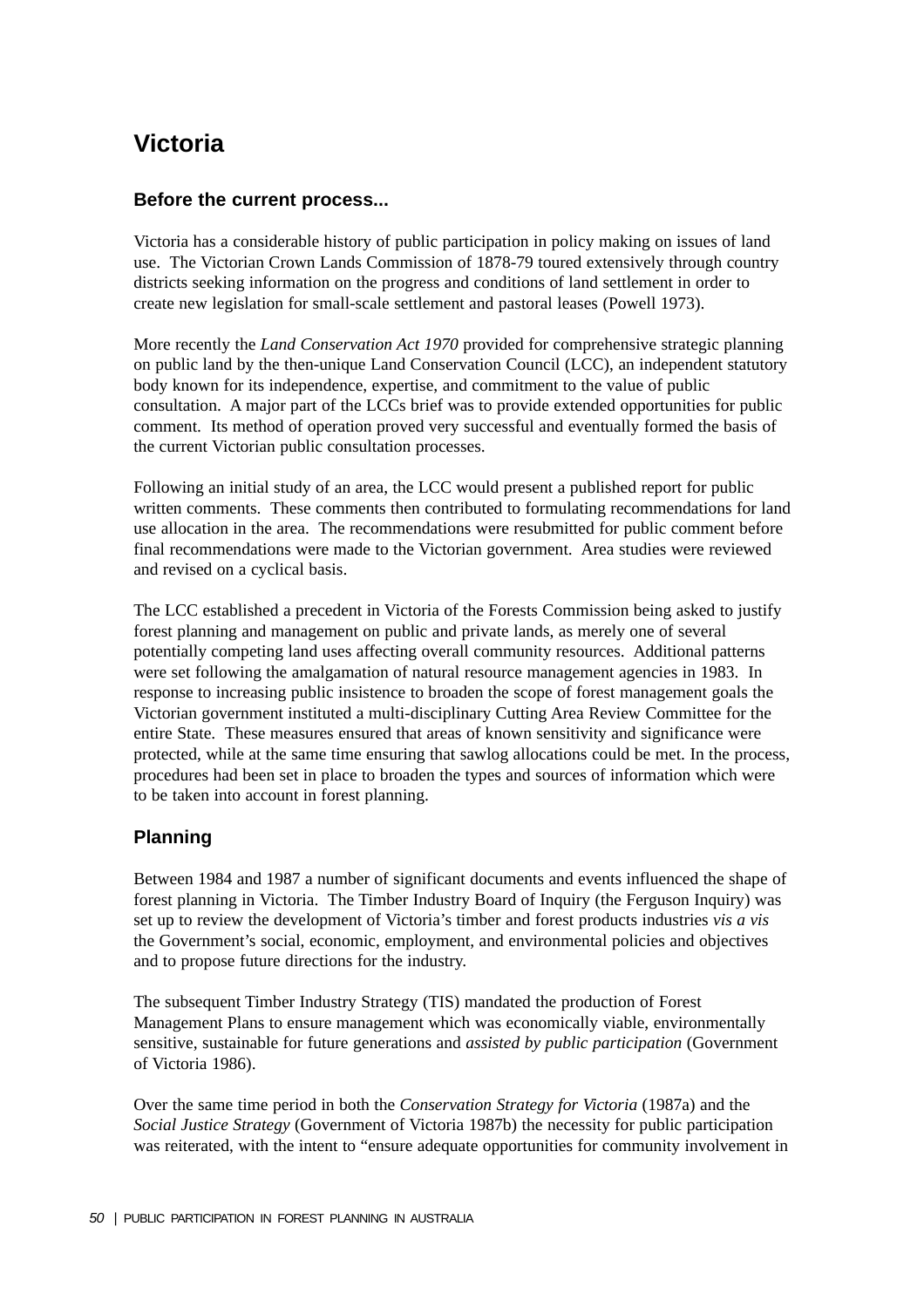# Victoria

## Before the current process...

Victoria has a considerable history of public participation in policy making on issues of land use. The Victorian Crown Lands Commission of 1878-79 toured extensively through country districts seeking information on the progress and conditions of land settlement in order to create new legislation for small-scale settlement and pastoral leases (Powell 1973).

More recently the *Land Conservation Act 1970* provided for comprehensive strategic planning on public land by the then-unique Land Conservation Council (LCC), an independent statutory body known for its independence, expertise, and commitment to the value of public consultation. A major part of the LCCs brief was to provide extended opportunities for public comment. Its method of operation proved very successful and eventually formed the basis of the current Victorian public consultation processes.

Following an initial study of an area, the LCC would present a published report for public written comments. These comments then contributed to formulating recommendations for land use allocation in the area. The recommendations were resubmitted for public comment before final recommendations were made to the Victorian government. Area studies were reviewed and revised on a cyclical basis.

The LCC established a precedent in Victoria of the Forests Commission being asked to justify forest planning and management on public and private lands, as merely one of several potentially competing land uses affecting overall community resources. Additional patterns were set following the amalgamation of natural resource management agencies in 1983. In response to increasing public insistence to broaden the scope of forest management goals the Victorian government instituted a multi-disciplinary Cutting Area Review Committee for the entire State. These measures ensured that areas of known sensitivity and significance were protected, while at the same time ensuring that sawlog allocations could be met. In the process, procedures had been set in place to broaden the types and sources of information which were to be taken into account in forest planning.

## Planning

Between 1984 and 1987 a number of significant documents and events influenced the shape of forest planning in Victoria. The Timber Industry Board of Inquiry (the Ferguson Inquiry) was set up to review the development of Victoria's timber and forest products industries *vis a vis* the Government's social, economic, employment, and environmental policies and objectives and to propose future directions for the industry.

The subsequent Timber Industry Strategy (TIS) mandated the production of Forest Management Plans to ensure management which was economically viable, environmentally sensitive, sustainable for future generations and *assisted by public participation* (Government of Victoria 1986).

Over the same time period in both the *Conservation Strategy for Victoria* (1987a) and the *Social Justice Strategy* (Government of Victoria 1987b) the necessity for public participation was reiterated, with the intent to "ensure adequate opportunities for community involvement in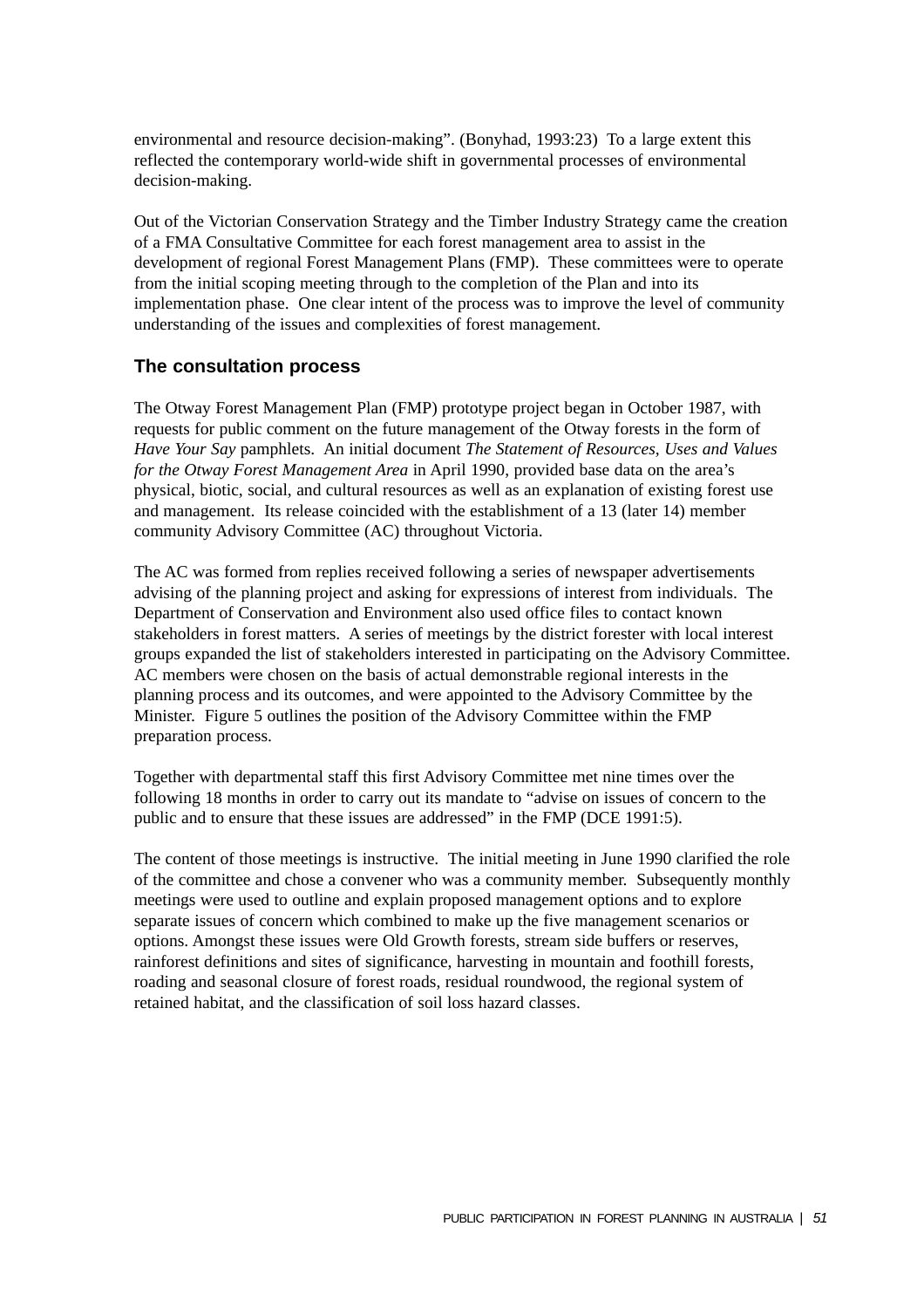environmental and resource decision-making". (Bonyhad, 1993:23) To a large extent this reflected the contemporary world-wide shift in governmental processes of environmental decision-making.

Out of the Victorian Conservation Strategy and the Timber Industry Strategy came the creation of a FMA Consultative Committee for each forest management area to assist in the development of regional Forest Management Plans (FMP). These committees were to operate from the initial scoping meeting through to the completion of the Plan and into its implementation phase. One clear intent of the process was to improve the level of community understanding of the issues and complexities of forest management.

## The consultation process

The Otway Forest Management Plan (FMP) prototype project began in October 1987, with requests for public comment on the future management of the Otway forests in the form of *Have Your Say* pamphlets. An initial document *The Statement of Resources, Uses and Values for the Otway Forest Management Area* in April 1990, provided base data on the area's physical, biotic, social, and cultural resources as well as an explanation of existing forest use and management. Its release coincided with the establishment of a 13 (later 14) member community Advisory Committee (AC) throughout Victoria.

The AC was formed from replies received following a series of newspaper advertisements advising of the planning project and asking for expressions of interest from individuals. The Department of Conservation and Environment also used office files to contact known stakeholders in forest matters. A series of meetings by the district forester with local interest groups expanded the list of stakeholders interested in participating on the Advisory Committee. AC members were chosen on the basis of actual demonstrable regional interests in the planning process and its outcomes, and were appointed to the Advisory Committee by the Minister. Figure 5 outlines the position of the Advisory Committee within the FMP preparation process.

Together with departmental staff this first Advisory Committee met nine times over the following 18 months in order to carry out its mandate to "advise on issues of concern to the public and to ensure that these issues are addressed" in the FMP (DCE 1991:5).

The content of those meetings is instructive. The initial meeting in June 1990 clarified the role of the committee and chose a convener who was a community member. Subsequently monthly meetings were used to outline and explain proposed management options and to explore separate issues of concern which combined to make up the five management scenarios or options. Amongst these issues were Old Growth forests, stream side buffers or reserves, rainforest definitions and sites of significance, harvesting in mountain and foothill forests, roading and seasonal closure of forest roads, residual roundwood, the regional system of retained habitat, and the classification of soil loss hazard classes.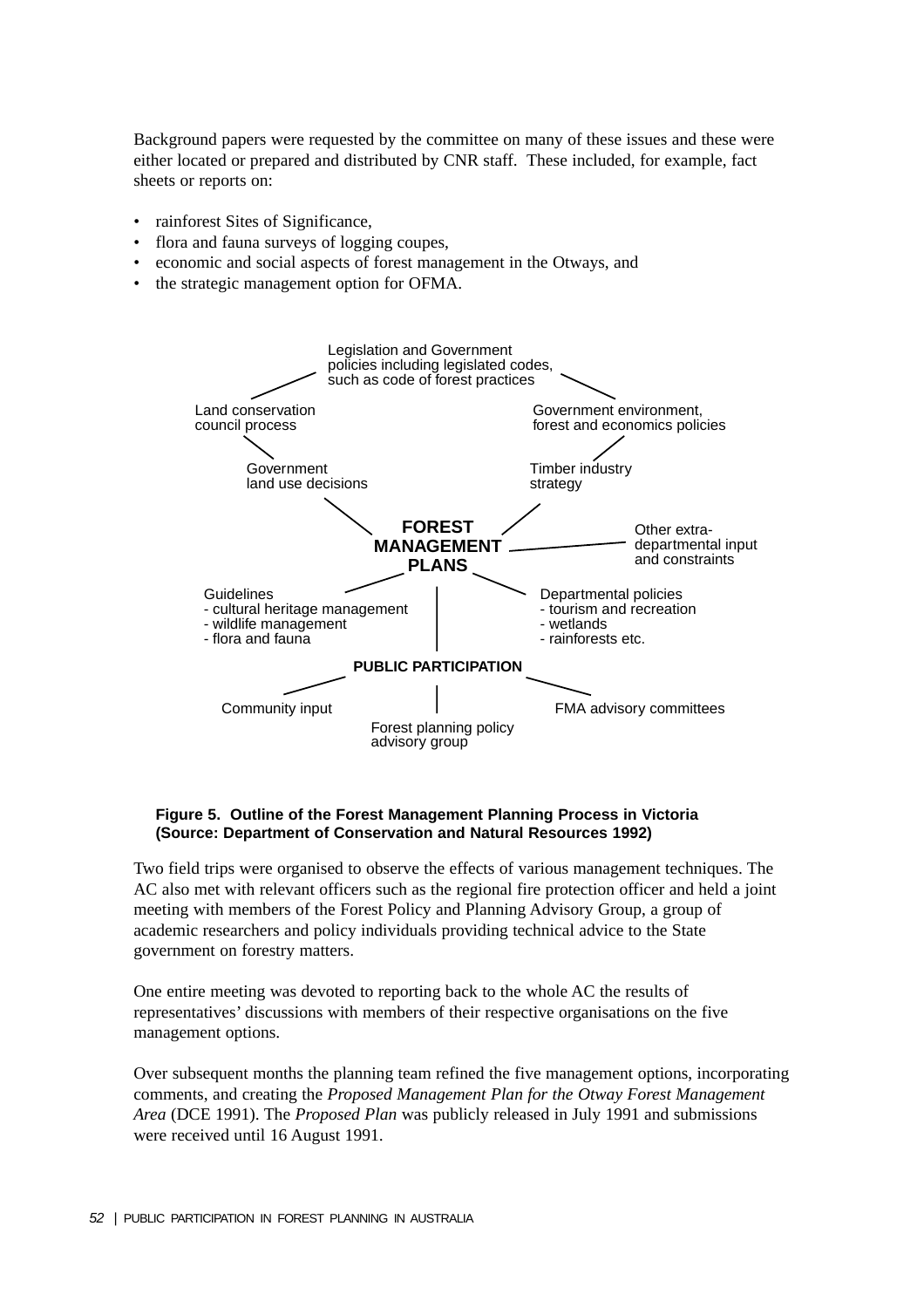Background papers were requested by the committee on many of these issues and these were either located or prepared and distributed by CNR staff. These included, for example, fact sheets or reports on:

- rainforest Sites of Significance,
- flora and fauna surveys of logging coupes,
- economic and social aspects of forest management in the Otways, and
- the strategic management option for OFMA.

Legislation and Government policies including legislated codes, such as code of forest practices

Land conservation council process

Government environment, forest and economics policies

Government land use decisions

Timber industry strategy

**FOREST MANAGEMENT PLANS**

Other extra-departmental input and constraints

Guidelines
- cultural heritage management
- wildlife management
- flora and fauna

Departmental policies
- tourism and recreation
- wetlands
- rainforests etc.

**PUBLIC PARTICIPATION**

Community input

Forest planning policy advisory group

FMA advisory committees

**Figure 5. Outline of the Forest Management Planning Process in Victoria (Source: Department of Conservation and Natural Resources 1992)**

Two field trips were organised to observe the effects of various management techniques. The AC also met with relevant officers such as the regional fire protection officer and held a joint meeting with members of the Forest Policy and Planning Advisory Group, a group of academic researchers and policy individuals providing technical advice to the State government on forestry matters.

One entire meeting was devoted to reporting back to the whole AC the results of representatives' discussions with members of their respective organisations on the five management options.

Over subsequent months the planning team refined the five management options, incorporating comments, and creating the *Proposed Management Plan for the Otway Forest Management Area* (DCE 1991). The *Proposed Plan* was publicly released in July 1991 and submissions were received until 16 August 1991.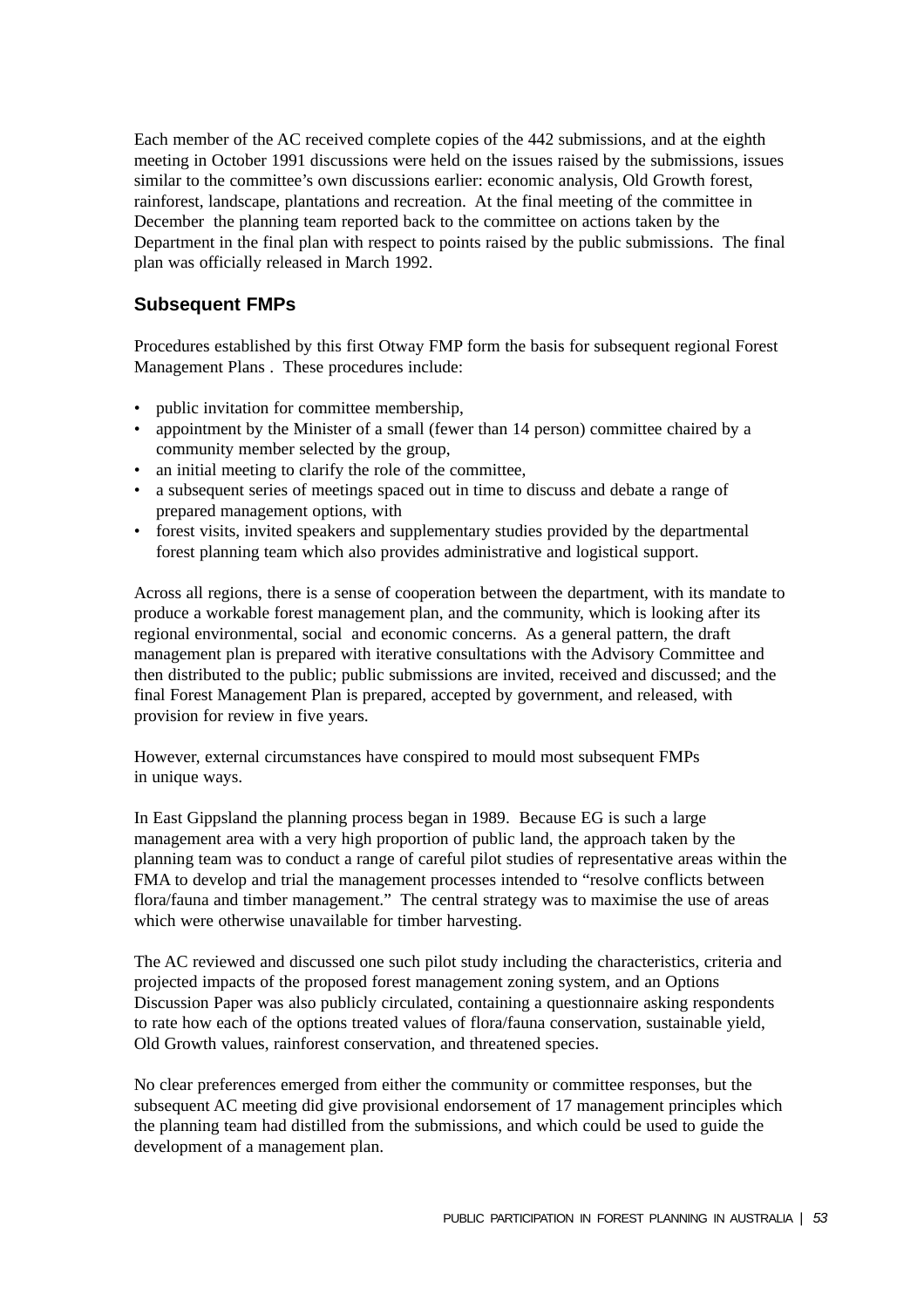Each member of the AC received complete copies of the 442 submissions, and at the eighth meeting in October 1991 discussions were held on the issues raised by the submissions, issues similar to the committee's own discussions earlier: economic analysis, Old Growth forest, rainforest, landscape, plantations and recreation. At the final meeting of the committee in December the planning team reported back to the committee on actions taken by the Department in the final plan with respect to points raised by the public submissions. The final plan was officially released in March 1992.

## Subsequent FMPs

Procedures established by this first Otway FMP form the basis for subsequent regional Forest Management Plans . These procedures include:

- public invitation for committee membership,
- appointment by the Minister of a small (fewer than 14 person) committee chaired by a community member selected by the group,
- an initial meeting to clarify the role of the committee,
- a subsequent series of meetings spaced out in time to discuss and debate a range of prepared management options, with
- forest visits, invited speakers and supplementary studies provided by the departmental forest planning team which also provides administrative and logistical support.

Across all regions, there is a sense of cooperation between the department, with its mandate to produce a workable forest management plan, and the community, which is looking after its regional environmental, social and economic concerns. As a general pattern, the draft management plan is prepared with iterative consultations with the Advisory Committee and then distributed to the public; public submissions are invited, received and discussed; and the final Forest Management Plan is prepared, accepted by government, and released, with provision for review in five years.

However, external circumstances have conspired to mould most subsequent FMPs in unique ways.

In East Gippsland the planning process began in 1989. Because EG is such a large management area with a very high proportion of public land, the approach taken by the planning team was to conduct a range of careful pilot studies of representative areas within the FMA to develop and trial the management processes intended to "resolve conflicts between flora/fauna and timber management." The central strategy was to maximise the use of areas which were otherwise unavailable for timber harvesting.

The AC reviewed and discussed one such pilot study including the characteristics, criteria and projected impacts of the proposed forest management zoning system, and an Options Discussion Paper was also publicly circulated, containing a questionnaire asking respondents to rate how each of the options treated values of flora/fauna conservation, sustainable yield, Old Growth values, rainforest conservation, and threatened species.

No clear preferences emerged from either the community or committee responses, but the subsequent AC meeting did give provisional endorsement of 17 management principles which the planning team had distilled from the submissions, and which could be used to guide the development of a management plan.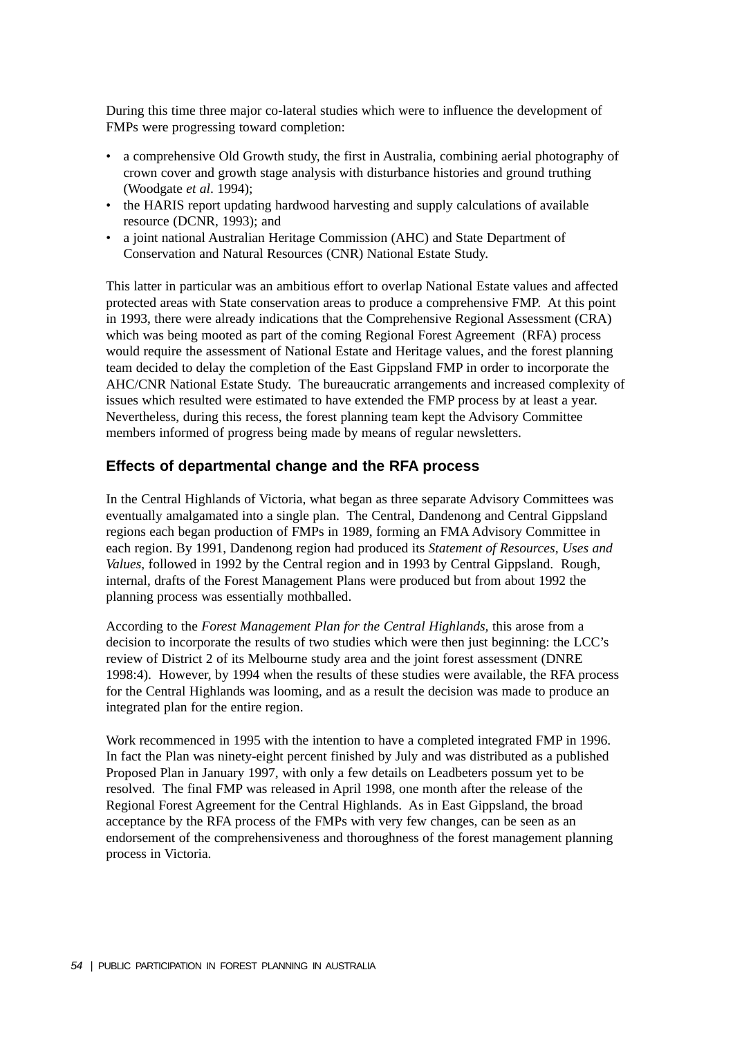During this time three major co-lateral studies which were to influence the development of FMPs were progressing toward completion:

- a comprehensive Old Growth study, the first in Australia, combining aerial photography of crown cover and growth stage analysis with disturbance histories and ground truthing (Woodgate *et al*. 1994);
- the HARIS report updating hardwood harvesting and supply calculations of available resource (DCNR, 1993); and
- a joint national Australian Heritage Commission (AHC) and State Department of Conservation and Natural Resources (CNR) National Estate Study.

This latter in particular was an ambitious effort to overlap National Estate values and affected protected areas with State conservation areas to produce a comprehensive FMP. At this point in 1993, there were already indications that the Comprehensive Regional Assessment (CRA) which was being mooted as part of the coming Regional Forest Agreement (RFA) process would require the assessment of National Estate and Heritage values, and the forest planning team decided to delay the completion of the East Gippsland FMP in order to incorporate the AHC/CNR National Estate Study. The bureaucratic arrangements and increased complexity of issues which resulted were estimated to have extended the FMP process by at least a year. Nevertheless, during this recess, the forest planning team kept the Advisory Committee members informed of progress being made by means of regular newsletters.

## Effects of departmental change and the RFA process

In the Central Highlands of Victoria, what began as three separate Advisory Committees was eventually amalgamated into a single plan. The Central, Dandenong and Central Gippsland regions each began production of FMPs in 1989, forming an FMA Advisory Committee in each region. By 1991, Dandenong region had produced its *Statement of Resources, Uses and Values*, followed in 1992 by the Central region and in 1993 by Central Gippsland. Rough, internal, drafts of the Forest Management Plans were produced but from about 1992 the planning process was essentially mothballed.

According to the *Forest Management Plan for the Central Highlands,* this arose from a decision to incorporate the results of two studies which were then just beginning: the LCC's review of District 2 of its Melbourne study area and the joint forest assessment (DNRE 1998:4). However, by 1994 when the results of these studies were available, the RFA process for the Central Highlands was looming, and as a result the decision was made to produce an integrated plan for the entire region.

Work recommenced in 1995 with the intention to have a completed integrated FMP in 1996. In fact the Plan was ninety-eight percent finished by July and was distributed as a published Proposed Plan in January 1997, with only a few details on Leadbeters possum yet to be resolved. The final FMP was released in April 1998, one month after the release of the Regional Forest Agreement for the Central Highlands. As in East Gippsland, the broad acceptance by the RFA process of the FMPs with very few changes, can be seen as an endorsement of the comprehensiveness and thoroughness of the forest management planning process in Victoria.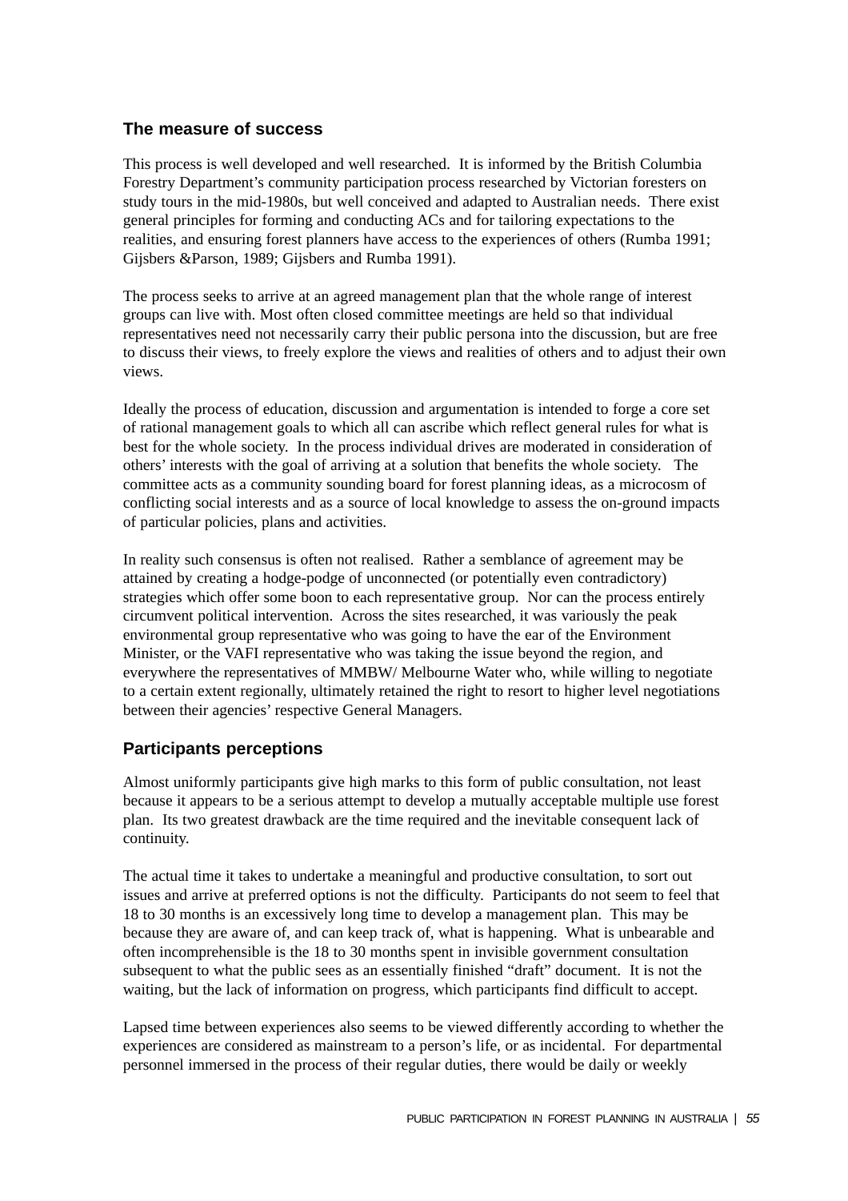## The measure of success

This process is well developed and well researched. It is informed by the British Columbia Forestry Department's community participation process researched by Victorian foresters on study tours in the mid-1980s, but well conceived and adapted to Australian needs. There exist general principles for forming and conducting ACs and for tailoring expectations to the realities, and ensuring forest planners have access to the experiences of others (Rumba 1991; Gijsbers &Parson, 1989; Gijsbers and Rumba 1991).

The process seeks to arrive at an agreed management plan that the whole range of interest groups can live with. Most often closed committee meetings are held so that individual representatives need not necessarily carry their public persona into the discussion, but are free to discuss their views, to freely explore the views and realities of others and to adjust their own views.

Ideally the process of education, discussion and argumentation is intended to forge a core set of rational management goals to which all can ascribe which reflect general rules for what is best for the whole society. In the process individual drives are moderated in consideration of others' interests with the goal of arriving at a solution that benefits the whole society. The committee acts as a community sounding board for forest planning ideas, as a microcosm of conflicting social interests and as a source of local knowledge to assess the on-ground impacts of particular policies, plans and activities.

In reality such consensus is often not realised. Rather a semblance of agreement may be attained by creating a hodge-podge of unconnected (or potentially even contradictory) strategies which offer some boon to each representative group. Nor can the process entirely circumvent political intervention. Across the sites researched, it was variously the peak environmental group representative who was going to have the ear of the Environment Minister, or the VAFI representative who was taking the issue beyond the region, and everywhere the representatives of MMBW/ Melbourne Water who, while willing to negotiate to a certain extent regionally, ultimately retained the right to resort to higher level negotiations between their agencies' respective General Managers.

## Participants perceptions

Almost uniformly participants give high marks to this form of public consultation, not least because it appears to be a serious attempt to develop a mutually acceptable multiple use forest plan. Its two greatest drawback are the time required and the inevitable consequent lack of continuity.

The actual time it takes to undertake a meaningful and productive consultation, to sort out issues and arrive at preferred options is not the difficulty. Participants do not seem to feel that 18 to 30 months is an excessively long time to develop a management plan. This may be because they are aware of, and can keep track of, what is happening. What is unbearable and often incomprehensible is the 18 to 30 months spent in invisible government consultation subsequent to what the public sees as an essentially finished "draft" document. It is not the waiting, but the lack of information on progress, which participants find difficult to accept.

Lapsed time between experiences also seems to be viewed differently according to whether the experiences are considered as mainstream to a person's life, or as incidental. For departmental personnel immersed in the process of their regular duties, there would be daily or weekly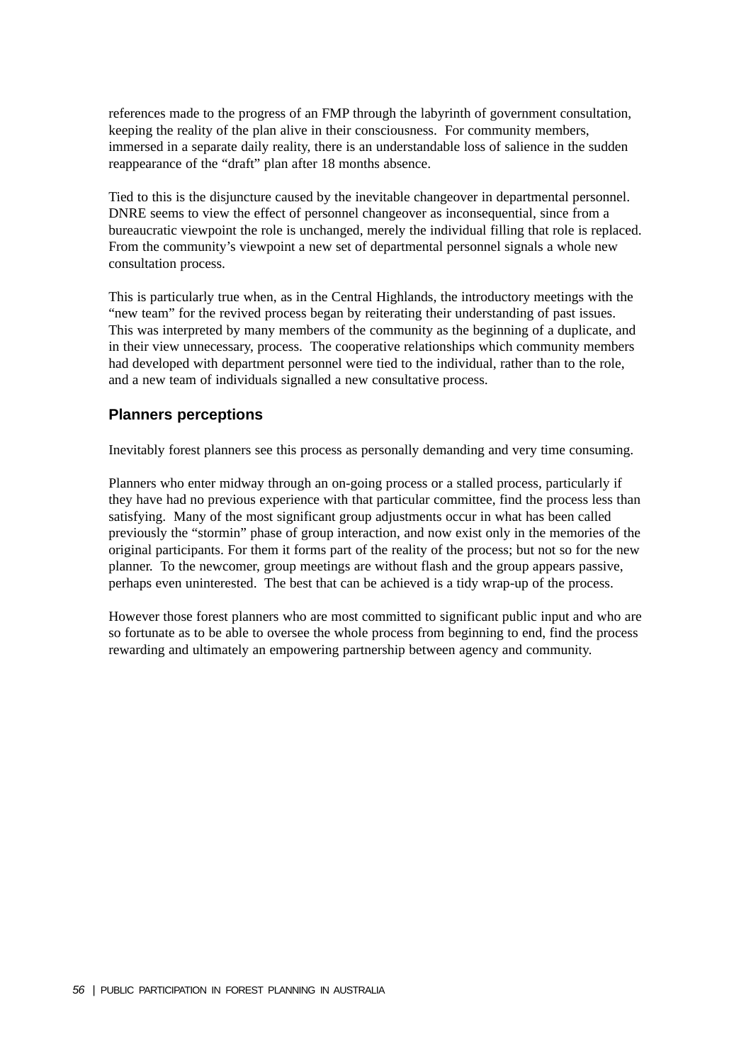references made to the progress of an FMP through the labyrinth of government consultation, keeping the reality of the plan alive in their consciousness. For community members, immersed in a separate daily reality, there is an understandable loss of salience in the sudden reappearance of the "draft" plan after 18 months absence.

Tied to this is the disjuncture caused by the inevitable changeover in departmental personnel. DNRE seems to view the effect of personnel changeover as inconsequential, since from a bureaucratic viewpoint the role is unchanged, merely the individual filling that role is replaced. From the community's viewpoint a new set of departmental personnel signals a whole new consultation process.

This is particularly true when, as in the Central Highlands, the introductory meetings with the "new team" for the revived process began by reiterating their understanding of past issues. This was interpreted by many members of the community as the beginning of a duplicate, and in their view unnecessary, process. The cooperative relationships which community members had developed with department personnel were tied to the individual, rather than to the role, and a new team of individuals signalled a new consultative process.

### Planners perceptions

Inevitably forest planners see this process as personally demanding and very time consuming.

Planners who enter midway through an on-going process or a stalled process, particularly if they have had no previous experience with that particular committee, find the process less than satisfying. Many of the most significant group adjustments occur in what has been called previously the "stormin" phase of group interaction, and now exist only in the memories of the original participants. For them it forms part of the reality of the process; but not so for the new planner. To the newcomer, group meetings are without flash and the group appears passive, perhaps even uninterested. The best that can be achieved is a tidy wrap-up of the process.

However those forest planners who are most committed to significant public input and who are so fortunate as to be able to oversee the whole process from beginning to end, find the process rewarding and ultimately an empowering partnership between agency and community.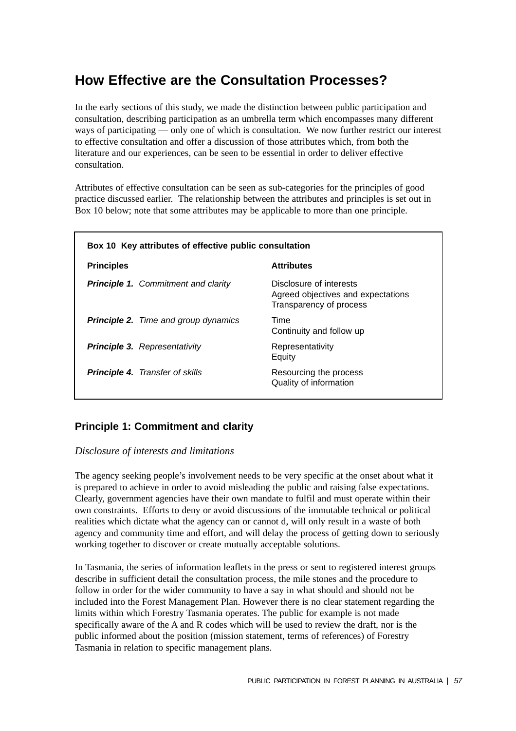## How Effective are the Consultation Processes?

In the early sections of this study, we made the distinction between public participation and consultation, describing participation as an umbrella term which encompasses many different ways of participating — only one of which is consultation. We now further restrict our interest to effective consultation and offer a discussion of those attributes which, from both the literature and our experiences, can be seen to be essential in order to deliver effective consultation.

Attributes of effective consultation can be seen as sub-categories for the principles of good practice discussed earlier. The relationship between the attributes and principles is set out in Box 10 below; note that some attributes may be applicable to more than one principle.

**Box 10 Key attributes of effective public consultation**

| Principles | Attributes |
|---|---|
| ***Principle 1.*** *Commitment and clarity* | Disclosure of interests<br>Agreed objectives and expectations<br>Transparency of process |
| ***Principle 2.*** *Time and group dynamics* | Time<br>Continuity and follow up |
| ***Principle 3.*** *Representativity* | Representativity<br>Equity |
| ***Principle 4.*** *Transfer of skills* | Resourcing the process<br>Quality of information |

### Principle 1: Commitment and clarity

*Disclosure of interests and limitations*

The agency seeking people's involvement needs to be very specific at the onset about what it is prepared to achieve in order to avoid misleading the public and raising false expectations. Clearly, government agencies have their own mandate to fulfil and must operate within their own constraints. Efforts to deny or avoid discussions of the immutable technical or political realities which dictate what the agency can or cannot d, will only result in a waste of both agency and community time and effort, and will delay the process of getting down to seriously working together to discover or create mutually acceptable solutions.

In Tasmania, the series of information leaflets in the press or sent to registered interest groups describe in sufficient detail the consultation process, the mile stones and the procedure to follow in order for the wider community to have a say in what should and should not be included into the Forest Management Plan. However there is no clear statement regarding the limits within which Forestry Tasmania operates. The public for example is not made specifically aware of the A and R codes which will be used to review the draft, nor is the public informed about the position (mission statement, terms of references) of Forestry Tasmania in relation to specific management plans.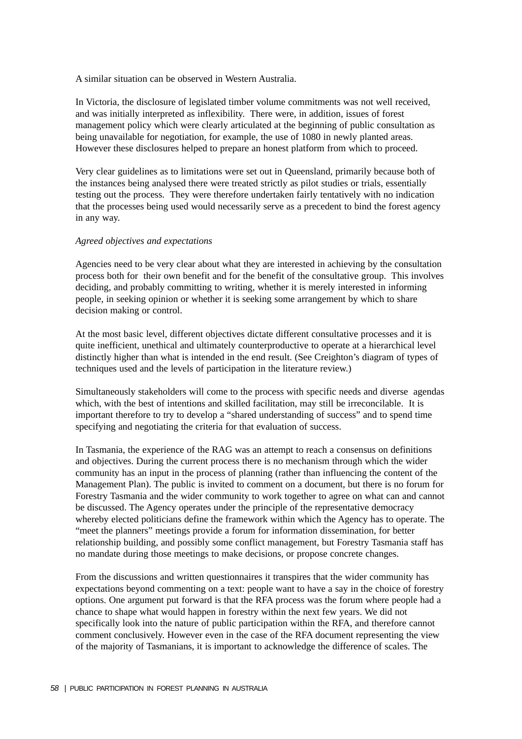A similar situation can be observed in Western Australia.

In Victoria, the disclosure of legislated timber volume commitments was not well received, and was initially interpreted as inflexibility. There were, in addition, issues of forest management policy which were clearly articulated at the beginning of public consultation as being unavailable for negotiation, for example, the use of 1080 in newly planted areas. However these disclosures helped to prepare an honest platform from which to proceed.

Very clear guidelines as to limitations were set out in Queensland, primarily because both of the instances being analysed there were treated strictly as pilot studies or trials, essentially testing out the process. They were therefore undertaken fairly tentatively with no indication that the processes being used would necessarily serve as a precedent to bind the forest agency in any way.

*Agreed objectives and expectations*

Agencies need to be very clear about what they are interested in achieving by the consultation process both for their own benefit and for the benefit of the consultative group. This involves deciding, and probably committing to writing, whether it is merely interested in informing people, in seeking opinion or whether it is seeking some arrangement by which to share decision making or control.

At the most basic level, different objectives dictate different consultative processes and it is quite inefficient, unethical and ultimately counterproductive to operate at a hierarchical level distinctly higher than what is intended in the end result. (See Creighton's diagram of types of techniques used and the levels of participation in the literature review.)

Simultaneously stakeholders will come to the process with specific needs and diverse agendas which, with the best of intentions and skilled facilitation, may still be irreconcilable. It is important therefore to try to develop a "shared understanding of success" and to spend time specifying and negotiating the criteria for that evaluation of success.

In Tasmania, the experience of the RAG was an attempt to reach a consensus on definitions and objectives. During the current process there is no mechanism through which the wider community has an input in the process of planning (rather than influencing the content of the Management Plan). The public is invited to comment on a document, but there is no forum for Forestry Tasmania and the wider community to work together to agree on what can and cannot be discussed. The Agency operates under the principle of the representative democracy whereby elected politicians define the framework within which the Agency has to operate. The "meet the planners" meetings provide a forum for information dissemination, for better relationship building, and possibly some conflict management, but Forestry Tasmania staff has no mandate during those meetings to make decisions, or propose concrete changes.

From the discussions and written questionnaires it transpires that the wider community has expectations beyond commenting on a text: people want to have a say in the choice of forestry options. One argument put forward is that the RFA process was the forum where people had a chance to shape what would happen in forestry within the next few years. We did not specifically look into the nature of public participation within the RFA, and therefore cannot comment conclusively. However even in the case of the RFA document representing the view of the majority of Tasmanians, it is important to acknowledge the difference of scales. The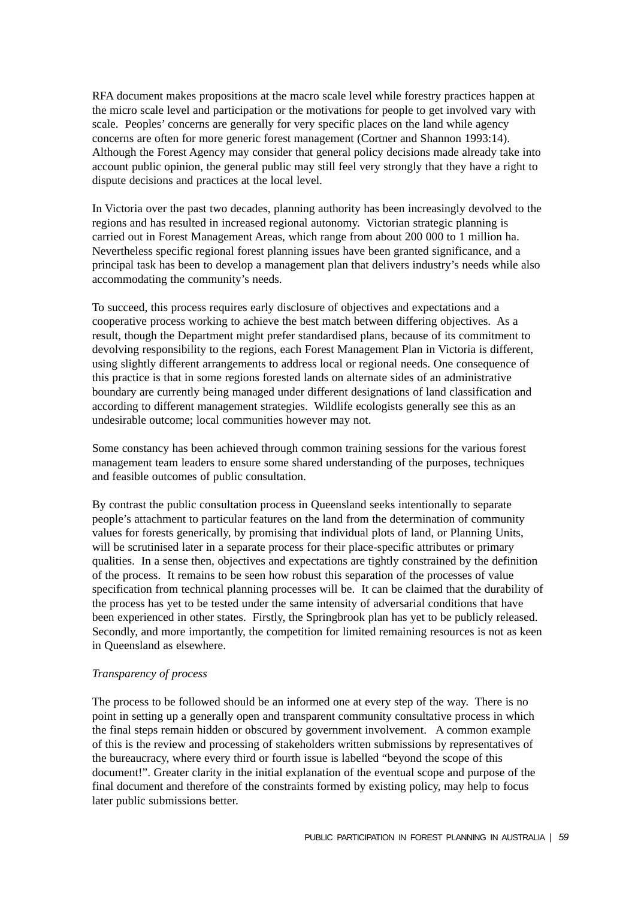RFA document makes propositions at the macro scale level while forestry practices happen at the micro scale level and participation or the motivations for people to get involved vary with scale. Peoples' concerns are generally for very specific places on the land while agency concerns are often for more generic forest management (Cortner and Shannon 1993:14). Although the Forest Agency may consider that general policy decisions made already take into account public opinion, the general public may still feel very strongly that they have a right to dispute decisions and practices at the local level.

In Victoria over the past two decades, planning authority has been increasingly devolved to the regions and has resulted in increased regional autonomy. Victorian strategic planning is carried out in Forest Management Areas, which range from about 200 000 to 1 million ha. Nevertheless specific regional forest planning issues have been granted significance, and a principal task has been to develop a management plan that delivers industry's needs while also accommodating the community's needs.

To succeed, this process requires early disclosure of objectives and expectations and a cooperative process working to achieve the best match between differing objectives. As a result, though the Department might prefer standardised plans, because of its commitment to devolving responsibility to the regions, each Forest Management Plan in Victoria is different, using slightly different arrangements to address local or regional needs. One consequence of this practice is that in some regions forested lands on alternate sides of an administrative boundary are currently being managed under different designations of land classification and according to different management strategies. Wildlife ecologists generally see this as an undesirable outcome; local communities however may not.

Some constancy has been achieved through common training sessions for the various forest management team leaders to ensure some shared understanding of the purposes, techniques and feasible outcomes of public consultation.

By contrast the public consultation process in Queensland seeks intentionally to separate people's attachment to particular features on the land from the determination of community values for forests generically, by promising that individual plots of land, or Planning Units, will be scrutinised later in a separate process for their place-specific attributes or primary qualities. In a sense then, objectives and expectations are tightly constrained by the definition of the process. It remains to be seen how robust this separation of the processes of value specification from technical planning processes will be. It can be claimed that the durability of the process has yet to be tested under the same intensity of adversarial conditions that have been experienced in other states. Firstly, the Springbrook plan has yet to be publicly released. Secondly, and more importantly, the competition for limited remaining resources is not as keen in Queensland as elsewhere.

*Transparency of process*

The process to be followed should be an informed one at every step of the way. There is no point in setting up a generally open and transparent community consultative process in which the final steps remain hidden or obscured by government involvement. A common example of this is the review and processing of stakeholders written submissions by representatives of the bureaucracy, where every third or fourth issue is labelled "beyond the scope of this document!". Greater clarity in the initial explanation of the eventual scope and purpose of the final document and therefore of the constraints formed by existing policy, may help to focus later public submissions better.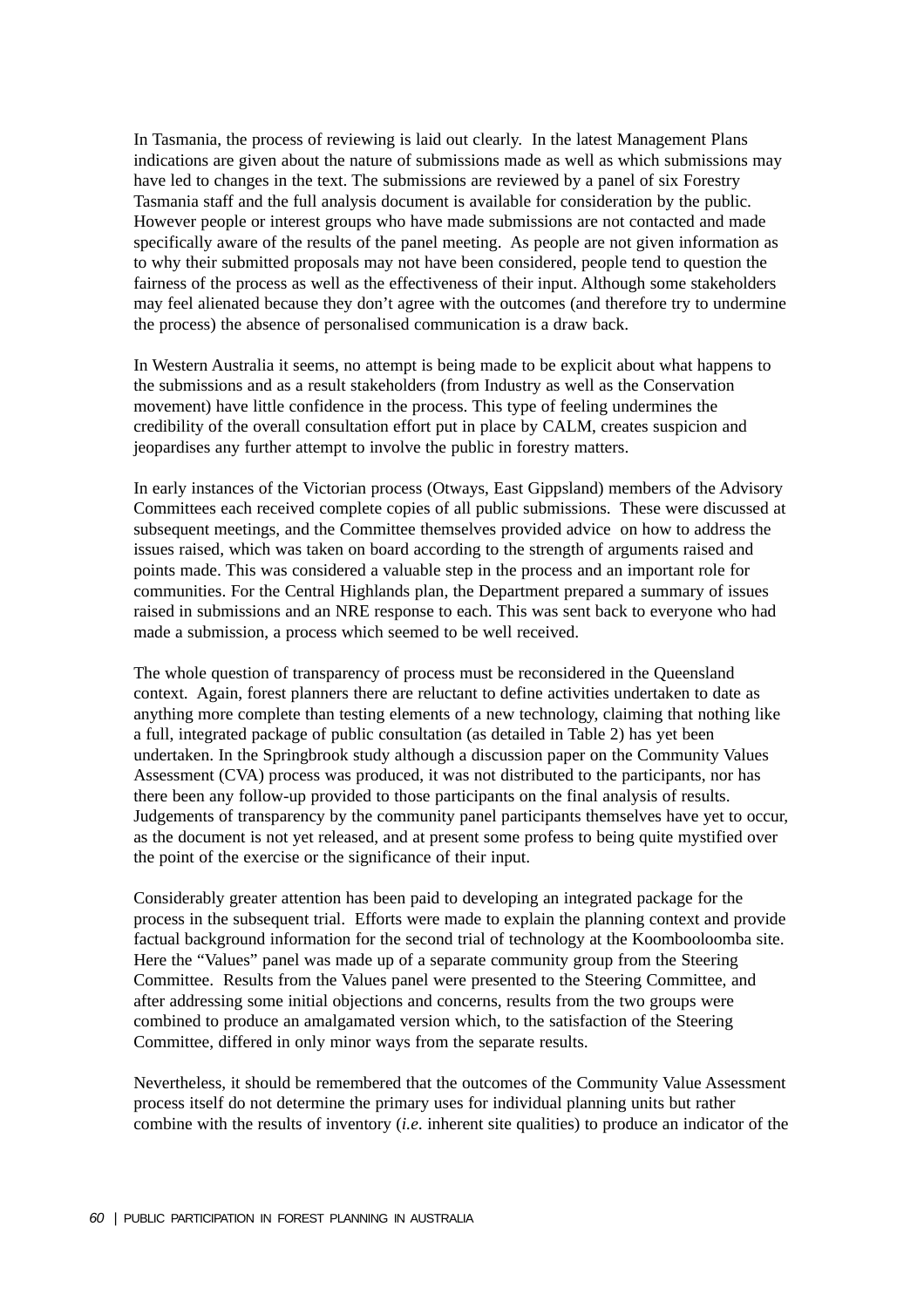In Tasmania, the process of reviewing is laid out clearly. In the latest Management Plans indications are given about the nature of submissions made as well as which submissions may have led to changes in the text. The submissions are reviewed by a panel of six Forestry Tasmania staff and the full analysis document is available for consideration by the public. However people or interest groups who have made submissions are not contacted and made specifically aware of the results of the panel meeting. As people are not given information as to why their submitted proposals may not have been considered, people tend to question the fairness of the process as well as the effectiveness of their input. Although some stakeholders may feel alienated because they don't agree with the outcomes (and therefore try to undermine the process) the absence of personalised communication is a draw back.

In Western Australia it seems, no attempt is being made to be explicit about what happens to the submissions and as a result stakeholders (from Industry as well as the Conservation movement) have little confidence in the process. This type of feeling undermines the credibility of the overall consultation effort put in place by CALM, creates suspicion and jeopardises any further attempt to involve the public in forestry matters.

In early instances of the Victorian process (Otways, East Gippsland) members of the Advisory Committees each received complete copies of all public submissions. These were discussed at subsequent meetings, and the Committee themselves provided advice on how to address the issues raised, which was taken on board according to the strength of arguments raised and points made. This was considered a valuable step in the process and an important role for communities. For the Central Highlands plan, the Department prepared a summary of issues raised in submissions and an NRE response to each. This was sent back to everyone who had made a submission, a process which seemed to be well received.

The whole question of transparency of process must be reconsidered in the Queensland context. Again, forest planners there are reluctant to define activities undertaken to date as anything more complete than testing elements of a new technology, claiming that nothing like a full, integrated package of public consultation (as detailed in Table 2) has yet been undertaken. In the Springbrook study although a discussion paper on the Community Values Assessment (CVA) process was produced, it was not distributed to the participants, nor has there been any follow-up provided to those participants on the final analysis of results. Judgements of transparency by the community panel participants themselves have yet to occur, as the document is not yet released, and at present some profess to being quite mystified over the point of the exercise or the significance of their input.

Considerably greater attention has been paid to developing an integrated package for the process in the subsequent trial. Efforts were made to explain the planning context and provide factual background information for the second trial of technology at the Koombooloomba site. Here the "Values" panel was made up of a separate community group from the Steering Committee. Results from the Values panel were presented to the Steering Committee, and after addressing some initial objections and concerns, results from the two groups were combined to produce an amalgamated version which, to the satisfaction of the Steering Committee, differed in only minor ways from the separate results.

Nevertheless, it should be remembered that the outcomes of the Community Value Assessment process itself do not determine the primary uses for individual planning units but rather combine with the results of inventory (*i.e.* inherent site qualities) to produce an indicator of the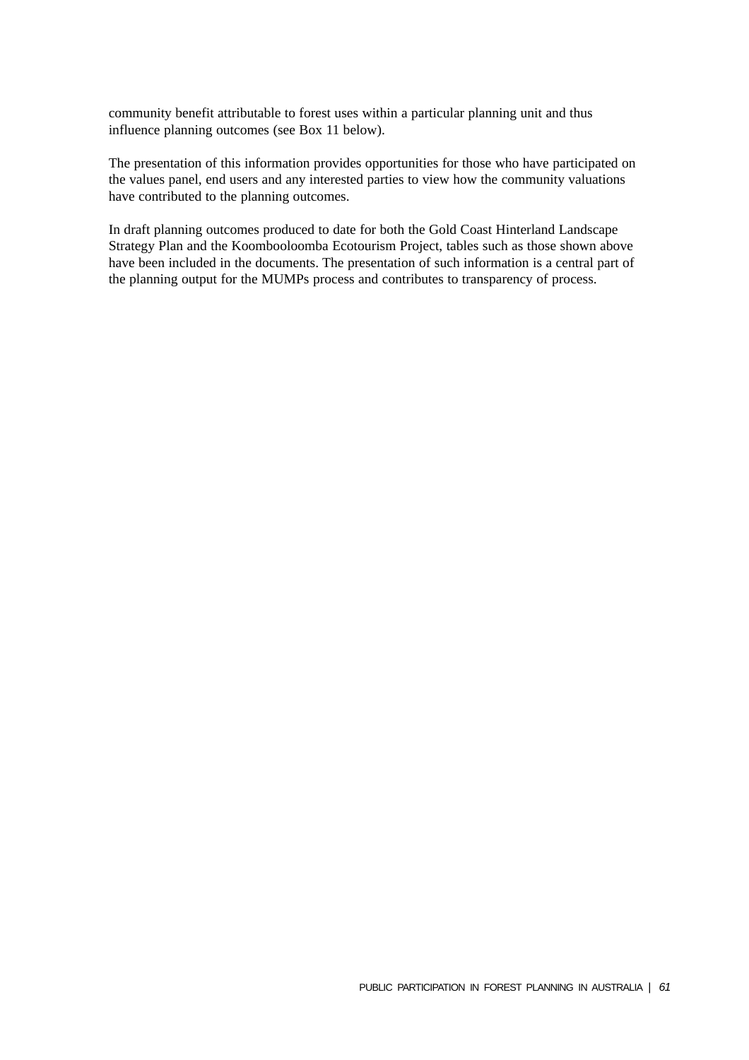community benefit attributable to forest uses within a particular planning unit and thus influence planning outcomes (see Box 11 below).

The presentation of this information provides opportunities for those who have participated on the values panel, end users and any interested parties to view how the community valuations have contributed to the planning outcomes.

In draft planning outcomes produced to date for both the Gold Coast Hinterland Landscape Strategy Plan and the Koombooloomba Ecotourism Project, tables such as those shown above have been included in the documents. The presentation of such information is a central part of the planning output for the MUMPs process and contributes to transparency of process.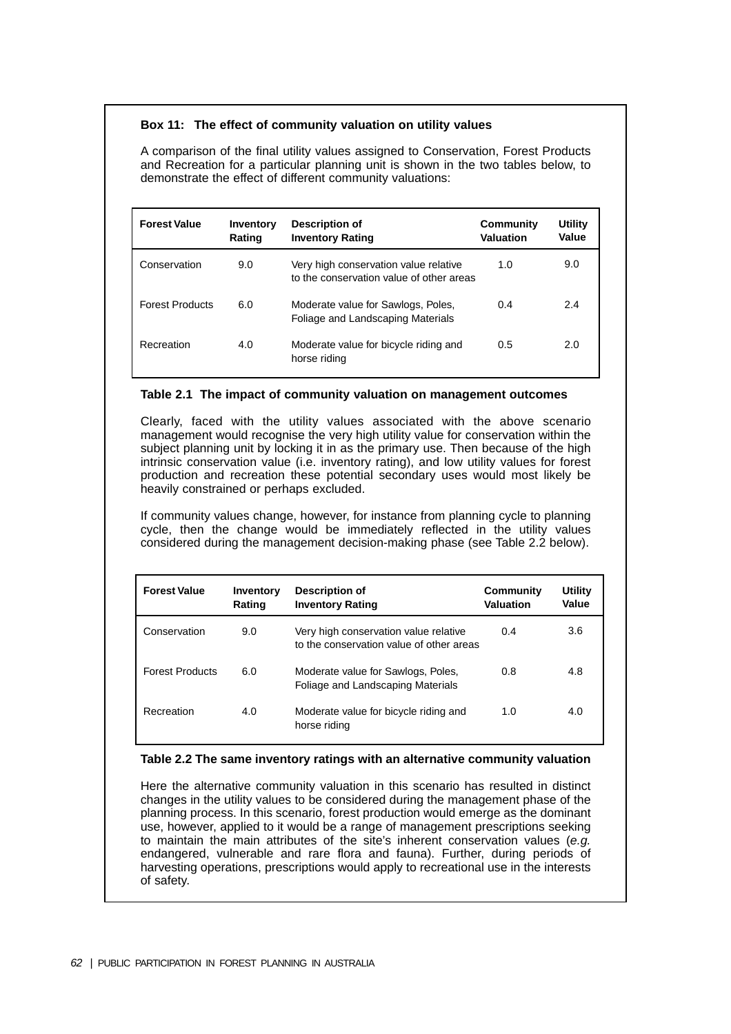**Box 11: The effect of community valuation on utility values**

A comparison of the final utility values assigned to Conservation, Forest Products and Recreation for a particular planning unit is shown in the two tables below, to demonstrate the effect of different community valuations:

| Forest Value | Inventory Rating | Description of Inventory Rating | Community Valuation | Utility Value |
|---|---|---|---|---|
| Conservation | 9.0 | Very high conservation value relative to the conservation value of other areas | 1.0 | 9.0 |
| Forest Products | 6.0 | Moderate value for Sawlogs, Poles, Foliage and Landscaping Materials | 0.4 | 2.4 |
| Recreation | 4.0 | Moderate value for bicycle riding and horse riding | 0.5 | 2.0 |

**Table 2.1 The impact of community valuation on management outcomes**

Clearly, faced with the utility values associated with the above scenario management would recognise the very high utility value for conservation within the subject planning unit by locking it in as the primary use. Then because of the high intrinsic conservation value (i.e. inventory rating), and low utility values for forest production and recreation these potential secondary uses would most likely be heavily constrained or perhaps excluded.

If community values change, however, for instance from planning cycle to planning cycle, then the change would be immediately reflected in the utility values considered during the management decision-making phase (see Table 2.2 below).

| Forest Value | Inventory Rating | Description of Inventory Rating | Community Valuation | Utility Value |
|---|---|---|---|---|
| Conservation | 9.0 | Very high conservation value relative to the conservation value of other areas | 0.4 | 3.6 |
| Forest Products | 6.0 | Moderate value for Sawlogs, Poles, Foliage and Landscaping Materials | 0.8 | 4.8 |
| Recreation | 4.0 | Moderate value for bicycle riding and horse riding | 1.0 | 4.0 |

**Table 2.2 The same inventory ratings with an alternative community valuation**

Here the alternative community valuation in this scenario has resulted in distinct changes in the utility values to be considered during the management phase of the planning process. In this scenario, forest production would emerge as the dominant use, however, applied to it would be a range of management prescriptions seeking to maintain the main attributes of the site's inherent conservation values (*e.g.* endangered, vulnerable and rare flora and fauna). Further, during periods of harvesting operations, prescriptions would apply to recreational use in the interests of safety.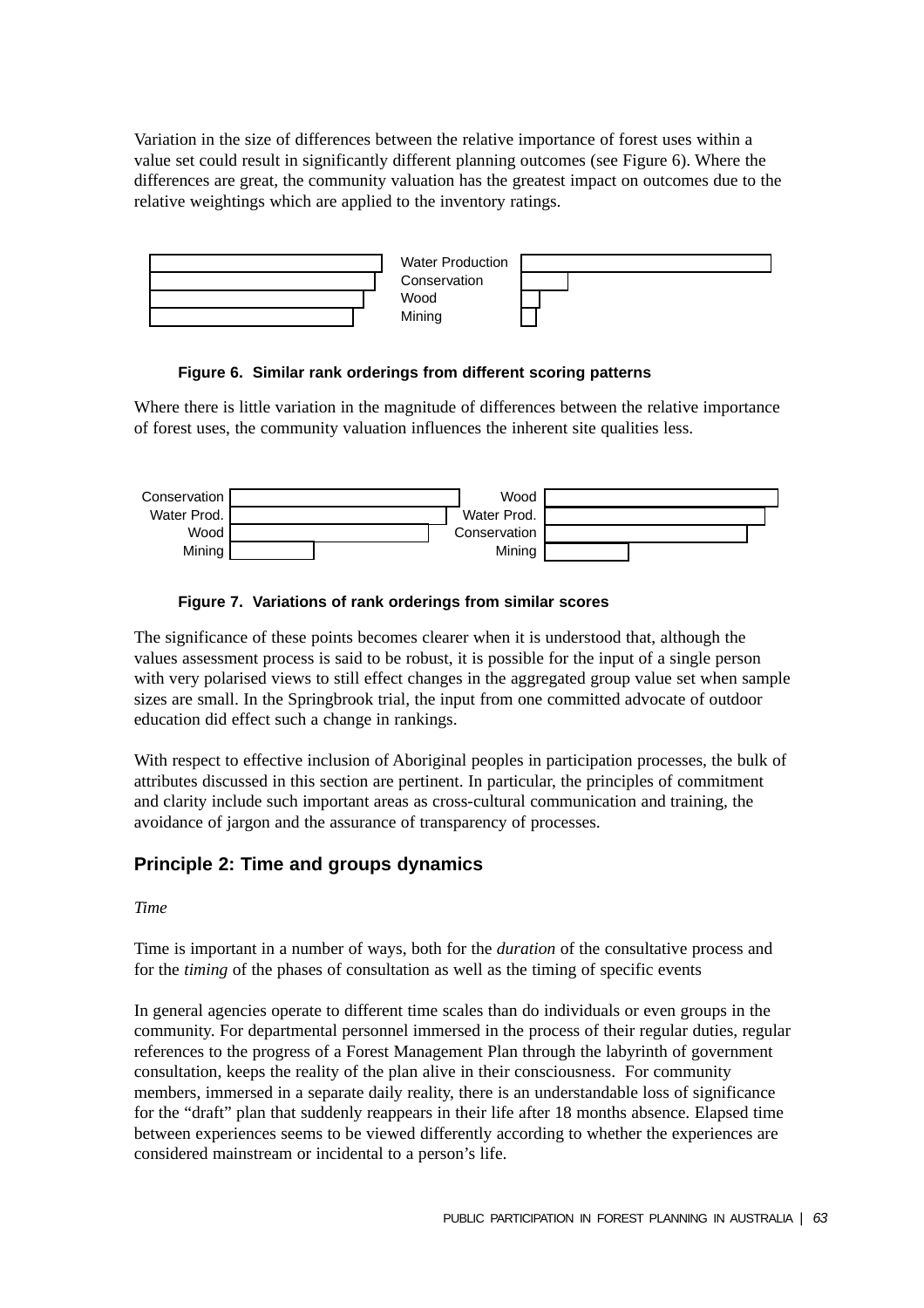Variation in the size of differences between the relative importance of forest uses within a value set could result in significantly different planning outcomes (see Figure 6). Where the differences are great, the community valuation has the greatest impact on outcomes due to the relative weightings which are applied to the inventory ratings.

Water Production
Conservation
Wood
Mining

**Figure 6. Similar rank orderings from different scoring patterns**

Where there is little variation in the magnitude of differences between the relative importance of forest uses, the community valuation influences the inherent site qualities less.

| | |
|---|---|
| Conservation | Wood |
| Water Prod. | Water Prod. |
| Wood | Conservation |
| Mining | Mining |

**Figure 7. Variations of rank orderings from similar scores**

The significance of these points becomes clearer when it is understood that, although the values assessment process is said to be robust, it is possible for the input of a single person with very polarised views to still effect changes in the aggregated group value set when sample sizes are small. In the Springbrook trial, the input from one committed advocate of outdoor education did effect such a change in rankings.

With respect to effective inclusion of Aboriginal peoples in participation processes, the bulk of attributes discussed in this section are pertinent. In particular, the principles of commitment and clarity include such important areas as cross-cultural communication and training, the avoidance of jargon and the assurance of transparency of processes.

## Principle 2: Time and groups dynamics

*Time*

Time is important in a number of ways, both for the *duration* of the consultative process and for the *timing* of the phases of consultation as well as the timing of specific events

In general agencies operate to different time scales than do individuals or even groups in the community. For departmental personnel immersed in the process of their regular duties, regular references to the progress of a Forest Management Plan through the labyrinth of government consultation, keeps the reality of the plan alive in their consciousness. For community members, immersed in a separate daily reality, there is an understandable loss of significance for the “draft” plan that suddenly reappears in their life after 18 months absence. Elapsed time between experiences seems to be viewed differently according to whether the experiences are considered mainstream or incidental to a person’s life.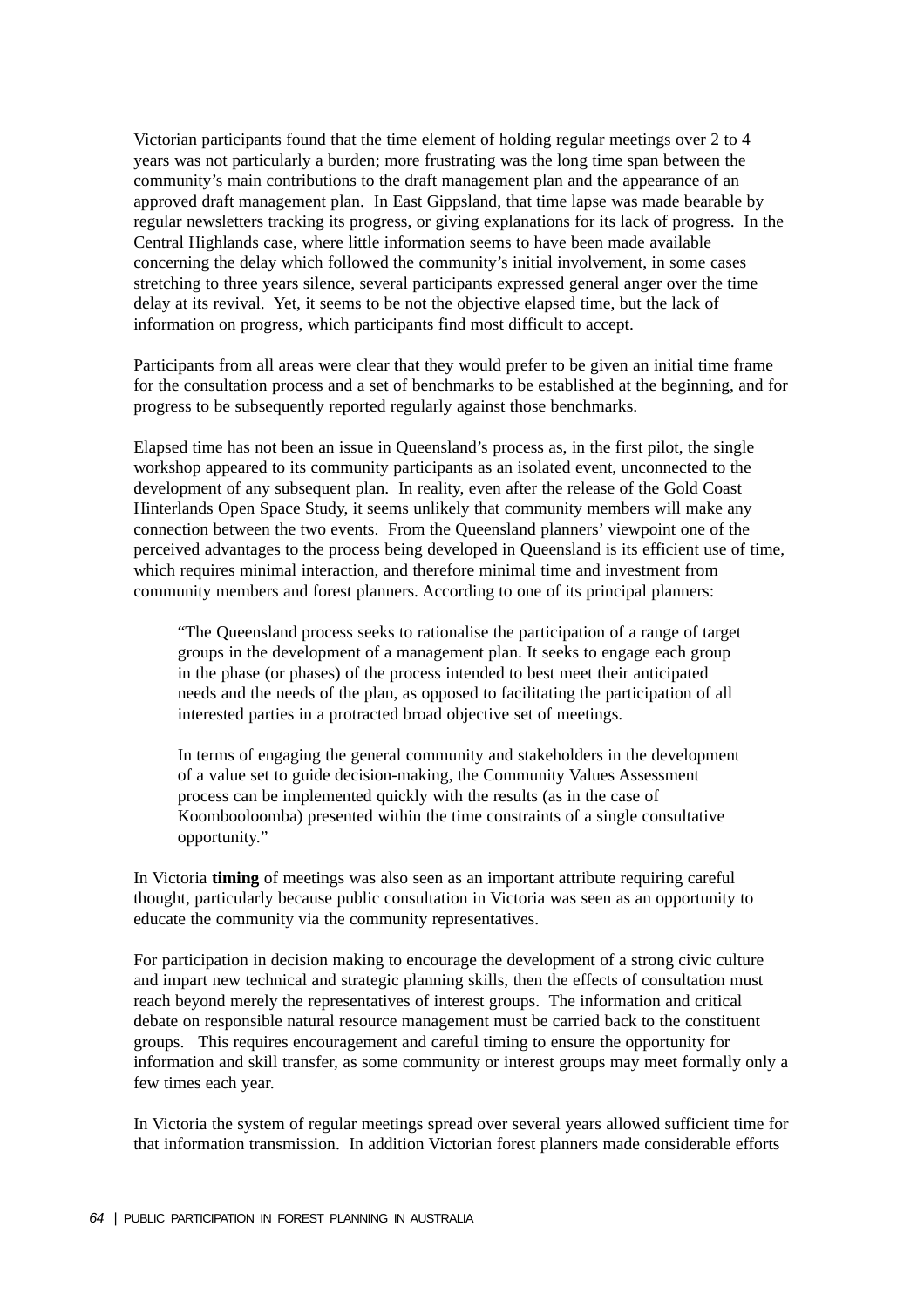Victorian participants found that the time element of holding regular meetings over 2 to 4 years was not particularly a burden; more frustrating was the long time span between the community's main contributions to the draft management plan and the appearance of an approved draft management plan. In East Gippsland, that time lapse was made bearable by regular newsletters tracking its progress, or giving explanations for its lack of progress. In the Central Highlands case, where little information seems to have been made available concerning the delay which followed the community's initial involvement, in some cases stretching to three years silence, several participants expressed general anger over the time delay at its revival. Yet, it seems to be not the objective elapsed time, but the lack of information on progress, which participants find most difficult to accept.

Participants from all areas were clear that they would prefer to be given an initial time frame for the consultation process and a set of benchmarks to be established at the beginning, and for progress to be subsequently reported regularly against those benchmarks.

Elapsed time has not been an issue in Queensland's process as, in the first pilot, the single workshop appeared to its community participants as an isolated event, unconnected to the development of any subsequent plan. In reality, even after the release of the Gold Coast Hinterlands Open Space Study, it seems unlikely that community members will make any connection between the two events. From the Queensland planners' viewpoint one of the perceived advantages to the process being developed in Queensland is its efficient use of time, which requires minimal interaction, and therefore minimal time and investment from community members and forest planners. According to one of its principal planners:

> "The Queensland process seeks to rationalise the participation of a range of target groups in the development of a management plan. It seeks to engage each group in the phase (or phases) of the process intended to best meet their anticipated needs and the needs of the plan, as opposed to facilitating the participation of all interested parties in a protracted broad objective set of meetings.
>
> In terms of engaging the general community and stakeholders in the development of a value set to guide decision-making, the Community Values Assessment process can be implemented quickly with the results (as in the case of Koombooloomba) presented within the time constraints of a single consultative opportunity."

In Victoria **timing** of meetings was also seen as an important attribute requiring careful thought, particularly because public consultation in Victoria was seen as an opportunity to educate the community via the community representatives.

For participation in decision making to encourage the development of a strong civic culture and impart new technical and strategic planning skills, then the effects of consultation must reach beyond merely the representatives of interest groups. The information and critical debate on responsible natural resource management must be carried back to the constituent groups. This requires encouragement and careful timing to ensure the opportunity for information and skill transfer, as some community or interest groups may meet formally only a few times each year.

In Victoria the system of regular meetings spread over several years allowed sufficient time for that information transmission. In addition Victorian forest planners made considerable efforts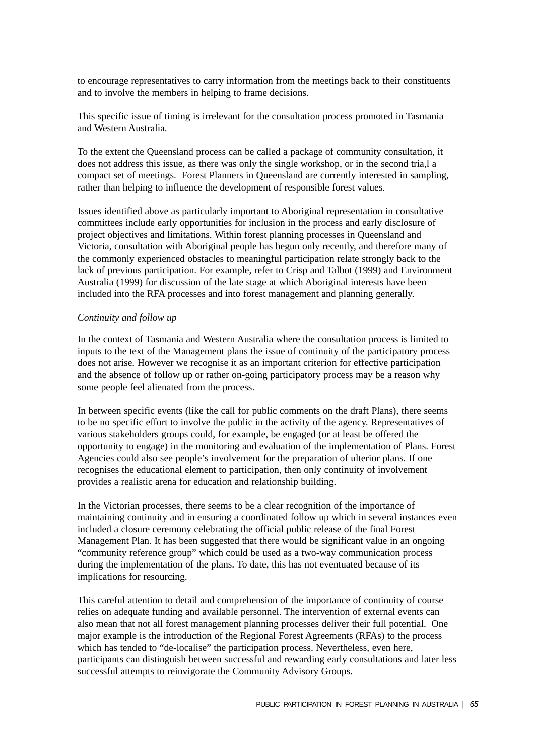to encourage representatives to carry information from the meetings back to their constituents and to involve the members in helping to frame decisions.

This specific issue of timing is irrelevant for the consultation process promoted in Tasmania and Western Australia.

To the extent the Queensland process can be called a package of community consultation, it does not address this issue, as there was only the single workshop, or in the second tria,l a compact set of meetings. Forest Planners in Queensland are currently interested in sampling, rather than helping to influence the development of responsible forest values.

Issues identified above as particularly important to Aboriginal representation in consultative committees include early opportunities for inclusion in the process and early disclosure of project objectives and limitations. Within forest planning processes in Queensland and Victoria, consultation with Aboriginal people has begun only recently, and therefore many of the commonly experienced obstacles to meaningful participation relate strongly back to the lack of previous participation. For example, refer to Crisp and Talbot (1999) and Environment Australia (1999) for discussion of the late stage at which Aboriginal interests have been included into the RFA processes and into forest management and planning generally.

*Continuity and follow up*

In the context of Tasmania and Western Australia where the consultation process is limited to inputs to the text of the Management plans the issue of continuity of the participatory process does not arise. However we recognise it as an important criterion for effective participation and the absence of follow up or rather on-going participatory process may be a reason why some people feel alienated from the process.

In between specific events (like the call for public comments on the draft Plans), there seems to be no specific effort to involve the public in the activity of the agency. Representatives of various stakeholders groups could, for example, be engaged (or at least be offered the opportunity to engage) in the monitoring and evaluation of the implementation of Plans. Forest Agencies could also see people's involvement for the preparation of ulterior plans. If one recognises the educational element to participation, then only continuity of involvement provides a realistic arena for education and relationship building.

In the Victorian processes, there seems to be a clear recognition of the importance of maintaining continuity and in ensuring a coordinated follow up which in several instances even included a closure ceremony celebrating the official public release of the final Forest Management Plan. It has been suggested that there would be significant value in an ongoing "community reference group" which could be used as a two-way communication process during the implementation of the plans. To date, this has not eventuated because of its implications for resourcing.

This careful attention to detail and comprehension of the importance of continuity of course relies on adequate funding and available personnel. The intervention of external events can also mean that not all forest management planning processes deliver their full potential. One major example is the introduction of the Regional Forest Agreements (RFAs) to the process which has tended to "de-localise" the participation process. Nevertheless, even here, participants can distinguish between successful and rewarding early consultations and later less successful attempts to reinvigorate the Community Advisory Groups.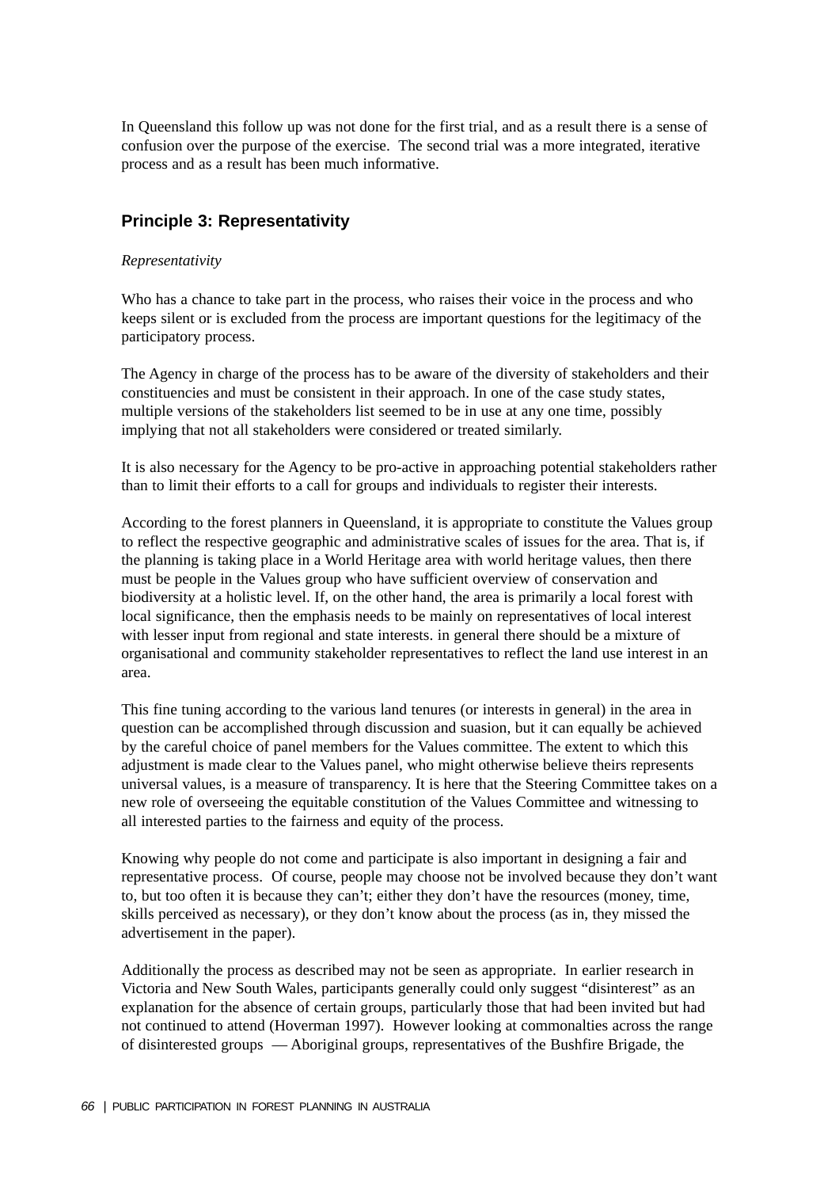In Queensland this follow up was not done for the first trial, and as a result there is a sense of confusion over the purpose of the exercise. The second trial was a more integrated, iterative process and as a result has been much informative.

## Principle 3: Representativity

*Representativity*

Who has a chance to take part in the process, who raises their voice in the process and who keeps silent or is excluded from the process are important questions for the legitimacy of the participatory process.

The Agency in charge of the process has to be aware of the diversity of stakeholders and their constituencies and must be consistent in their approach. In one of the case study states, multiple versions of the stakeholders list seemed to be in use at any one time, possibly implying that not all stakeholders were considered or treated similarly.

It is also necessary for the Agency to be pro-active in approaching potential stakeholders rather than to limit their efforts to a call for groups and individuals to register their interests.

According to the forest planners in Queensland, it is appropriate to constitute the Values group to reflect the respective geographic and administrative scales of issues for the area. That is, if the planning is taking place in a World Heritage area with world heritage values, then there must be people in the Values group who have sufficient overview of conservation and biodiversity at a holistic level. If, on the other hand, the area is primarily a local forest with local significance, then the emphasis needs to be mainly on representatives of local interest with lesser input from regional and state interests. in general there should be a mixture of organisational and community stakeholder representatives to reflect the land use interest in an area.

This fine tuning according to the various land tenures (or interests in general) in the area in question can be accomplished through discussion and suasion, but it can equally be achieved by the careful choice of panel members for the Values committee. The extent to which this adjustment is made clear to the Values panel, who might otherwise believe theirs represents universal values, is a measure of transparency. It is here that the Steering Committee takes on a new role of overseeing the equitable constitution of the Values Committee and witnessing to all interested parties to the fairness and equity of the process.

Knowing why people do not come and participate is also important in designing a fair and representative process. Of course, people may choose not be involved because they don't want to, but too often it is because they can't; either they don't have the resources (money, time, skills perceived as necessary), or they don't know about the process (as in, they missed the advertisement in the paper).

Additionally the process as described may not be seen as appropriate. In earlier research in Victoria and New South Wales, participants generally could only suggest "disinterest" as an explanation for the absence of certain groups, particularly those that had been invited but had not continued to attend (Hoverman 1997). However looking at commonalties across the range of disinterested groups — Aboriginal groups, representatives of the Bushfire Brigade, the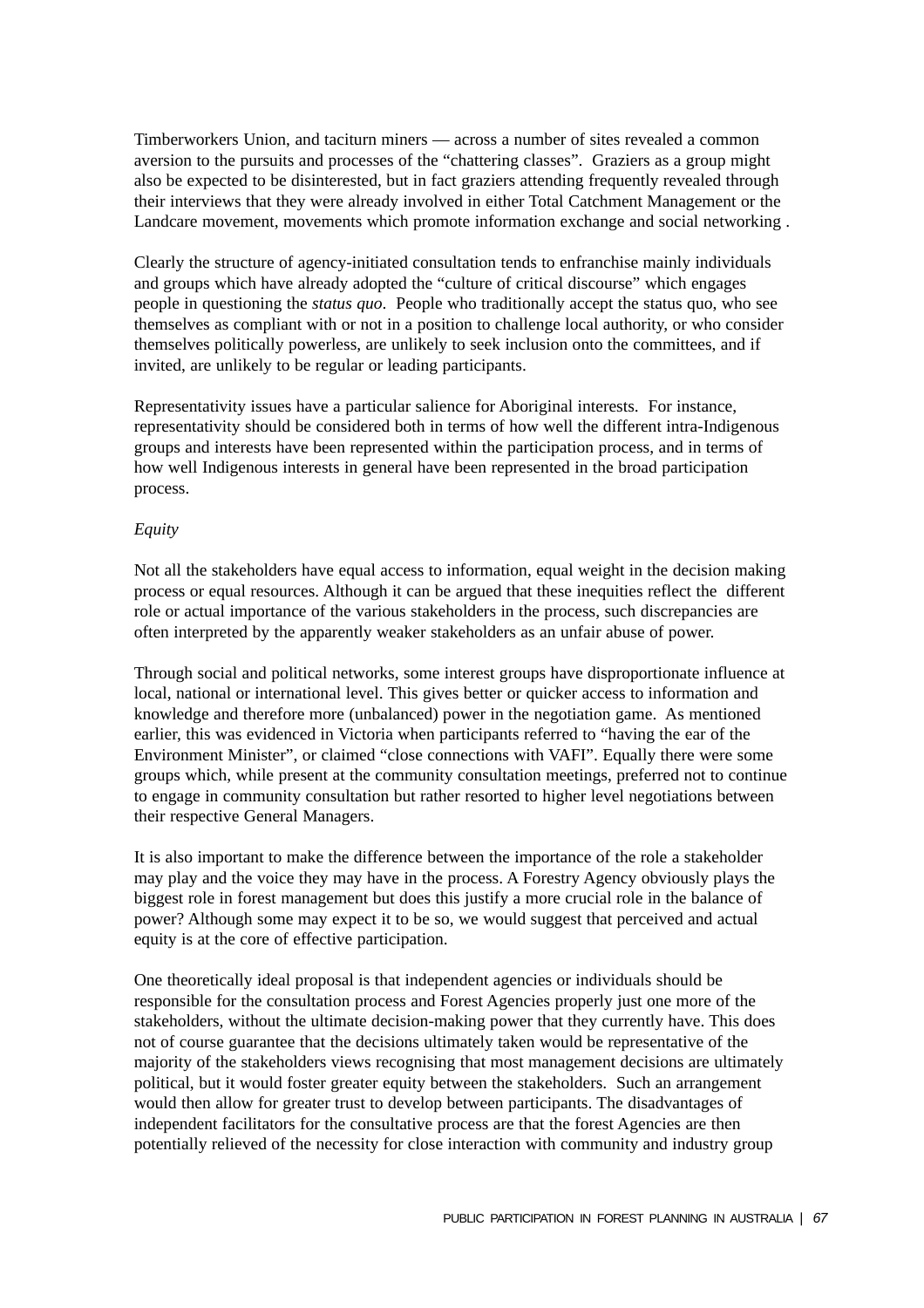Timberworkers Union, and taciturn miners — across a number of sites revealed a common aversion to the pursuits and processes of the "chattering classes". Graziers as a group might also be expected to be disinterested, but in fact graziers attending frequently revealed through their interviews that they were already involved in either Total Catchment Management or the Landcare movement, movements which promote information exchange and social networking .

Clearly the structure of agency-initiated consultation tends to enfranchise mainly individuals and groups which have already adopted the "culture of critical discourse" which engages people in questioning the *status quo*. People who traditionally accept the status quo, who see themselves as compliant with or not in a position to challenge local authority, or who consider themselves politically powerless, are unlikely to seek inclusion onto the committees, and if invited, are unlikely to be regular or leading participants.

Representativity issues have a particular salience for Aboriginal interests. For instance, representativity should be considered both in terms of how well the different intra-Indigenous groups and interests have been represented within the participation process, and in terms of how well Indigenous interests in general have been represented in the broad participation process.

*Equity*

Not all the stakeholders have equal access to information, equal weight in the decision making process or equal resources. Although it can be argued that these inequities reflect the different role or actual importance of the various stakeholders in the process, such discrepancies are often interpreted by the apparently weaker stakeholders as an unfair abuse of power.

Through social and political networks, some interest groups have disproportionate influence at local, national or international level. This gives better or quicker access to information and knowledge and therefore more (unbalanced) power in the negotiation game. As mentioned earlier, this was evidenced in Victoria when participants referred to "having the ear of the Environment Minister", or claimed "close connections with VAFI". Equally there were some groups which, while present at the community consultation meetings, preferred not to continue to engage in community consultation but rather resorted to higher level negotiations between their respective General Managers.

It is also important to make the difference between the importance of the role a stakeholder may play and the voice they may have in the process. A Forestry Agency obviously plays the biggest role in forest management but does this justify a more crucial role in the balance of power? Although some may expect it to be so, we would suggest that perceived and actual equity is at the core of effective participation.

One theoretically ideal proposal is that independent agencies or individuals should be responsible for the consultation process and Forest Agencies properly just one more of the stakeholders, without the ultimate decision-making power that they currently have. This does not of course guarantee that the decisions ultimately taken would be representative of the majority of the stakeholders views recognising that most management decisions are ultimately political, but it would foster greater equity between the stakeholders. Such an arrangement would then allow for greater trust to develop between participants. The disadvantages of independent facilitators for the consultative process are that the forest Agencies are then potentially relieved of the necessity for close interaction with community and industry group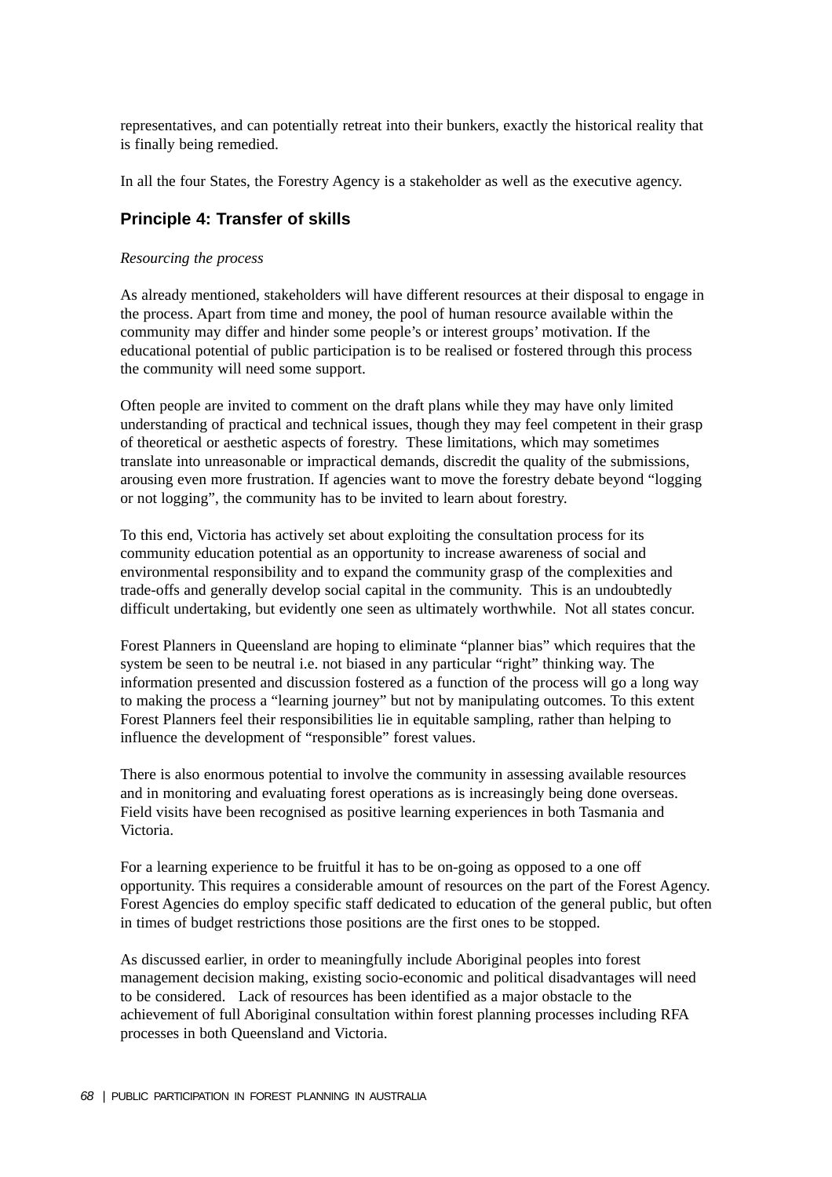representatives, and can potentially retreat into their bunkers, exactly the historical reality that is finally being remedied.

In all the four States, the Forestry Agency is a stakeholder as well as the executive agency.

## Principle 4: Transfer of skills

*Resourcing the process*

As already mentioned, stakeholders will have different resources at their disposal to engage in the process. Apart from time and money, the pool of human resource available within the community may differ and hinder some people's or interest groups' motivation. If the educational potential of public participation is to be realised or fostered through this process the community will need some support.

Often people are invited to comment on the draft plans while they may have only limited understanding of practical and technical issues, though they may feel competent in their grasp of theoretical or aesthetic aspects of forestry. These limitations, which may sometimes translate into unreasonable or impractical demands, discredit the quality of the submissions, arousing even more frustration. If agencies want to move the forestry debate beyond "logging or not logging", the community has to be invited to learn about forestry.

To this end, Victoria has actively set about exploiting the consultation process for its community education potential as an opportunity to increase awareness of social and environmental responsibility and to expand the community grasp of the complexities and trade-offs and generally develop social capital in the community. This is an undoubtedly difficult undertaking, but evidently one seen as ultimately worthwhile. Not all states concur.

Forest Planners in Queensland are hoping to eliminate "planner bias" which requires that the system be seen to be neutral i.e. not biased in any particular "right" thinking way. The information presented and discussion fostered as a function of the process will go a long way to making the process a "learning journey" but not by manipulating outcomes. To this extent Forest Planners feel their responsibilities lie in equitable sampling, rather than helping to influence the development of "responsible" forest values.

There is also enormous potential to involve the community in assessing available resources and in monitoring and evaluating forest operations as is increasingly being done overseas. Field visits have been recognised as positive learning experiences in both Tasmania and Victoria.

For a learning experience to be fruitful it has to be on-going as opposed to a one off opportunity. This requires a considerable amount of resources on the part of the Forest Agency. Forest Agencies do employ specific staff dedicated to education of the general public, but often in times of budget restrictions those positions are the first ones to be stopped.

As discussed earlier, in order to meaningfully include Aboriginal peoples into forest management decision making, existing socio-economic and political disadvantages will need to be considered. Lack of resources has been identified as a major obstacle to the achievement of full Aboriginal consultation within forest planning processes including RFA processes in both Queensland and Victoria.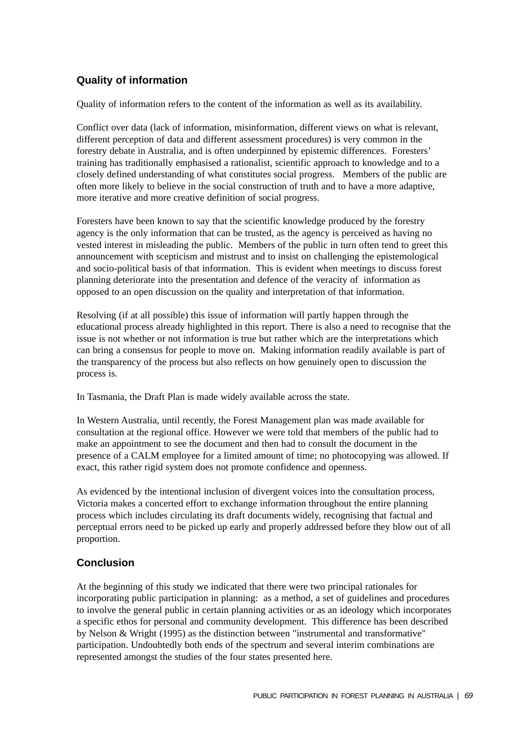## Quality of information

Quality of information refers to the content of the information as well as its availability.

Conflict over data (lack of information, misinformation, different views on what is relevant, different perception of data and different assessment procedures) is very common in the forestry debate in Australia, and is often underpinned by epistemic differences. Foresters' training has traditionally emphasised a rationalist, scientific approach to knowledge and to a closely defined understanding of what constitutes social progress. Members of the public are often more likely to believe in the social construction of truth and to have a more adaptive, more iterative and more creative definition of social progress.

Foresters have been known to say that the scientific knowledge produced by the forestry agency is the only information that can be trusted, as the agency is perceived as having no vested interest in misleading the public. Members of the public in turn often tend to greet this announcement with scepticism and mistrust and to insist on challenging the epistemological and socio-political basis of that information. This is evident when meetings to discuss forest planning deteriorate into the presentation and defence of the veracity of information as opposed to an open discussion on the quality and interpretation of that information.

Resolving (if at all possible) this issue of information will partly happen through the educational process already highlighted in this report. There is also a need to recognise that the issue is not whether or not information is true but rather which are the interpretations which can bring a consensus for people to move on. Making information readily available is part of the transparency of the process but also reflects on how genuinely open to discussion the process is.

In Tasmania, the Draft Plan is made widely available across the state.

In Western Australia, until recently, the Forest Management plan was made available for consultation at the regional office. However we were told that members of the public had to make an appointment to see the document and then had to consult the document in the presence of a CALM employee for a limited amount of time; no photocopying was allowed. If exact, this rather rigid system does not promote confidence and openness.

As evidenced by the intentional inclusion of divergent voices into the consultation process, Victoria makes a concerted effort to exchange information throughout the entire planning process which includes circulating its draft documents widely, recognising that factual and perceptual errors need to be picked up early and properly addressed before they blow out of all proportion.

## Conclusion

At the beginning of this study we indicated that there were two principal rationales for incorporating public participation in planning: as a method, a set of guidelines and procedures to involve the general public in certain planning activities or as an ideology which incorporates a specific ethos for personal and community development. This difference has been described by Nelson & Wright (1995) as the distinction between "instrumental and transformative" participation. Undoubtedly both ends of the spectrum and several interim combinations are represented amongst the studies of the four states presented here.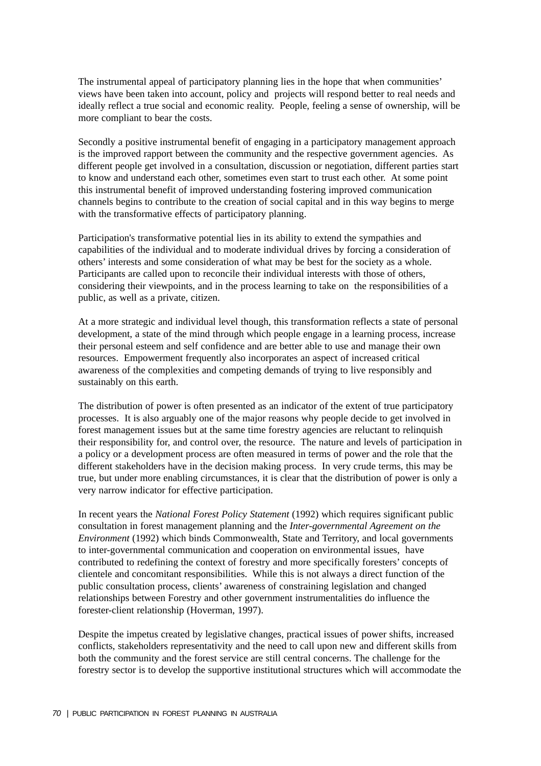The instrumental appeal of participatory planning lies in the hope that when communities' views have been taken into account, policy and projects will respond better to real needs and ideally reflect a true social and economic reality. People, feeling a sense of ownership, will be more compliant to bear the costs.

Secondly a positive instrumental benefit of engaging in a participatory management approach is the improved rapport between the community and the respective government agencies. As different people get involved in a consultation, discussion or negotiation, different parties start to know and understand each other, sometimes even start to trust each other. At some point this instrumental benefit of improved understanding fostering improved communication channels begins to contribute to the creation of social capital and in this way begins to merge with the transformative effects of participatory planning.

Participation's transformative potential lies in its ability to extend the sympathies and capabilities of the individual and to moderate individual drives by forcing a consideration of others' interests and some consideration of what may be best for the society as a whole. Participants are called upon to reconcile their individual interests with those of others, considering their viewpoints, and in the process learning to take on the responsibilities of a public, as well as a private, citizen.

At a more strategic and individual level though, this transformation reflects a state of personal development, a state of the mind through which people engage in a learning process, increase their personal esteem and self confidence and are better able to use and manage their own resources. Empowerment frequently also incorporates an aspect of increased critical awareness of the complexities and competing demands of trying to live responsibly and sustainably on this earth.

The distribution of power is often presented as an indicator of the extent of true participatory processes. It is also arguably one of the major reasons why people decide to get involved in forest management issues but at the same time forestry agencies are reluctant to relinquish their responsibility for, and control over, the resource. The nature and levels of participation in a policy or a development process are often measured in terms of power and the role that the different stakeholders have in the decision making process. In very crude terms, this may be true, but under more enabling circumstances, it is clear that the distribution of power is only a very narrow indicator for effective participation.

In recent years the *National Forest Policy Statement* (1992) which requires significant public consultation in forest management planning and the *Inter-governmental Agreement on the Environment* (1992) which binds Commonwealth, State and Territory, and local governments to inter-governmental communication and cooperation on environmental issues, have contributed to redefining the context of forestry and more specifically foresters' concepts of clientele and concomitant responsibilities. While this is not always a direct function of the public consultation process, clients' awareness of constraining legislation and changed relationships between Forestry and other government instrumentalities do influence the forester-client relationship (Hoverman, 1997).

Despite the impetus created by legislative changes, practical issues of power shifts, increased conflicts, stakeholders representativity and the need to call upon new and different skills from both the community and the forest service are still central concerns. The challenge for the forestry sector is to develop the supportive institutional structures which will accommodate the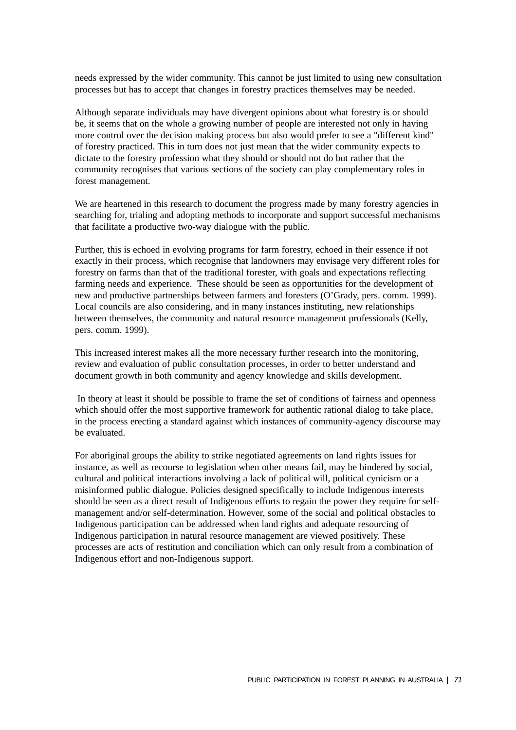needs expressed by the wider community. This cannot be just limited to using new consultation processes but has to accept that changes in forestry practices themselves may be needed.

Although separate individuals may have divergent opinions about what forestry is or should be, it seems that on the whole a growing number of people are interested not only in having more control over the decision making process but also would prefer to see a "different kind" of forestry practiced. This in turn does not just mean that the wider community expects to dictate to the forestry profession what they should or should not do but rather that the community recognises that various sections of the society can play complementary roles in forest management.

We are heartened in this research to document the progress made by many forestry agencies in searching for, trialing and adopting methods to incorporate and support successful mechanisms that facilitate a productive two-way dialogue with the public.

Further, this is echoed in evolving programs for farm forestry, echoed in their essence if not exactly in their process, which recognise that landowners may envisage very different roles for forestry on farms than that of the traditional forester, with goals and expectations reflecting farming needs and experience. These should be seen as opportunities for the development of new and productive partnerships between farmers and foresters (O'Grady, pers. comm. 1999). Local councils are also considering, and in many instances instituting, new relationships between themselves, the community and natural resource management professionals (Kelly, pers. comm. 1999).

This increased interest makes all the more necessary further research into the monitoring, review and evaluation of public consultation processes, in order to better understand and document growth in both community and agency knowledge and skills development.

In theory at least it should be possible to frame the set of conditions of fairness and openness which should offer the most supportive framework for authentic rational dialog to take place, in the process erecting a standard against which instances of community-agency discourse may be evaluated.

For aboriginal groups the ability to strike negotiated agreements on land rights issues for instance, as well as recourse to legislation when other means fail, may be hindered by social, cultural and political interactions involving a lack of political will, political cynicism or a misinformed public dialogue. Policies designed specifically to include Indigenous interests should be seen as a direct result of Indigenous efforts to regain the power they require for self-management and/or self-determination. However, some of the social and political obstacles to Indigenous participation can be addressed when land rights and adequate resourcing of Indigenous participation in natural resource management are viewed positively. These processes are acts of restitution and conciliation which can only result from a combination of Indigenous effort and non-Indigenous support.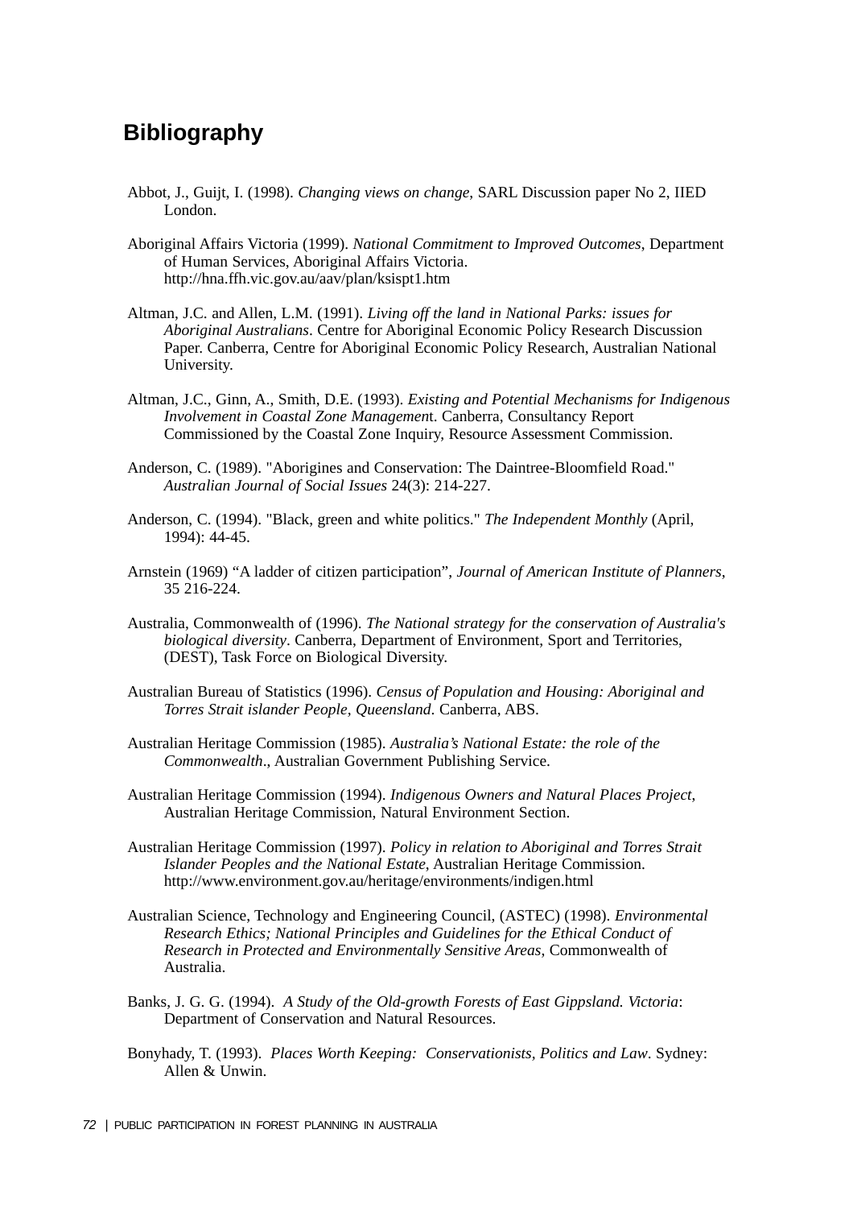## Bibliography

Abbot, J., Guijt, I. (1998). *Changing views on change*, SARL Discussion paper No 2, IIED London.

Aboriginal Affairs Victoria (1999). *National Commitment to Improved Outcomes*, Department of Human Services, Aboriginal Affairs Victoria. http://hna.ffh.vic.gov.au/aav/plan/ksispt1.htm

Altman, J.C. and Allen, L.M. (1991). *Living off the land in National Parks: issues for Aboriginal Australians*. Centre for Aboriginal Economic Policy Research Discussion Paper. Canberra, Centre for Aboriginal Economic Policy Research, Australian National University.

Altman, J.C., Ginn, A., Smith, D.E. (1993). *Existing and Potential Mechanisms for Indigenous Involvement in Coastal Zone Managemen*t. Canberra, Consultancy Report Commissioned by the Coastal Zone Inquiry, Resource Assessment Commission.

Anderson, C. (1989). "Aborigines and Conservation: The Daintree-Bloomfield Road." *Australian Journal of Social Issues* 24(3): 214-227.

Anderson, C. (1994). "Black, green and white politics." *The Independent Monthly* (April, 1994): 44-45.

Arnstein (1969) "A ladder of citizen participation", *Journal of American Institute of Planners*, 35 216-224.

Australia, Commonwealth of (1996). *The National strategy for the conservation of Australia's biological diversity*. Canberra, Department of Environment, Sport and Territories, (DEST), Task Force on Biological Diversity.

Australian Bureau of Statistics (1996). *Census of Population and Housing: Aboriginal and Torres Strait islander People, Queensland*. Canberra, ABS.

Australian Heritage Commission (1985). *Australia's National Estate: the role of the Commonwealth*., Australian Government Publishing Service.

Australian Heritage Commission (1994). *Indigenous Owners and Natural Places Project*, Australian Heritage Commission, Natural Environment Section.

Australian Heritage Commission (1997). *Policy in relation to Aboriginal and Torres Strait Islander Peoples and the National Estate*, Australian Heritage Commission. http://www.environment.gov.au/heritage/environments/indigen.html

Australian Science, Technology and Engineering Council, (ASTEC) (1998). *Environmental Research Ethics; National Principles and Guidelines for the Ethical Conduct of Research in Protected and Environmentally Sensitive Areas*, Commonwealth of Australia.

Banks, J. G. G. (1994). *A Study of the Old-growth Forests of East Gippsland. Victoria*: Department of Conservation and Natural Resources.

Bonyhady, T. (1993). *Places Worth Keeping: Conservationists, Politics and Law*. Sydney: Allen & Unwin.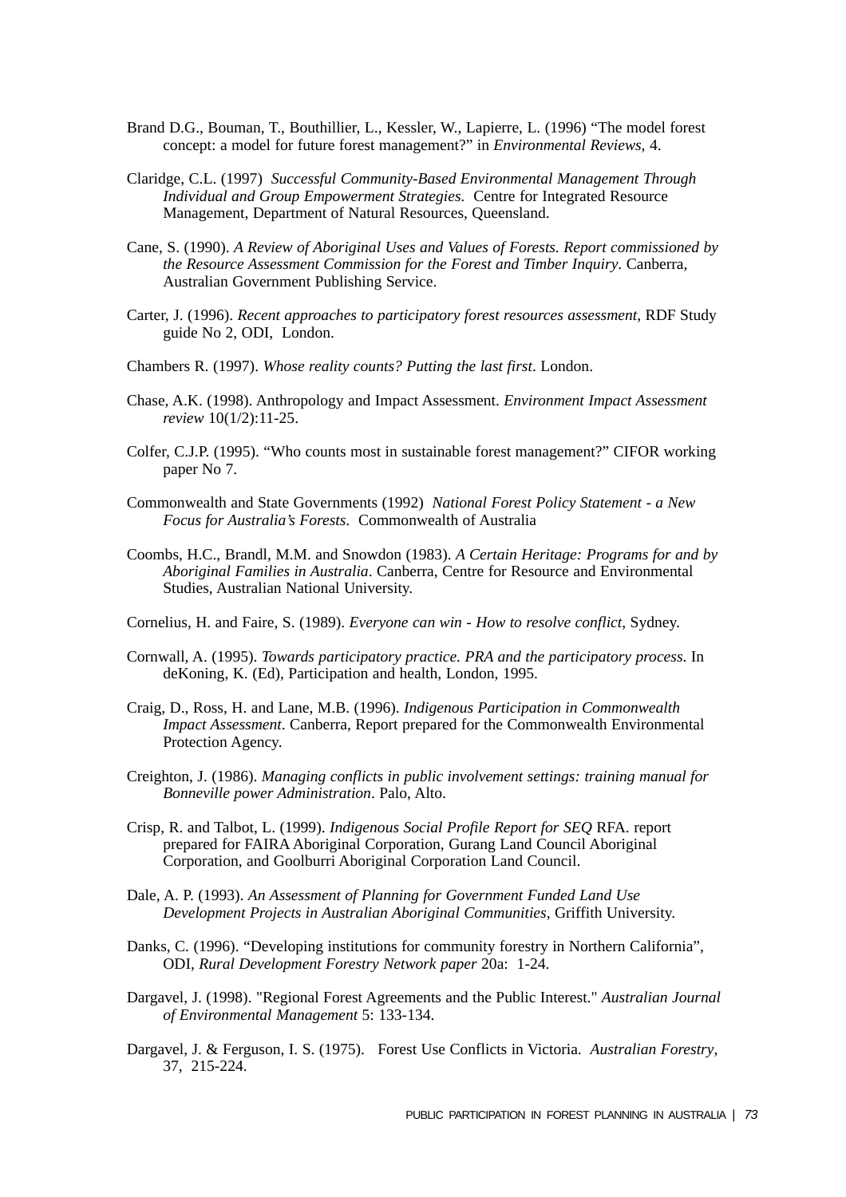Brand D.G., Bouman, T., Bouthillier, L., Kessler, W., Lapierre, L. (1996) “The model forest concept: a model for future forest management?” in *Environmental Reviews,* 4.

Claridge, C.L. (1997) *Successful Community-Based Environmental Management Through Individual and Group Empowerment Strategies.* Centre for Integrated Resource Management, Department of Natural Resources, Queensland.

Cane, S. (1990). *A Review of Aboriginal Uses and Values of Forests. Report commissioned by the Resource Assessment Commission for the Forest and Timber Inquiry*. Canberra, Australian Government Publishing Service.

Carter, J. (1996). *Recent approaches to participatory forest resources assessment*, RDF Study guide No 2, ODI, London.

Chambers R. (1997). *Whose reality counts? Putting the last first*. London.

Chase, A.K. (1998). Anthropology and Impact Assessment. *Environment Impact Assessment review* 10(1/2):11-25.

Colfer, C.J.P. (1995). “Who counts most in sustainable forest management?” CIFOR working paper No 7.

Commonwealth and State Governments (1992) *National Forest Policy Statement - a New Focus for Australia’s Forests*. Commonwealth of Australia

Coombs, H.C., Brandl, M.M. and Snowdon (1983). *A Certain Heritage: Programs for and by Aboriginal Families in Australia*. Canberra, Centre for Resource and Environmental Studies, Australian National University.

Cornelius, H. and Faire, S. (1989). *Everyone can win - How to resolve conflict*, Sydney.

Cornwall, A. (1995). *Towards participatory practice. PRA and the participatory process*. In deKoning, K. (Ed), Participation and health, London, 1995.

Craig, D., Ross, H. and Lane, M.B. (1996). *Indigenous Participation in Commonwealth Impact Assessment*. Canberra, Report prepared for the Commonwealth Environmental Protection Agency.

Creighton, J. (1986). *Managing conflicts in public involvement settings: training manual for Bonneville power Administration*. Palo, Alto.

Crisp, R. and Talbot, L. (1999). *Indigenous Social Profile Report for SEQ* RFA. report prepared for FAIRA Aboriginal Corporation, Gurang Land Council Aboriginal Corporation, and Goolburri Aboriginal Corporation Land Council.

Dale, A. P. (1993). *An Assessment of Planning for Government Funded Land Use Development Projects in Australian Aboriginal Communities*, Griffith University.

Danks, C. (1996). “Developing institutions for community forestry in Northern California”, ODI, *Rural Development Forestry Network paper* 20a: 1-24.

Dargavel, J. (1998). "Regional Forest Agreements and the Public Interest." *Australian Journal of Environmental Management* 5: 133-134.

Dargavel, J. & Ferguson, I. S. (1975). Forest Use Conflicts in Victoria. *Australian Forestry*, 37, 215-224.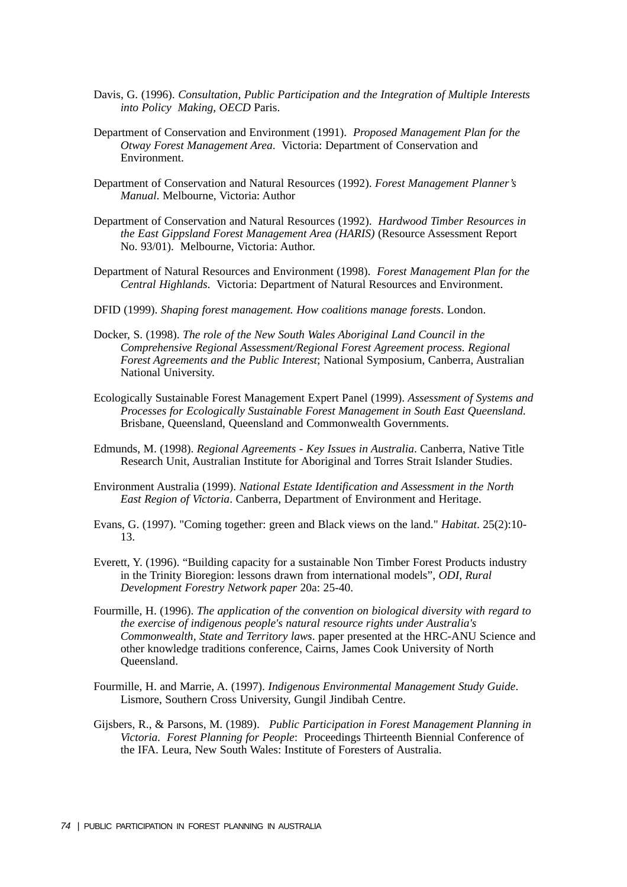Davis, G. (1996). *Consultation, Public Participation and the Integration of Multiple Interests into Policy Making, OECD* Paris.

Department of Conservation and Environment (1991). *Proposed Management Plan for the Otway Forest Management Area*. Victoria: Department of Conservation and Environment.

Department of Conservation and Natural Resources (1992). *Forest Management Planner's Manual*. Melbourne, Victoria: Author

Department of Conservation and Natural Resources (1992). *Hardwood Timber Resources in the East Gippsland Forest Management Area (HARIS)* (Resource Assessment Report No. 93/01). Melbourne, Victoria: Author.

Department of Natural Resources and Environment (1998). *Forest Management Plan for the Central Highlands*. Victoria: Department of Natural Resources and Environment.

DFID (1999). *Shaping forest management. How coalitions manage forests*. London.

Docker, S. (1998). *The role of the New South Wales Aboriginal Land Council in the Comprehensive Regional Assessment/Regional Forest Agreement process. Regional Forest Agreements and the Public Interest*; National Symposium, Canberra, Australian National University.

Ecologically Sustainable Forest Management Expert Panel (1999). *Assessment of Systems and Processes for Ecologically Sustainable Forest Management in South East Queensland*. Brisbane, Queensland, Queensland and Commonwealth Governments.

Edmunds, M. (1998). *Regional Agreements - Key Issues in Australia*. Canberra, Native Title Research Unit, Australian Institute for Aboriginal and Torres Strait Islander Studies.

Environment Australia (1999). *National Estate Identification and Assessment in the North East Region of Victoria*. Canberra, Department of Environment and Heritage.

Evans, G. (1997). "Coming together: green and Black views on the land." *Habitat*. 25(2):10-13.

Everett, Y. (1996). "Building capacity for a sustainable Non Timber Forest Products industry in the Trinity Bioregion: lessons drawn from international models", *ODI, Rural Development Forestry Network paper* 20a: 25-40.

Fourmille, H. (1996). *The application of the convention on biological diversity with regard to the exercise of indigenous people's natural resource rights under Australia's Commonwealth, State and Territory laws*. paper presented at the HRC-ANU Science and other knowledge traditions conference, Cairns, James Cook University of North Queensland.

Fourmille, H. and Marrie, A. (1997). *Indigenous Environmental Management Study Guide*. Lismore, Southern Cross University, Gungil Jindibah Centre.

Gijsbers, R., & Parsons, M. (1989). *Public Participation in Forest Management Planning in Victoria*. *Forest Planning for People*: Proceedings Thirteenth Biennial Conference of the IFA. Leura, New South Wales: Institute of Foresters of Australia.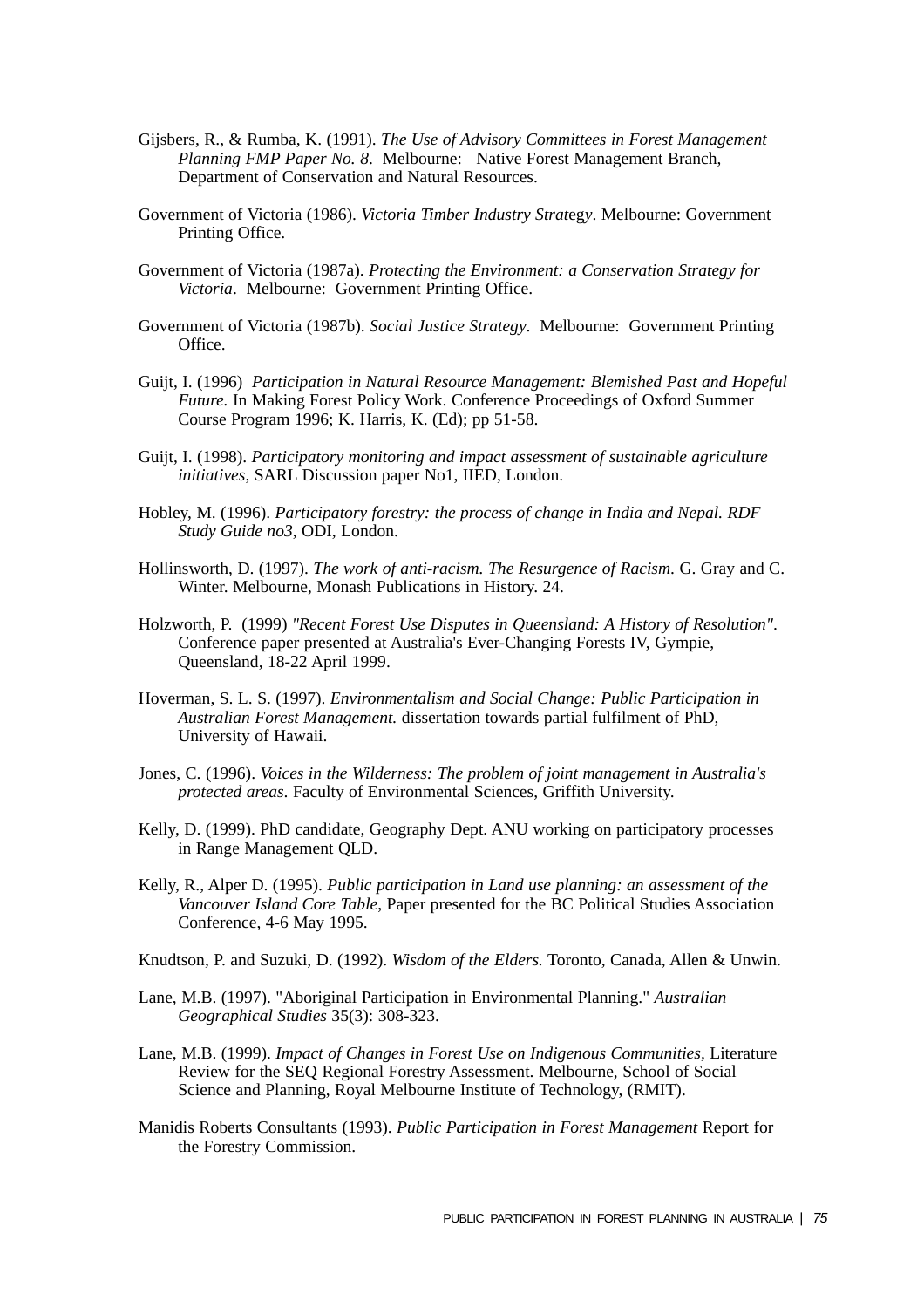Gijsbers, R., & Rumba, K. (1991). *The Use of Advisory Committees in Forest Management Planning FMP Paper No. 8*. Melbourne: Native Forest Management Branch, Department of Conservation and Natural Resources.

Government of Victoria (1986). *Victoria Timber Industry Strategy*. Melbourne: Government Printing Office.

Government of Victoria (1987a). *Protecting the Environment: a Conservation Strategy for Victoria*. Melbourne: Government Printing Office.

Government of Victoria (1987b). *Social Justice Strategy*. Melbourne: Government Printing Office.

Guijt, I. (1996) *Participation in Natural Resource Management: Blemished Past and Hopeful Future.* In Making Forest Policy Work. Conference Proceedings of Oxford Summer Course Program 1996; K. Harris, K. (Ed); pp 51-58.

Guijt, I. (1998). *Participatory monitoring and impact assessment of sustainable agriculture initiatives*, SARL Discussion paper No1, IIED, London.

Hobley, M. (1996). *Participatory forestry: the process of change in India and Nepal. RDF Study Guide no3*, ODI, London.

Hollinsworth, D. (1997). *The work of anti-racism. The Resurgence of Racism*. G. Gray and C. Winter. Melbourne, Monash Publications in History. 24.

Holzworth, P. (1999) *"Recent Forest Use Disputes in Queensland: A History of Resolution"*. Conference paper presented at Australia's Ever-Changing Forests IV, Gympie, Queensland, 18-22 April 1999.

Hoverman, S. L. S. (1997). *Environmentalism and Social Change: Public Participation in Australian Forest Management.* dissertation towards partial fulfilment of PhD, University of Hawaii.

Jones, C. (1996). *Voices in the Wilderness: The problem of joint management in Australia's protected areas*. Faculty of Environmental Sciences, Griffith University.

Kelly, D. (1999). PhD candidate, Geography Dept. ANU working on participatory processes in Range Management QLD.

Kelly, R., Alper D. (1995). *Public participation in Land use planning: an assessment of the Vancouver Island Core Table*, Paper presented for the BC Political Studies Association Conference, 4-6 May 1995.

Knudtson, P. and Suzuki, D. (1992). *Wisdom of the Elders.* Toronto, Canada, Allen & Unwin.

Lane, M.B. (1997). "Aboriginal Participation in Environmental Planning." *Australian Geographical Studies* 35(3): 308-323.

Lane, M.B. (1999). *Impact of Changes in Forest Use on Indigenous Communities,* Literature Review for the SEQ Regional Forestry Assessment. Melbourne, School of Social Science and Planning, Royal Melbourne Institute of Technology, (RMIT).

Manidis Roberts Consultants (1993). *Public Participation in Forest Management* Report for the Forestry Commission.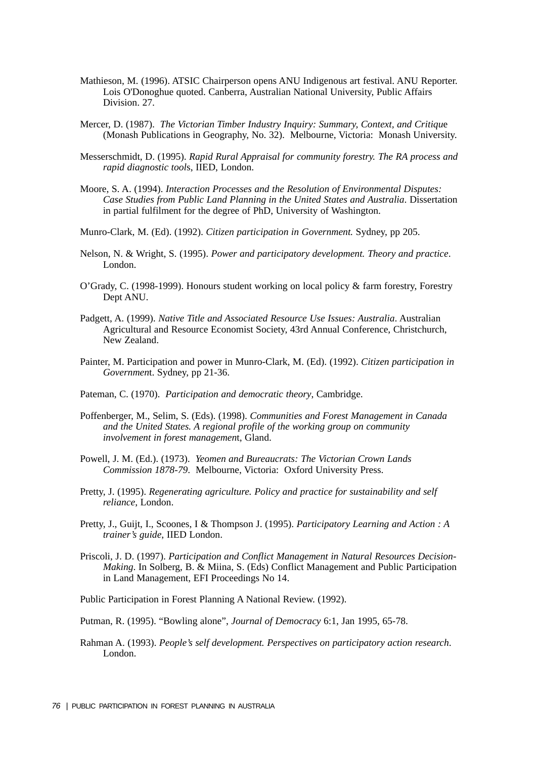Mathieson, M. (1996). ATSIC Chairperson opens ANU Indigenous art festival. ANU Reporter. Lois O'Donoghue quoted. Canberra, Australian National University, Public Affairs Division. 27.

Mercer, D. (1987). *The Victorian Timber Industry Inquiry: Summary, Context, and Critique* (Monash Publications in Geography, No. 32). Melbourne, Victoria: Monash University.

Messerschmidt, D. (1995). *Rapid Rural Appraisal for community forestry. The RA process and rapid diagnostic tools*, IIED, London.

Moore, S. A. (1994). *Interaction Processes and the Resolution of Environmental Disputes: Case Studies from Public Land Planning in the United States and Australia*. Dissertation in partial fulfilment for the degree of PhD, University of Washington.

Munro-Clark, M. (Ed). (1992). *Citizen participation in Government.* Sydney, pp 205.

Nelson, N. & Wright, S. (1995). *Power and participatory development. Theory and practice*. London.

O'Grady, C. (1998-1999). Honours student working on local policy & farm forestry, Forestry Dept ANU.

Padgett, A. (1999). *Native Title and Associated Resource Use Issues: Australia*. Australian Agricultural and Resource Economist Society, 43rd Annual Conference, Christchurch, New Zealand.

Painter, M. Participation and power in Munro-Clark, M. (Ed). (1992). *Citizen participation in Government*. Sydney, pp 21-36.

Pateman, C. (1970). *Participation and democratic theory*, Cambridge.

Poffenberger, M., Selim, S. (Eds). (1998). *Communities and Forest Management in Canada and the United States. A regional profile of the working group on community involvement in forest management*, Gland.

Powell, J. M. (Ed.). (1973). *Yeomen and Bureaucrats: The Victorian Crown Lands Commission 1878-79*. Melbourne, Victoria: Oxford University Press.

Pretty, J. (1995). *Regenerating agriculture. Policy and practice for sustainability and self reliance*, London.

Pretty, J., Guijt, I., Scoones, I & Thompson J. (1995). *Participatory Learning and Action : A trainer's guide*, IIED London.

Priscoli, J. D. (1997). *Participation and Conflict Management in Natural Resources Decision-Making*. In Solberg, B. & Miina, S. (Eds) Conflict Management and Public Participation in Land Management, EFI Proceedings No 14.

Public Participation in Forest Planning A National Review. (1992).

Putman, R. (1995). "Bowling alone", *Journal of Democracy* 6:1, Jan 1995, 65-78.

Rahman A. (1993). *People's self development. Perspectives on participatory action research*. London.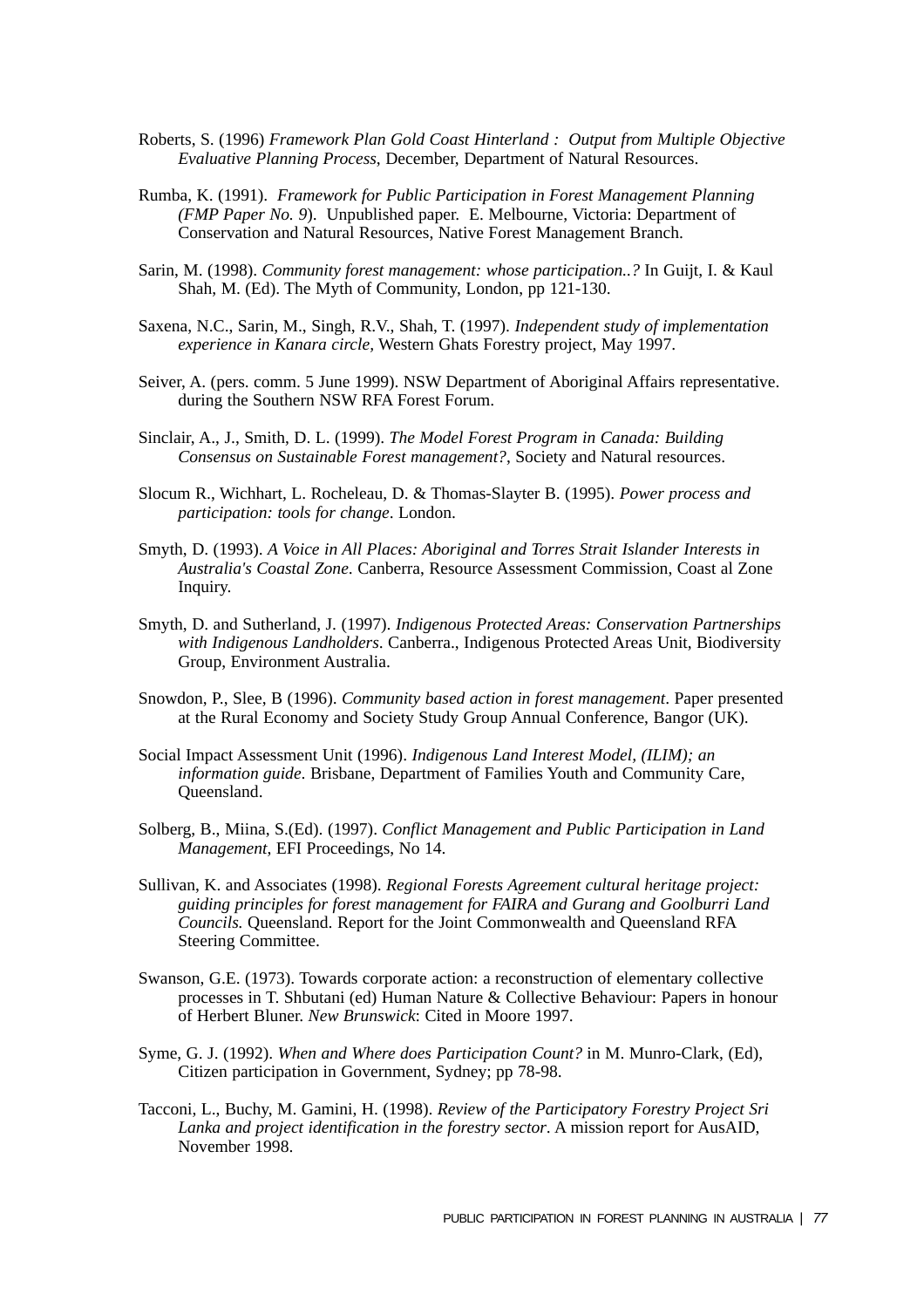Roberts, S. (1996) *Framework Plan Gold Coast Hinterland : Output from Multiple Objective Evaluative Planning Process*, December, Department of Natural Resources.

Rumba, K. (1991). *Framework for Public Participation in Forest Management Planning (FMP Paper No. 9*). Unpublished paper. E. Melbourne, Victoria: Department of Conservation and Natural Resources, Native Forest Management Branch.

Sarin, M. (1998). *Community forest management: whose participation..?* In Guijt, I. & Kaul Shah, M. (Ed). The Myth of Community, London, pp 121-130.

Saxena, N.C., Sarin, M., Singh, R.V., Shah, T. (1997). *Independent study of implementation experience in Kanara circle,* Western Ghats Forestry project, May 1997.

Seiver, A. (pers. comm. 5 June 1999). NSW Department of Aboriginal Affairs representative. during the Southern NSW RFA Forest Forum.

Sinclair, A., J., Smith, D. L. (1999). *The Model Forest Program in Canada: Building Consensus on Sustainable Forest management?*, Society and Natural resources.

Slocum R., Wichhart, L. Rocheleau, D. & Thomas-Slayter B. (1995). *Power process and participation: tools for change*. London.

Smyth, D. (1993). *A Voice in All Places: Aboriginal and Torres Strait Islander Interests in Australia's Coastal Zone*. Canberra, Resource Assessment Commission, Coast al Zone Inquiry.

Smyth, D. and Sutherland, J. (1997). *Indigenous Protected Areas: Conservation Partnerships with Indigenous Landholders*. Canberra., Indigenous Protected Areas Unit, Biodiversity Group, Environment Australia.

Snowdon, P., Slee, B (1996). *Community based action in forest management*. Paper presented at the Rural Economy and Society Study Group Annual Conference, Bangor (UK).

Social Impact Assessment Unit (1996). *Indigenous Land Interest Model, (ILIM); an information guide*. Brisbane, Department of Families Youth and Community Care, Queensland.

Solberg, B., Miina, S.(Ed). (1997). *Conflict Management and Public Participation in Land Management*, EFI Proceedings, No 14.

Sullivan, K. and Associates (1998). *Regional Forests Agreement cultural heritage project: guiding principles for forest management for FAIRA and Gurang and Goolburri Land Councils.* Queensland. Report for the Joint Commonwealth and Queensland RFA Steering Committee.

Swanson, G.E. (1973). Towards corporate action: a reconstruction of elementary collective processes in T. Shbutani (ed) Human Nature & Collective Behaviour: Papers in honour of Herbert Bluner. *New Brunswick*: Cited in Moore 1997.

Syme, G. J. (1992). *When and Where does Participation Count?* in M. Munro-Clark, (Ed), Citizen participation in Government, Sydney; pp 78-98.

Tacconi, L., Buchy, M. Gamini, H. (1998). *Review of the Participatory Forestry Project Sri Lanka and project identification in the forestry sector*. A mission report for AusAID, November 1998.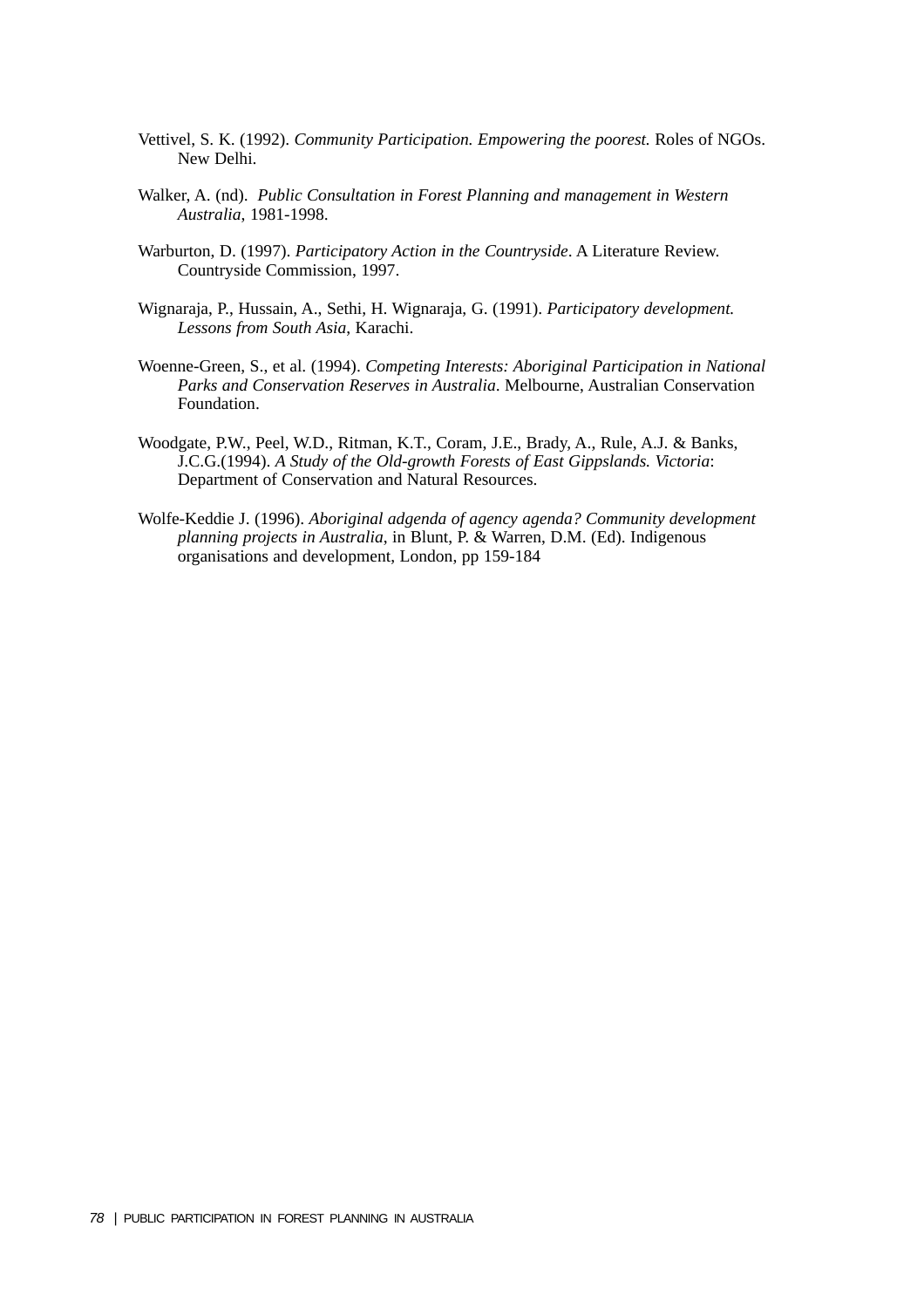Vettivel, S. K. (1992). *Community Participation. Empowering the poorest.* Roles of NGOs. New Delhi.

Walker, A. (nd). *Public Consultation in Forest Planning and management in Western Australia*, 1981-1998.

Warburton, D. (1997). *Participatory Action in the Countryside*. A Literature Review. Countryside Commission, 1997.

Wignaraja, P., Hussain, A., Sethi, H. Wignaraja, G. (1991). *Participatory development. Lessons from South Asia*, Karachi.

Woenne-Green, S., et al. (1994). *Competing Interests: Aboriginal Participation in National Parks and Conservation Reserves in Australia*. Melbourne, Australian Conservation Foundation.

Woodgate, P.W., Peel, W.D., Ritman, K.T., Coram, J.E., Brady, A., Rule, A.J. & Banks, J.C.G.(1994). *A Study of the Old-growth Forests of East Gippslands. Victoria*: Department of Conservation and Natural Resources.

Wolfe-Keddie J. (1996). *Aboriginal adgenda of agency agenda? Community development planning projects in Australia*, in Blunt, P. & Warren, D.M. (Ed). Indigenous organisations and development, London, pp 159-184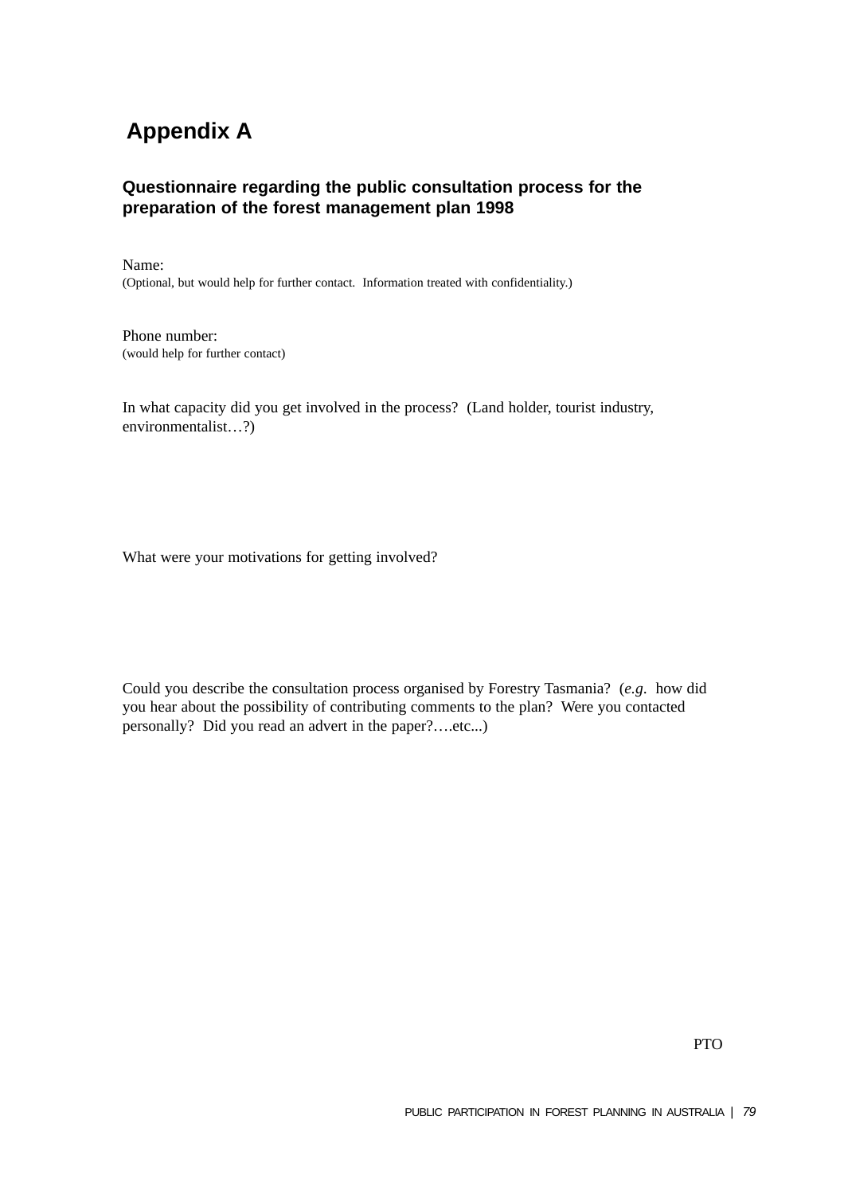# Appendix A

### Questionnaire regarding the public consultation process for the preparation of the forest management plan 1998

Name:
(Optional, but would help for further contact. Information treated with confidentiality.)

Phone number:
(would help for further contact)

In what capacity did you get involved in the process? (Land holder, tourist industry, environmentalist…?)

What were your motivations for getting involved?

Could you describe the consultation process organised by Forestry Tasmania? (*e.g*. how did you hear about the possibility of contributing comments to the plan? Were you contacted personally? Did you read an advert in the paper?….etc...)

PTO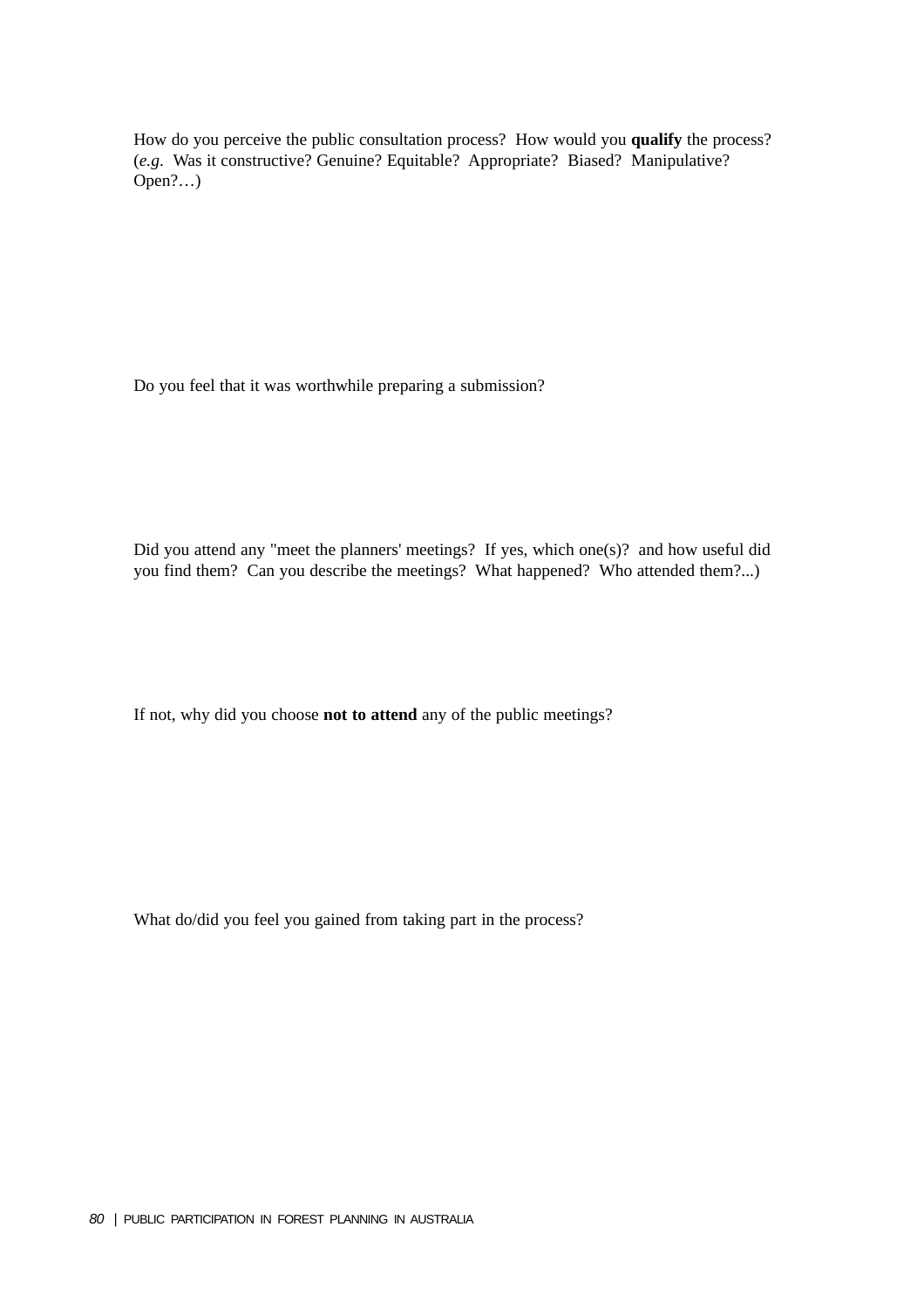How do you perceive the public consultation process?  How would you **qualify** the process? (*e.g.*  Was it constructive? Genuine? Equitable?  Appropriate?  Biased?  Manipulative? Open?…)

Do you feel that it was worthwhile preparing a submission?

Did you attend any "meet the planners' meetings?  If yes, which one(s)?  and how useful did you find them?  Can you describe the meetings?  What happened?  Who attended them?...)

If not, why did you choose **not to attend** any of the public meetings?

What do/did you feel you gained from taking part in the process?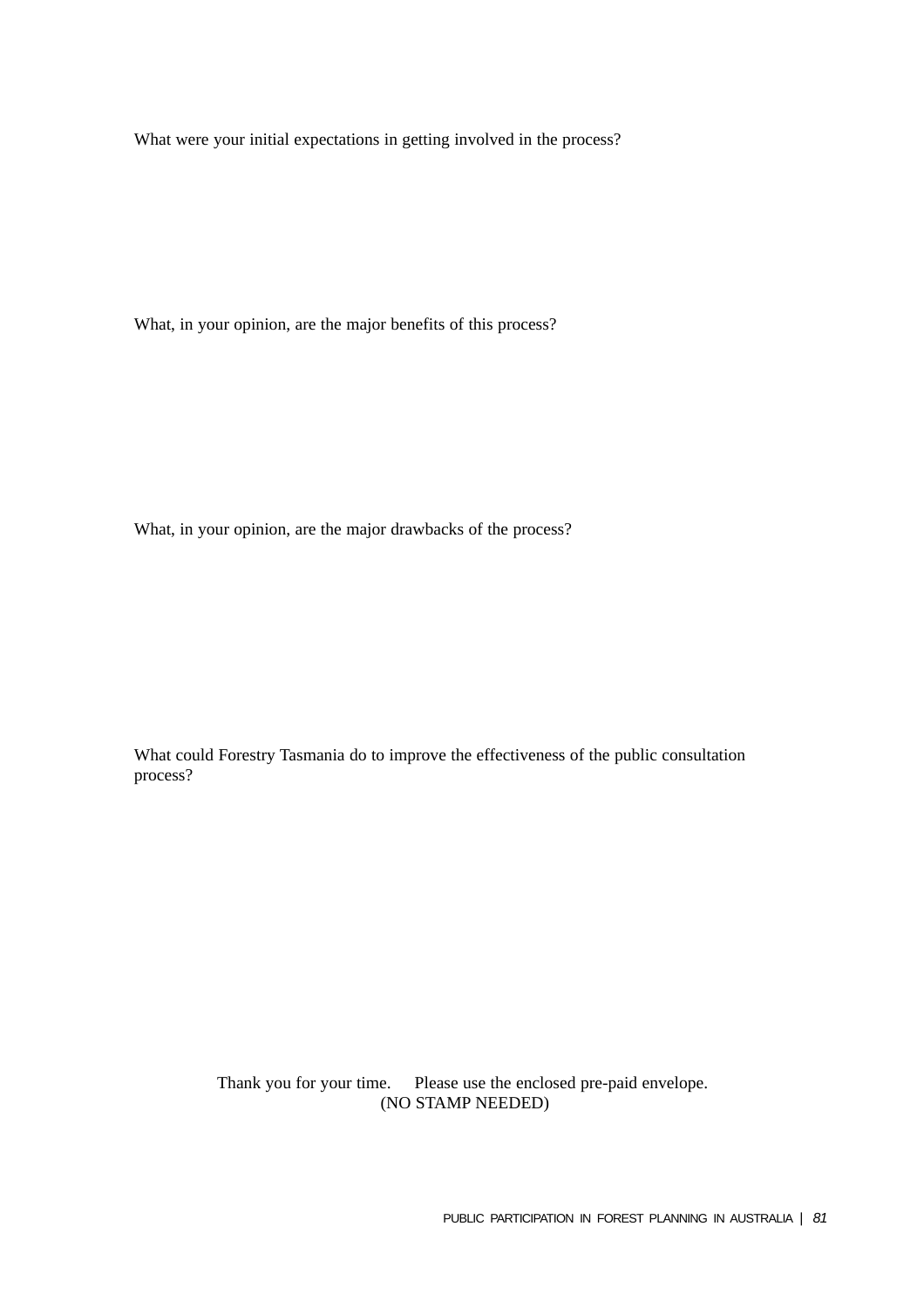What were your initial expectations in getting involved in the process?

What, in your opinion, are the major benefits of this process?

What, in your opinion, are the major drawbacks of the process?

What could Forestry Tasmania do to improve the effectiveness of the public consultation process?

Thank you for your time. Please use the enclosed pre-paid envelope.
(NO STAMP NEEDED)